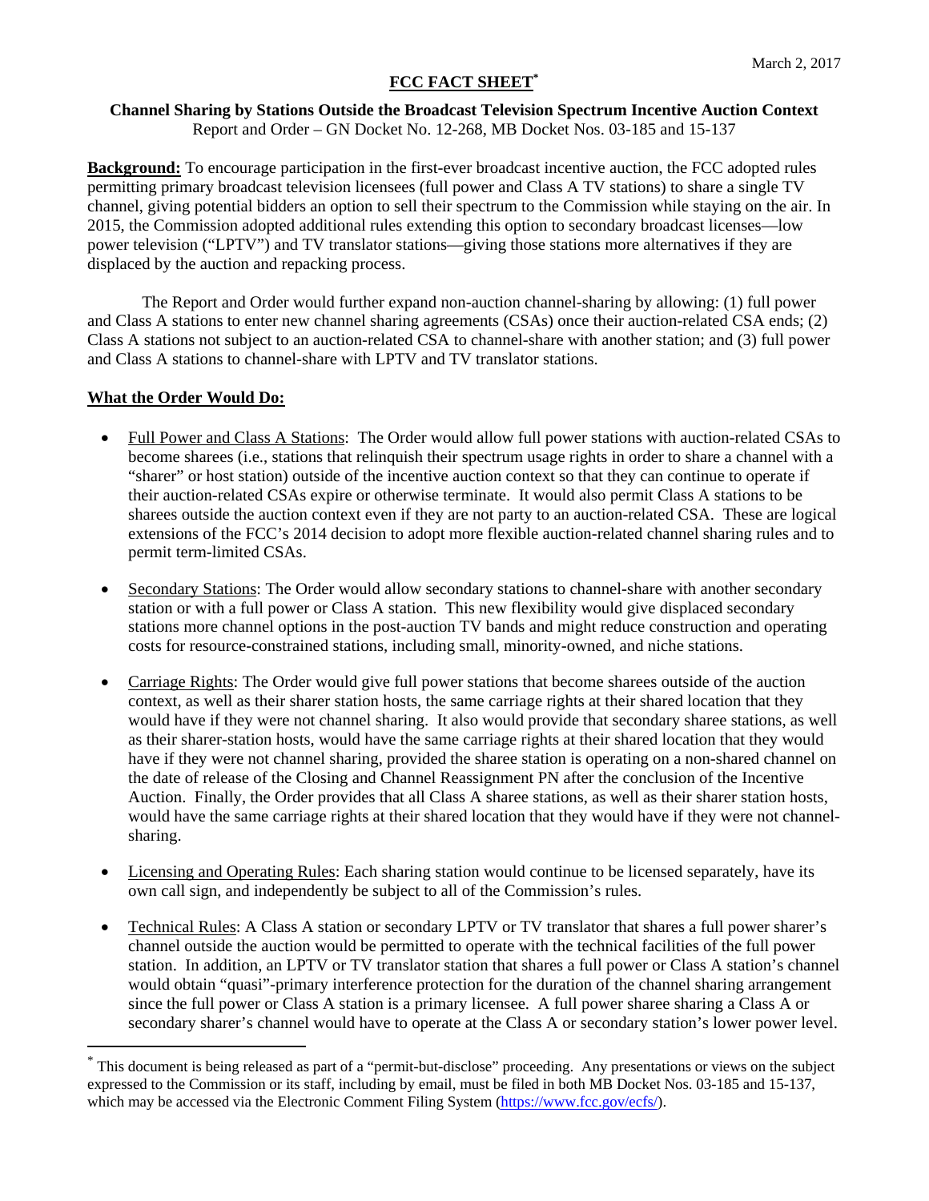March 2, 2017

# FCC FACT SHEET*

**Channel Sharing by Stations Outside the Broadcast Television Spectrum Incentive Auction Context**
Report and Order – GN Docket No. 12-268, MB Docket Nos. 03-185 and 15-137

**Background:** To encourage participation in the first-ever broadcast incentive auction, the FCC adopted rules permitting primary broadcast television licensees (full power and Class A TV stations) to share a single TV channel, giving potential bidders an option to sell their spectrum to the Commission while staying on the air. In 2015, the Commission adopted additional rules extending this option to secondary broadcast licenses—low power television ("LPTV") and TV translator stations—giving those stations more alternatives if they are displaced by the auction and repacking process.

The Report and Order would further expand non-auction channel-sharing by allowing: (1) full power and Class A stations to enter new channel sharing agreements (CSAs) once their auction-related CSA ends; (2) Class A stations not subject to an auction-related CSA to channel-share with another station; and (3) full power and Class A stations to channel-share with LPTV and TV translator stations.

## What the Order Would Do:

- Full Power and Class A Stations: The Order would allow full power stations with auction-related CSAs to become sharees (i.e., stations that relinquish their spectrum usage rights in order to share a channel with a "sharer" or host station) outside of the incentive auction context so that they can continue to operate if their auction-related CSAs expire or otherwise terminate. It would also permit Class A stations to be sharees outside the auction context even if they are not party to an auction-related CSA. These are logical extensions of the FCC's 2014 decision to adopt more flexible auction-related channel sharing rules and to permit term-limited CSAs.

- Secondary Stations: The Order would allow secondary stations to channel-share with another secondary station or with a full power or Class A station. This new flexibility would give displaced secondary stations more channel options in the post-auction TV bands and might reduce construction and operating costs for resource-constrained stations, including small, minority-owned, and niche stations.

- Carriage Rights: The Order would give full power stations that become sharees outside of the auction context, as well as their sharer station hosts, the same carriage rights at their shared location that they would have if they were not channel sharing. It also would provide that secondary sharee stations, as well as their sharer-station hosts, would have the same carriage rights at their shared location that they would have if they were not channel sharing, provided the sharee station is operating on a non-shared channel on the date of release of the Closing and Channel Reassignment PN after the conclusion of the Incentive Auction. Finally, the Order provides that all Class A sharee stations, as well as their sharer station hosts, would have the same carriage rights at their shared location that they would have if they were not channel-sharing.

- Licensing and Operating Rules: Each sharing station would continue to be licensed separately, have its own call sign, and independently be subject to all of the Commission's rules.

- Technical Rules: A Class A station or secondary LPTV or TV translator that shares a full power sharer's channel outside the auction would be permitted to operate with the technical facilities of the full power station. In addition, an LPTV or TV translator station that shares a full power or Class A station's channel would obtain "quasi"-primary interference protection for the duration of the channel sharing arrangement since the full power or Class A station is a primary licensee. A full power sharee sharing a Class A or secondary sharer's channel would have to operate at the Class A or secondary station's lower power level.

---

* This document is being released as part of a "permit-but-disclose" proceeding. Any presentations or views on the subject expressed to the Commission or its staff, including by email, must be filed in both MB Docket Nos. 03-185 and 15-137, which may be accessed via the Electronic Comment Filing System (https://www.fcc.gov/ecfs/).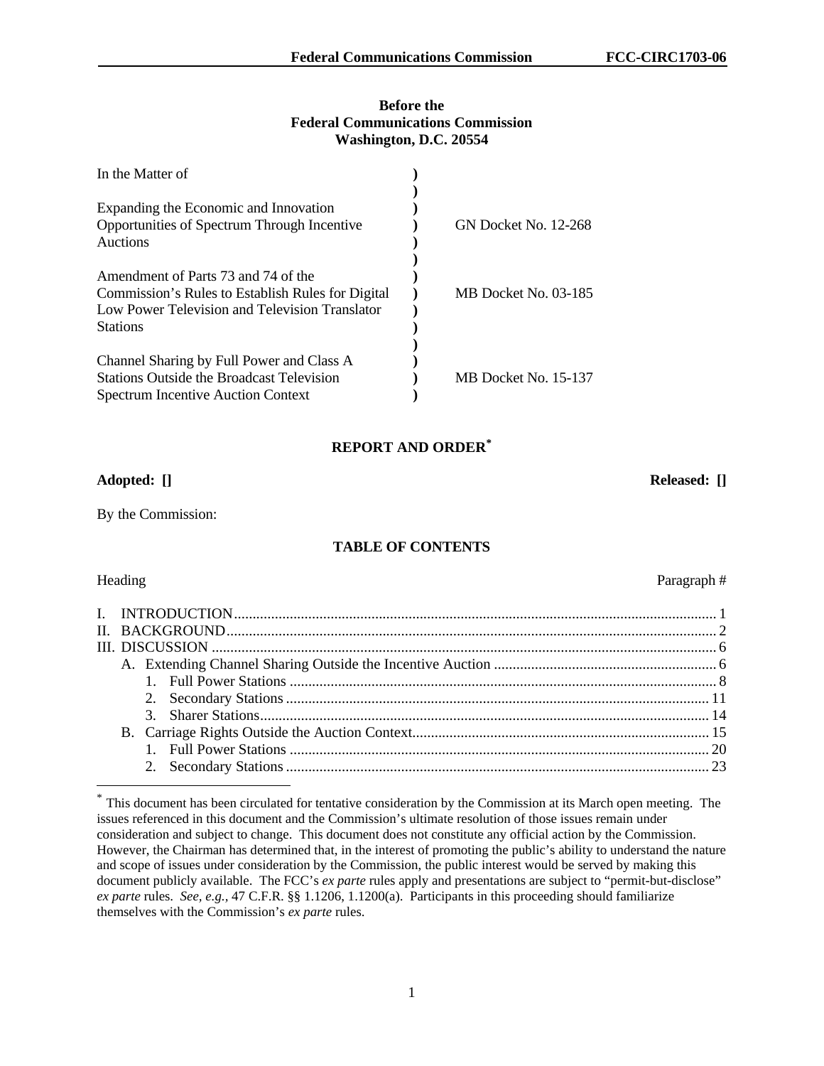**Before the**
**Federal Communications Commission**
**Washington, D.C. 20554**

| | | |
|---|---|---|
| In the Matter of | ) | |
| | ) | |
| Expanding the Economic and Innovation Opportunities of Spectrum Through Incentive Auctions | ) | GN Docket No. 12-268 |
| | ) | |
| Amendment of Parts 73 and 74 of the Commission's Rules to Establish Rules for Digital Low Power Television and Television Translator Stations | ) | MB Docket No. 03-185 |
| | ) | |
| Channel Sharing by Full Power and Class A Stations Outside the Broadcast Television Spectrum Incentive Auction Context | ) | MB Docket No. 15-137 |

## REPORT AND ORDER[*]

**Adopted: []** **Released: []**

By the Commission:

### TABLE OF CONTENTS

| Heading | Paragraph # |
|---|---|
| I. INTRODUCTION | 1 |
| II. BACKGROUND | 2 |
| III. DISCUSSION | 6 |
| A. Extending Channel Sharing Outside the Incentive Auction | 6 |
| 1. Full Power Stations | 8 |
| 2. Secondary Stations | 11 |
| 3. Sharer Stations | 14 |
| B. Carriage Rights Outside the Auction Context | 15 |
| 1. Full Power Stations | 20 |
| 2. Secondary Stations | 23 |

[*] This document has been circulated for tentative consideration by the Commission at its March open meeting. The issues referenced in this document and the Commission's ultimate resolution of those issues remain under consideration and subject to change. This document does not constitute any official action by the Commission. However, the Chairman has determined that, in the interest of promoting the public's ability to understand the nature and scope of issues under consideration by the Commission, the public interest would be served by making this document publicly available. The FCC's *ex parte* rules apply and presentations are subject to "permit-but-disclose" *ex parte* rules. *See, e.g.,* 47 C.F.R. §§ 1.1206, 1.1200(a). Participants in this proceeding should familiarize themselves with the Commission's *ex parte* rules.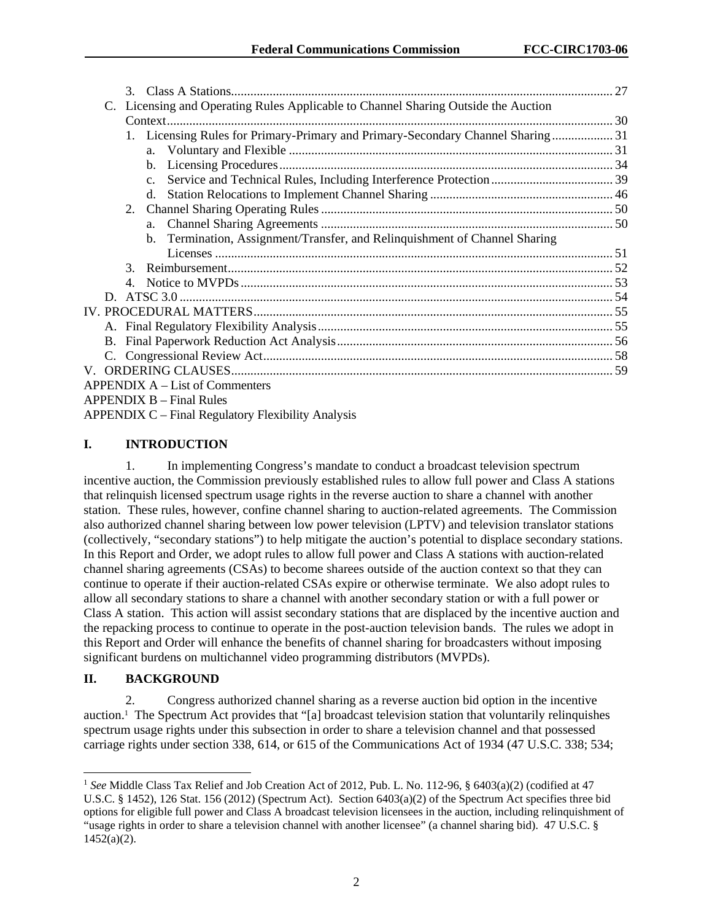3. Class A Stations ... 27

C. Licensing and Operating Rules Applicable to Channel Sharing Outside the Auction Context ... 30

1. Licensing Rules for Primary-Primary and Primary-Secondary Channel Sharing ... 31
   a. Voluntary and Flexible ... 31
   b. Licensing Procedures ... 34
   c. Service and Technical Rules, Including Interference Protection ... 39
   d. Station Relocations to Implement Channel Sharing ... 46
2. Channel Sharing Operating Rules ... 50
   a. Channel Sharing Agreements ... 50
   b. Termination, Assignment/Transfer, and Relinquishment of Channel Sharing Licenses ... 51
3. Reimbursement ... 52
4. Notice to MVPDs ... 53

D. ATSC 3.0 ... 54

IV. PROCEDURAL MATTERS ... 55

A. Final Regulatory Flexibility Analysis ... 55
B. Final Paperwork Reduction Act Analysis ... 56
C. Congressional Review Act ... 58

V. ORDERING CLAUSES ... 59

APPENDIX A – List of Commenters

APPENDIX B – Final Rules

APPENDIX C – Final Regulatory Flexibility Analysis

# I. INTRODUCTION

1. In implementing Congress's mandate to conduct a broadcast television spectrum incentive auction, the Commission previously established rules to allow full power and Class A stations that relinquish licensed spectrum usage rights in the reverse auction to share a channel with another station. These rules, however, confine channel sharing to auction-related agreements. The Commission also authorized channel sharing between low power television (LPTV) and television translator stations (collectively, "secondary stations") to help mitigate the auction's potential to displace secondary stations. In this Report and Order, we adopt rules to allow full power and Class A stations with auction-related channel sharing agreements (CSAs) to become sharees outside of the auction context so that they can continue to operate if their auction-related CSAs expire or otherwise terminate. We also adopt rules to allow all secondary stations to share a channel with another secondary station or with a full power or Class A station. This action will assist secondary stations that are displaced by the incentive auction and the repacking process to continue to operate in the post-auction television bands. The rules we adopt in this Report and Order will enhance the benefits of channel sharing for broadcasters without imposing significant burdens on multichannel video programming distributors (MVPDs).

# II. BACKGROUND

2. Congress authorized channel sharing as a reverse auction bid option in the incentive auction.[1] The Spectrum Act provides that "[a] broadcast television station that voluntarily relinquishes spectrum usage rights under this subsection in order to share a television channel and that possessed carriage rights under section 338, 614, or 615 of the Communications Act of 1934 (47 U.S.C. 338; 534;

---

[1] *See* Middle Class Tax Relief and Job Creation Act of 2012, Pub. L. No. 112-96, § 6403(a)(2) (codified at 47 U.S.C. § 1452), 126 Stat. 156 (2012) (Spectrum Act). Section 6403(a)(2) of the Spectrum Act specifies three bid options for eligible full power and Class A broadcast television licensees in the auction, including relinquishment of "usage rights in order to share a television channel with another licensee" (a channel sharing bid). 47 U.S.C. § 1452(a)(2).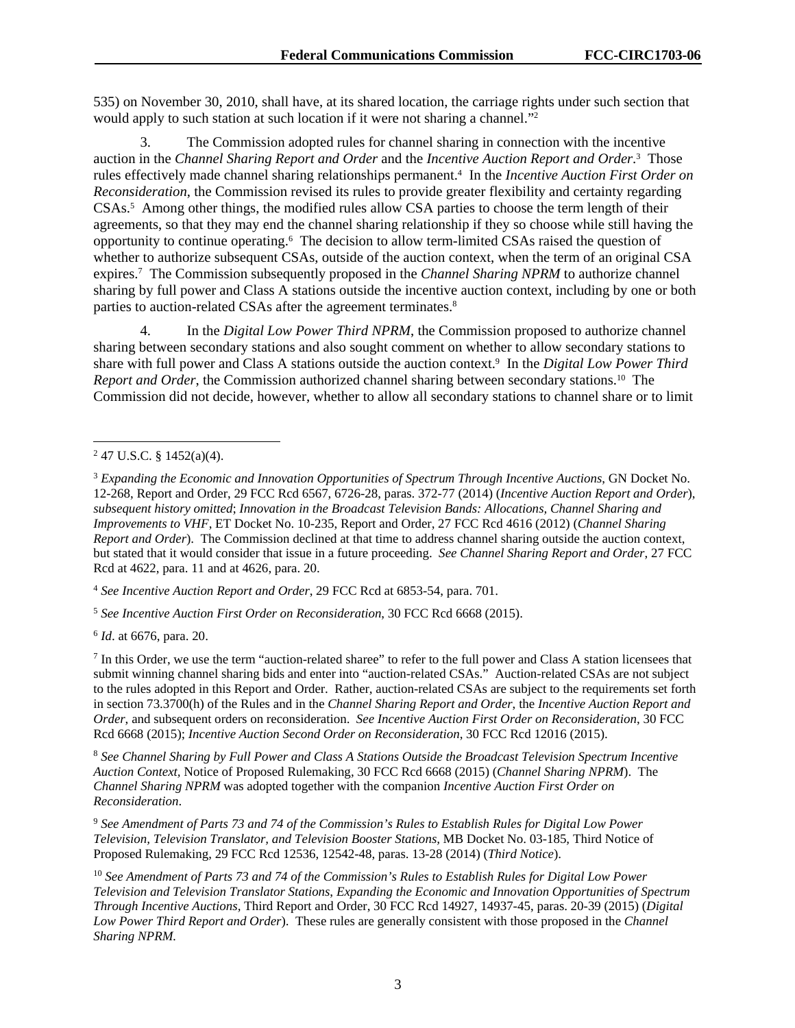535) on November 30, 2010, shall have, at its shared location, the carriage rights under such section that would apply to such station at such location if it were not sharing a channel."[2]

3. The Commission adopted rules for channel sharing in connection with the incentive auction in the *Channel Sharing Report and Order* and the *Incentive Auction Report and Order*.[3] Those rules effectively made channel sharing relationships permanent.[4] In the *Incentive Auction First Order on Reconsideration*, the Commission revised its rules to provide greater flexibility and certainty regarding CSAs.[5] Among other things, the modified rules allow CSA parties to choose the term length of their agreements, so that they may end the channel sharing relationship if they so choose while still having the opportunity to continue operating.[6] The decision to allow term-limited CSAs raised the question of whether to authorize subsequent CSAs, outside of the auction context, when the term of an original CSA expires.[7] The Commission subsequently proposed in the *Channel Sharing NPRM* to authorize channel sharing by full power and Class A stations outside the incentive auction context, including by one or both parties to auction-related CSAs after the agreement terminates.[8]

4. In the *Digital Low Power Third NPRM*, the Commission proposed to authorize channel sharing between secondary stations and also sought comment on whether to allow secondary stations to share with full power and Class A stations outside the auction context.[9] In the *Digital Low Power Third Report and Order*, the Commission authorized channel sharing between secondary stations.[10] The Commission did not decide, however, whether to allow all secondary stations to channel share or to limit

---

[2] 47 U.S.C. § 1452(a)(4).

[3] *Expanding the Economic and Innovation Opportunities of Spectrum Through Incentive Auctions*, GN Docket No. 12-268, Report and Order, 29 FCC Rcd 6567, 6726-28, paras. 372-77 (2014) (*Incentive Auction Report and Order*), *subsequent history omitted*; *Innovation in the Broadcast Television Bands: Allocations, Channel Sharing and Improvements to VHF*, ET Docket No. 10-235, Report and Order, 27 FCC Rcd 4616 (2012) (*Channel Sharing Report and Order*). The Commission declined at that time to address channel sharing outside the auction context, but stated that it would consider that issue in a future proceeding. *See Channel Sharing Report and Order*, 27 FCC Rcd at 4622, para. 11 and at 4626, para. 20.

[4] *See Incentive Auction Report and Order*, 29 FCC Rcd at 6853-54, para. 701.

[5] *See Incentive Auction First Order on Reconsideration*, 30 FCC Rcd 6668 (2015).

[6] *Id*. at 6676, para. 20.

[7] In this Order, we use the term "auction-related sharee" to refer to the full power and Class A station licensees that submit winning channel sharing bids and enter into "auction-related CSAs." Auction-related CSAs are not subject to the rules adopted in this Report and Order. Rather, auction-related CSAs are subject to the requirements set forth in section 73.3700(h) of the Rules and in the *Channel Sharing Report and Order*, the *Incentive Auction Report and Order*, and subsequent orders on reconsideration. *See Incentive Auction First Order on Reconsideration*, 30 FCC Rcd 6668 (2015); *Incentive Auction Second Order on Reconsideration*, 30 FCC Rcd 12016 (2015).

[8] *See Channel Sharing by Full Power and Class A Stations Outside the Broadcast Television Spectrum Incentive Auction Context*, Notice of Proposed Rulemaking, 30 FCC Rcd 6668 (2015) (*Channel Sharing NPRM*). The *Channel Sharing NPRM* was adopted together with the companion *Incentive Auction First Order on Reconsideration*.

[9] *See Amendment of Parts 73 and 74 of the Commission's Rules to Establish Rules for Digital Low Power Television, Television Translator, and Television Booster Stations*, MB Docket No. 03-185, Third Notice of Proposed Rulemaking, 29 FCC Rcd 12536, 12542-48, paras. 13-28 (2014) (*Third Notice*).

[10] *See Amendment of Parts 73 and 74 of the Commission's Rules to Establish Rules for Digital Low Power Television and Television Translator Stations, Expanding the Economic and Innovation Opportunities of Spectrum Through Incentive Auctions*, Third Report and Order, 30 FCC Rcd 14927, 14937-45, paras. 20-39 (2015) (*Digital Low Power Third Report and Order*). These rules are generally consistent with those proposed in the *Channel Sharing NPRM*.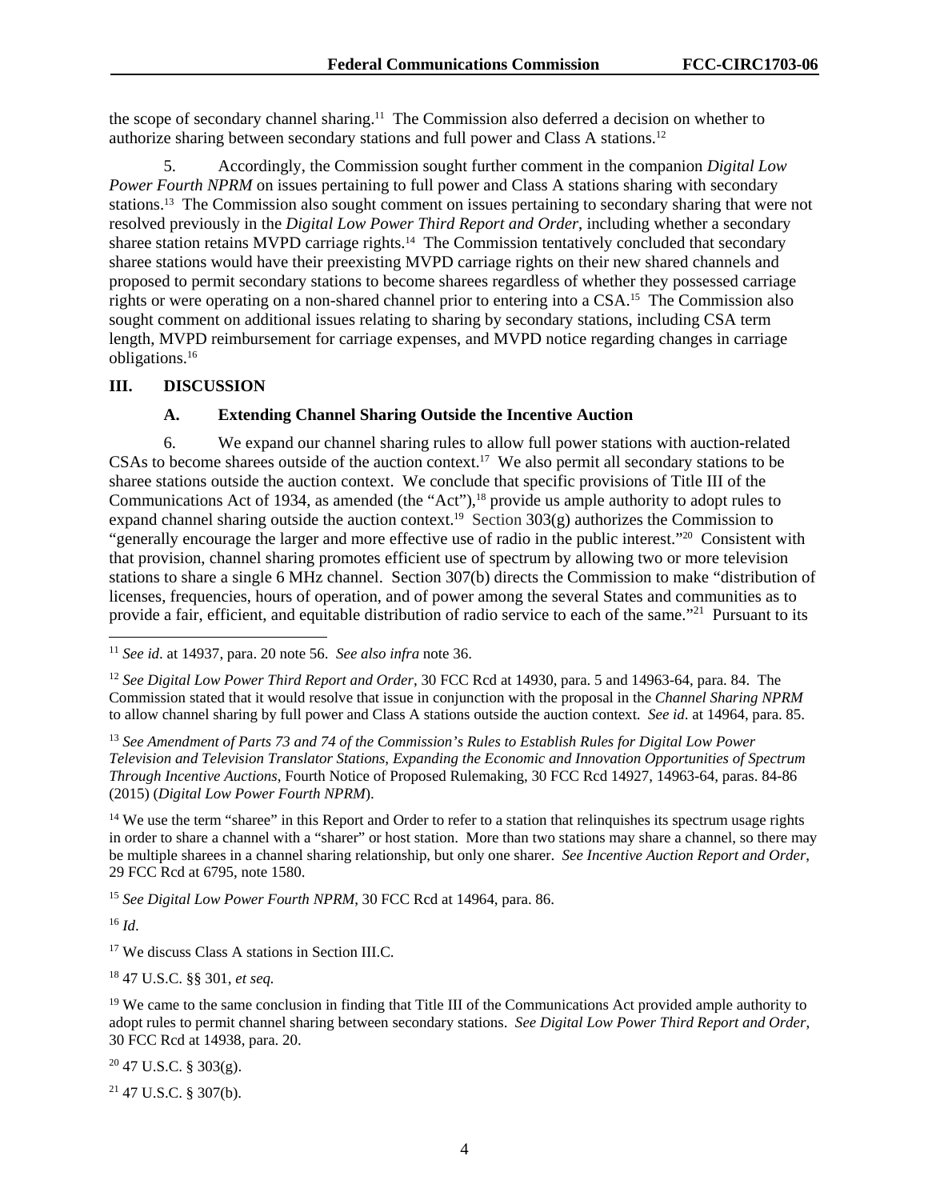the scope of secondary channel sharing.[11] The Commission also deferred a decision on whether to authorize sharing between secondary stations and full power and Class A stations.[12]

5. Accordingly, the Commission sought further comment in the companion *Digital Low Power Fourth NPRM* on issues pertaining to full power and Class A stations sharing with secondary stations.[13] The Commission also sought comment on issues pertaining to secondary sharing that were not resolved previously in the *Digital Low Power Third Report and Order*, including whether a secondary sharee station retains MVPD carriage rights.[14] The Commission tentatively concluded that secondary sharee stations would have their preexisting MVPD carriage rights on their new shared channels and proposed to permit secondary stations to become sharees regardless of whether they possessed carriage rights or were operating on a non-shared channel prior to entering into a CSA.[15] The Commission also sought comment on additional issues relating to sharing by secondary stations, including CSA term length, MVPD reimbursement for carriage expenses, and MVPD notice regarding changes in carriage obligations.[16]

## III. DISCUSSION

### A. Extending Channel Sharing Outside the Incentive Auction

6. We expand our channel sharing rules to allow full power stations with auction-related CSAs to become sharees outside of the auction context.[17] We also permit all secondary stations to be sharee stations outside the auction context. We conclude that specific provisions of Title III of the Communications Act of 1934, as amended (the "Act"),[18] provide us ample authority to adopt rules to expand channel sharing outside the auction context.[19] Section 303(g) authorizes the Commission to "generally encourage the larger and more effective use of radio in the public interest."[20] Consistent with that provision, channel sharing promotes efficient use of spectrum by allowing two or more television stations to share a single 6 MHz channel. Section 307(b) directs the Commission to make "distribution of licenses, frequencies, hours of operation, and of power among the several States and communities as to provide a fair, efficient, and equitable distribution of radio service to each of the same."[21] Pursuant to its

---

[11] *See id*. at 14937, para. 20 note 56. *See also infra* note 36.

[12] *See Digital Low Power Third Report and Order*, 30 FCC Rcd at 14930, para. 5 and 14963-64, para. 84. The Commission stated that it would resolve that issue in conjunction with the proposal in the *Channel Sharing NPRM* to allow channel sharing by full power and Class A stations outside the auction context. *See id*. at 14964, para. 85.

[13] *See Amendment of Parts 73 and 74 of the Commission's Rules to Establish Rules for Digital Low Power Television and Television Translator Stations, Expanding the Economic and Innovation Opportunities of Spectrum Through Incentive Auctions*, Fourth Notice of Proposed Rulemaking, 30 FCC Rcd 14927, 14963-64, paras. 84-86 (2015) (*Digital Low Power Fourth NPRM*).

[14] We use the term "sharee" in this Report and Order to refer to a station that relinquishes its spectrum usage rights in order to share a channel with a "sharer" or host station. More than two stations may share a channel, so there may be multiple sharees in a channel sharing relationship, but only one sharer. *See Incentive Auction Report and Order*, 29 FCC Rcd at 6795, note 1580.

[15] *See Digital Low Power Fourth NPRM*, 30 FCC Rcd at 14964, para. 86.

[16] *Id*.

[17] We discuss Class A stations in Section III.C.

[18] 47 U.S.C. §§ 301, *et seq.*

[19] We came to the same conclusion in finding that Title III of the Communications Act provided ample authority to adopt rules to permit channel sharing between secondary stations. *See Digital Low Power Third Report and Order*, 30 FCC Rcd at 14938, para. 20.

[20] 47 U.S.C. § 303(g).

[21] 47 U.S.C. § 307(b).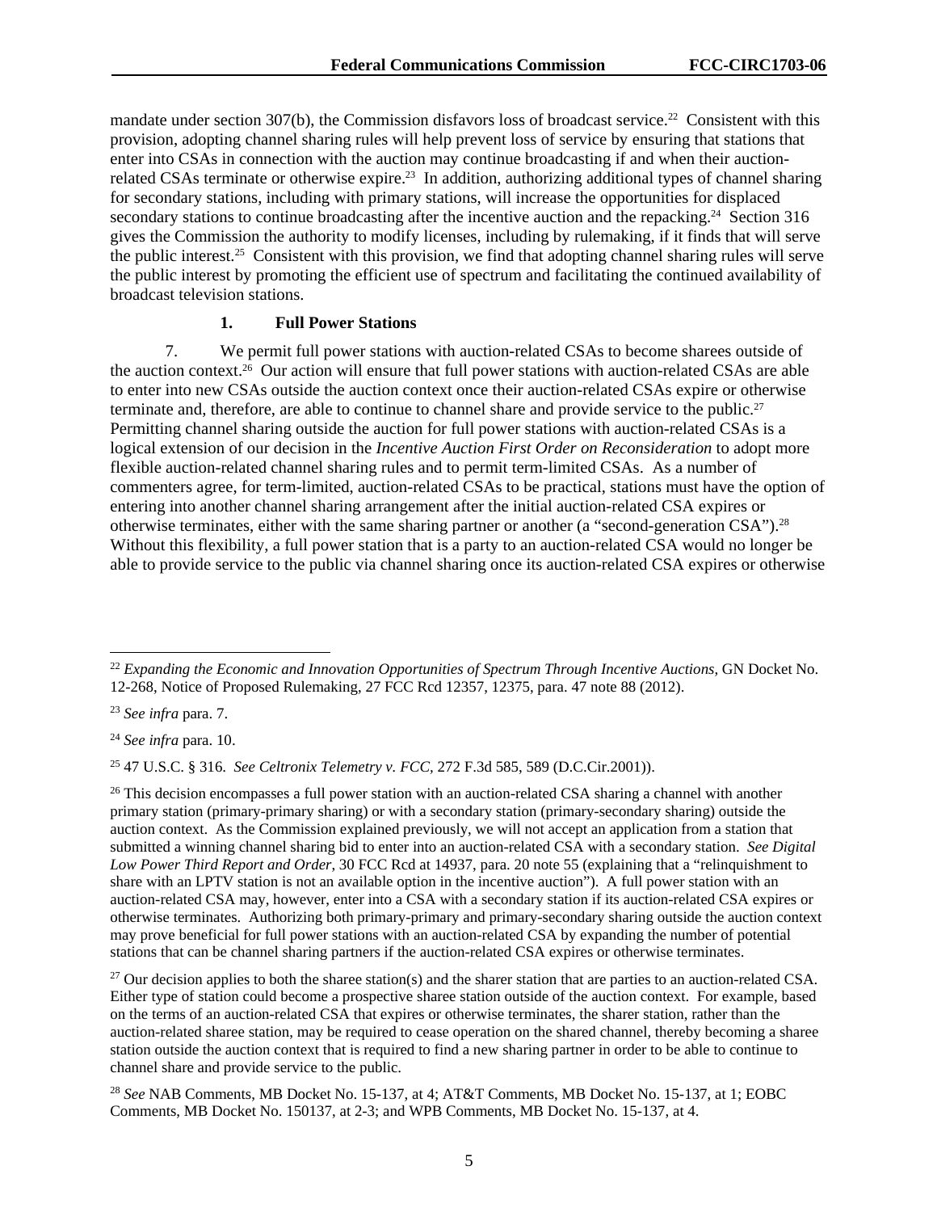mandate under section 307(b), the Commission disfavors loss of broadcast service.[22] Consistent with this provision, adopting channel sharing rules will help prevent loss of service by ensuring that stations that enter into CSAs in connection with the auction may continue broadcasting if and when their auction-related CSAs terminate or otherwise expire.[23] In addition, authorizing additional types of channel sharing for secondary stations, including with primary stations, will increase the opportunities for displaced secondary stations to continue broadcasting after the incentive auction and the repacking.[24] Section 316 gives the Commission the authority to modify licenses, including by rulemaking, if it finds that will serve the public interest.[25] Consistent with this provision, we find that adopting channel sharing rules will serve the public interest by promoting the efficient use of spectrum and facilitating the continued availability of broadcast television stations.

### 1. Full Power Stations

7. We permit full power stations with auction-related CSAs to become sharees outside of the auction context.[26] Our action will ensure that full power stations with auction-related CSAs are able to enter into new CSAs outside the auction context once their auction-related CSAs expire or otherwise terminate and, therefore, are able to continue to channel share and provide service to the public.[27] Permitting channel sharing outside the auction for full power stations with auction-related CSAs is a logical extension of our decision in the *Incentive Auction First Order on Reconsideration* to adopt more flexible auction-related channel sharing rules and to permit term-limited CSAs. As a number of commenters agree, for term-limited, auction-related CSAs to be practical, stations must have the option of entering into another channel sharing arrangement after the initial auction-related CSA expires or otherwise terminates, either with the same sharing partner or another (a "second-generation CSA").[28] Without this flexibility, a full power station that is a party to an auction-related CSA would no longer be able to provide service to the public via channel sharing once its auction-related CSA expires or otherwise

---

[22] *Expanding the Economic and Innovation Opportunities of Spectrum Through Incentive Auctions*, GN Docket No. 12-268, Notice of Proposed Rulemaking, 27 FCC Rcd 12357, 12375, para. 47 note 88 (2012).

[23] *See infra* para. 7.

[24] *See infra* para. 10.

[25] 47 U.S.C. § 316. *See Celtronix Telemetry v. FCC*, 272 F.3d 585, 589 (D.C.Cir.2001)).

[26] This decision encompasses a full power station with an auction-related CSA sharing a channel with another primary station (primary-primary sharing) or with a secondary station (primary-secondary sharing) outside the auction context. As the Commission explained previously, we will not accept an application from a station that submitted a winning channel sharing bid to enter into an auction-related CSA with a secondary station. *See Digital Low Power Third Report and Order*, 30 FCC Rcd at 14937, para. 20 note 55 (explaining that a "relinquishment to share with an LPTV station is not an available option in the incentive auction"). A full power station with an auction-related CSA may, however, enter into a CSA with a secondary station if its auction-related CSA expires or otherwise terminates. Authorizing both primary-primary and primary-secondary sharing outside the auction context may prove beneficial for full power stations with an auction-related CSA by expanding the number of potential stations that can be channel sharing partners if the auction-related CSA expires or otherwise terminates.

[27] Our decision applies to both the sharee station(s) and the sharer station that are parties to an auction-related CSA. Either type of station could become a prospective sharee station outside of the auction context. For example, based on the terms of an auction-related CSA that expires or otherwise terminates, the sharer station, rather than the auction-related sharee station, may be required to cease operation on the shared channel, thereby becoming a sharee station outside the auction context that is required to find a new sharing partner in order to be able to continue to channel share and provide service to the public.

[28] *See* NAB Comments, MB Docket No. 15-137, at 4; AT&T Comments, MB Docket No. 15-137, at 1; EOBC Comments, MB Docket No. 150137, at 2-3; and WPB Comments, MB Docket No. 15-137, at 4.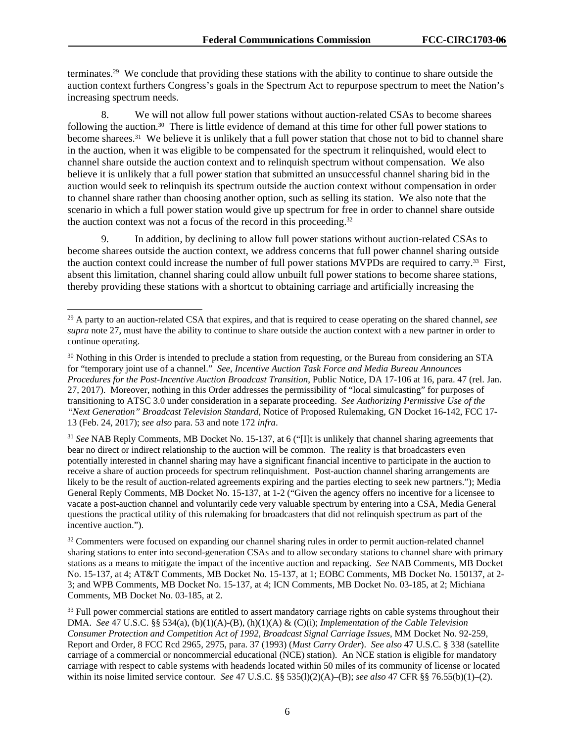terminates.[29] We conclude that providing these stations with the ability to continue to share outside the auction context furthers Congress's goals in the Spectrum Act to repurpose spectrum to meet the Nation's increasing spectrum needs.

8. We will not allow full power stations without auction-related CSAs to become sharees following the auction.[30] There is little evidence of demand at this time for other full power stations to become sharees.[31] We believe it is unlikely that a full power station that chose not to bid to channel share in the auction, when it was eligible to be compensated for the spectrum it relinquished, would elect to channel share outside the auction context and to relinquish spectrum without compensation. We also believe it is unlikely that a full power station that submitted an unsuccessful channel sharing bid in the auction would seek to relinquish its spectrum outside the auction context without compensation in order to channel share rather than choosing another option, such as selling its station. We also note that the scenario in which a full power station would give up spectrum for free in order to channel share outside the auction context was not a focus of the record in this proceeding.[32]

9. In addition, by declining to allow full power stations without auction-related CSAs to become sharees outside the auction context, we address concerns that full power channel sharing outside the auction context could increase the number of full power stations MVPDs are required to carry.[33] First, absent this limitation, channel sharing could allow unbuilt full power stations to become sharee stations, thereby providing these stations with a shortcut to obtaining carriage and artificially increasing the

---

[29] A party to an auction-related CSA that expires, and that is required to cease operating on the shared channel, *see supra* note 27, must have the ability to continue to share outside the auction context with a new partner in order to continue operating.

[30] Nothing in this Order is intended to preclude a station from requesting, or the Bureau from considering an STA for "temporary joint use of a channel." *See*, *Incentive Auction Task Force and Media Bureau Announces Procedures for the Post-Incentive Auction Broadcast Transition*, Public Notice, DA 17-106 at 16, para. 47 (rel. Jan. 27, 2017). Moreover, nothing in this Order addresses the permissibility of "local simulcasting" for purposes of transitioning to ATSC 3.0 under consideration in a separate proceeding. *See Authorizing Permissive Use of the "Next Generation" Broadcast Television Standard*, Notice of Proposed Rulemaking, GN Docket 16-142, FCC 17-13 (Feb. 24, 2017); *see also* para. 53 and note 172 *infra*.

[31] *See* NAB Reply Comments, MB Docket No. 15-137, at 6 ("[I]t is unlikely that channel sharing agreements that bear no direct or indirect relationship to the auction will be common. The reality is that broadcasters even potentially interested in channel sharing may have a significant financial incentive to participate in the auction to receive a share of auction proceeds for spectrum relinquishment. Post-auction channel sharing arrangements are likely to be the result of auction-related agreements expiring and the parties electing to seek new partners."); Media General Reply Comments, MB Docket No. 15-137, at 1-2 ("Given the agency offers no incentive for a licensee to vacate a post-auction channel and voluntarily cede very valuable spectrum by entering into a CSA, Media General questions the practical utility of this rulemaking for broadcasters that did not relinquish spectrum as part of the incentive auction.").

[32] Commenters were focused on expanding our channel sharing rules in order to permit auction-related channel sharing stations to enter into second-generation CSAs and to allow secondary stations to channel share with primary stations as a means to mitigate the impact of the incentive auction and repacking. *See* NAB Comments, MB Docket No. 15-137, at 4; AT&T Comments, MB Docket No. 15-137, at 1; EOBC Comments, MB Docket No. 150137, at 2-3; and WPB Comments, MB Docket No. 15-137, at 4; ICN Comments, MB Docket No. 03-185, at 2; Michiana Comments, MB Docket No. 03-185, at 2.

[33] Full power commercial stations are entitled to assert mandatory carriage rights on cable systems throughout their DMA. *See* 47 U.S.C. §§ 534(a), (b)(1)(A)-(B), (h)(1)(A) & (C)(i); *Implementation of the Cable Television Consumer Protection and Competition Act of 1992, Broadcast Signal Carriage Issues*, MM Docket No. 92-259, Report and Order, 8 FCC Rcd 2965, 2975, para. 37 (1993) (*Must Carry Order*). *See also* 47 U.S.C. § 338 (satellite carriage of a commercial or noncommercial educational (NCE) station). An NCE station is eligible for mandatory carriage with respect to cable systems with headends located within 50 miles of its community of license or located within its noise limited service contour. *See* 47 U.S.C. §§ 535(l)(2)(A)–(B); *see also* 47 CFR §§ 76.55(b)(1)–(2).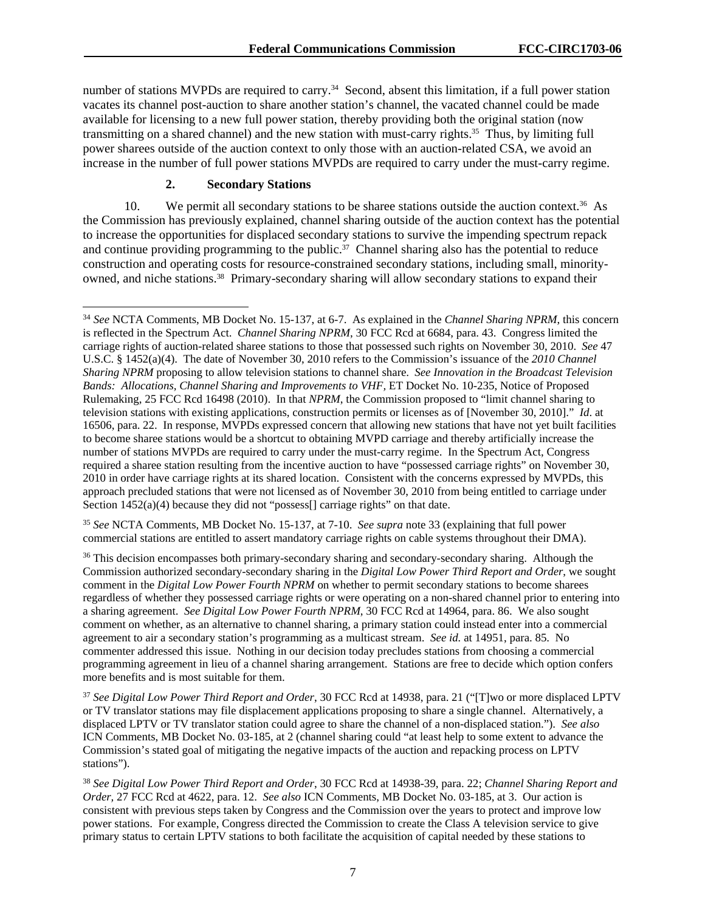number of stations MVPDs are required to carry.[34] Second, absent this limitation, if a full power station vacates its channel post-auction to share another station's channel, the vacated channel could be made available for licensing to a new full power station, thereby providing both the original station (now transmitting on a shared channel) and the new station with must-carry rights.[35] Thus, by limiting full power sharees outside of the auction context to only those with an auction-related CSA, we avoid an increase in the number of full power stations MVPDs are required to carry under the must-carry regime.

### 2. Secondary Stations

10. We permit all secondary stations to be sharee stations outside the auction context.[36] As the Commission has previously explained, channel sharing outside of the auction context has the potential to increase the opportunities for displaced secondary stations to survive the impending spectrum repack and continue providing programming to the public.[37] Channel sharing also has the potential to reduce construction and operating costs for resource-constrained secondary stations, including small, minority-owned, and niche stations.[38] Primary-secondary sharing will allow secondary stations to expand their

---

[34] *See* NCTA Comments, MB Docket No. 15-137, at 6-7. As explained in the *Channel Sharing NPRM*, this concern is reflected in the Spectrum Act. *Channel Sharing NPRM*, 30 FCC Rcd at 6684, para. 43. Congress limited the carriage rights of auction-related sharee stations to those that possessed such rights on November 30, 2010. *See* 47 U.S.C. § 1452(a)(4). The date of November 30, 2010 refers to the Commission's issuance of the *2010 Channel Sharing NPRM* proposing to allow television stations to channel share. *See Innovation in the Broadcast Television Bands: Allocations, Channel Sharing and Improvements to VHF*, ET Docket No. 10-235, Notice of Proposed Rulemaking, 25 FCC Rcd 16498 (2010). In that *NPRM*, the Commission proposed to "limit channel sharing to television stations with existing applications, construction permits or licenses as of [November 30, 2010]." *Id*. at 16506, para. 22. In response, MVPDs expressed concern that allowing new stations that have not yet built facilities to become sharee stations would be a shortcut to obtaining MVPD carriage and thereby artificially increase the number of stations MVPDs are required to carry under the must-carry regime. In the Spectrum Act, Congress required a sharee station resulting from the incentive auction to have "possessed carriage rights" on November 30, 2010 in order have carriage rights at its shared location. Consistent with the concerns expressed by MVPDs, this approach precluded stations that were not licensed as of November 30, 2010 from being entitled to carriage under Section 1452(a)(4) because they did not "possess[] carriage rights" on that date.

[35] *See* NCTA Comments, MB Docket No. 15-137, at 7-10. *See supra* note 33 (explaining that full power commercial stations are entitled to assert mandatory carriage rights on cable systems throughout their DMA).

[36] This decision encompasses both primary-secondary sharing and secondary-secondary sharing. Although the Commission authorized secondary-secondary sharing in the *Digital Low Power Third Report and Order*, we sought comment in the *Digital Low Power Fourth NPRM* on whether to permit secondary stations to become sharees regardless of whether they possessed carriage rights or were operating on a non-shared channel prior to entering into a sharing agreement. *See Digital Low Power Fourth NPRM*, 30 FCC Rcd at 14964, para. 86. We also sought comment on whether, as an alternative to channel sharing, a primary station could instead enter into a commercial agreement to air a secondary station's programming as a multicast stream. *See id.* at 14951, para. 85. No commenter addressed this issue. Nothing in our decision today precludes stations from choosing a commercial programming agreement in lieu of a channel sharing arrangement. Stations are free to decide which option confers more benefits and is most suitable for them.

[37] *See Digital Low Power Third Report and Order*, 30 FCC Rcd at 14938, para. 21 ("[T]wo or more displaced LPTV or TV translator stations may file displacement applications proposing to share a single channel. Alternatively, a displaced LPTV or TV translator station could agree to share the channel of a non-displaced station."). *See also* ICN Comments, MB Docket No. 03-185, at 2 (channel sharing could "at least help to some extent to advance the Commission's stated goal of mitigating the negative impacts of the auction and repacking process on LPTV stations").

[38] *See Digital Low Power Third Report and Order*, 30 FCC Rcd at 14938-39, para. 22; *Channel Sharing Report and Order*, 27 FCC Rcd at 4622, para. 12. *See also* ICN Comments, MB Docket No. 03-185, at 3. Our action is consistent with previous steps taken by Congress and the Commission over the years to protect and improve low power stations. For example, Congress directed the Commission to create the Class A television service to give primary status to certain LPTV stations to both facilitate the acquisition of capital needed by these stations to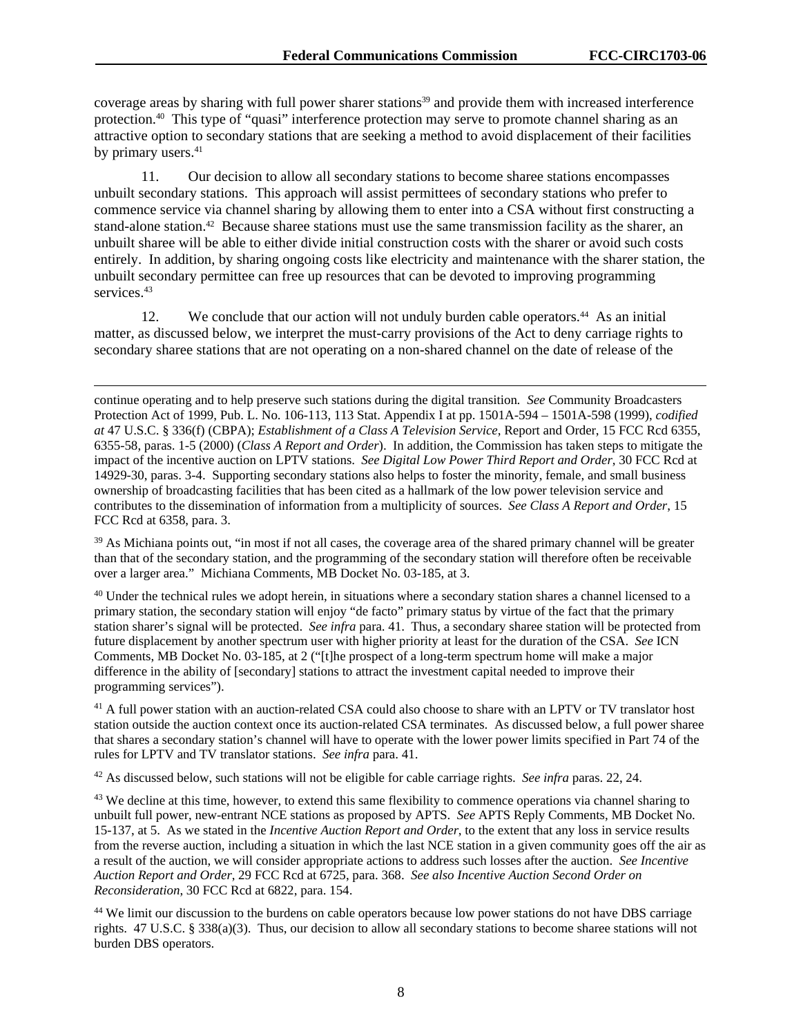coverage areas by sharing with full power sharer stations[39] and provide them with increased interference protection.[40] This type of "quasi" interference protection may serve to promote channel sharing as an attractive option to secondary stations that are seeking a method to avoid displacement of their facilities by primary users.[41]

11. Our decision to allow all secondary stations to become sharee stations encompasses unbuilt secondary stations. This approach will assist permittees of secondary stations who prefer to commence service via channel sharing by allowing them to enter into a CSA without first constructing a stand-alone station.[42] Because sharee stations must use the same transmission facility as the sharer, an unbuilt sharee will be able to either divide initial construction costs with the sharer or avoid such costs entirely. In addition, by sharing ongoing costs like electricity and maintenance with the sharer station, the unbuilt secondary permittee can free up resources that can be devoted to improving programming services.[43]

12. We conclude that our action will not unduly burden cable operators.[44] As an initial matter, as discussed below, we interpret the must-carry provisions of the Act to deny carriage rights to secondary sharee stations that are not operating on a non-shared channel on the date of release of the

---

continue operating and to help preserve such stations during the digital transition. *See* Community Broadcasters Protection Act of 1999, Pub. L. No. 106-113, 113 Stat. Appendix I at pp. 1501A-594 – 1501A-598 (1999), *codified at* 47 U.S.C. § 336(f) (CBPA); *Establishment of a Class A Television Service*, Report and Order, 15 FCC Rcd 6355, 6355-58, paras. 1-5 (2000) (*Class A Report and Order*). In addition, the Commission has taken steps to mitigate the impact of the incentive auction on LPTV stations. *See Digital Low Power Third Report and Order*, 30 FCC Rcd at 14929-30, paras. 3-4. Supporting secondary stations also helps to foster the minority, female, and small business ownership of broadcasting facilities that has been cited as a hallmark of the low power television service and contributes to the dissemination of information from a multiplicity of sources. *See Class A Report and Order*, 15 FCC Rcd at 6358, para. 3.

[39] As Michiana points out, "in most if not all cases, the coverage area of the shared primary channel will be greater than that of the secondary station, and the programming of the secondary station will therefore often be receivable over a larger area." Michiana Comments, MB Docket No. 03-185, at 3.

[40] Under the technical rules we adopt herein, in situations where a secondary station shares a channel licensed to a primary station, the secondary station will enjoy "de facto" primary status by virtue of the fact that the primary station sharer's signal will be protected. *See infra* para. 41. Thus, a secondary sharee station will be protected from future displacement by another spectrum user with higher priority at least for the duration of the CSA. *See* ICN Comments, MB Docket No. 03-185, at 2 ("[t]he prospect of a long-term spectrum home will make a major difference in the ability of [secondary] stations to attract the investment capital needed to improve their programming services").

[41] A full power station with an auction-related CSA could also choose to share with an LPTV or TV translator host station outside the auction context once its auction-related CSA terminates. As discussed below, a full power sharee that shares a secondary station's channel will have to operate with the lower power limits specified in Part 74 of the rules for LPTV and TV translator stations. *See infra* para. 41.

[42] As discussed below, such stations will not be eligible for cable carriage rights. *See infra* paras. 22, 24.

[43] We decline at this time, however, to extend this same flexibility to commence operations via channel sharing to unbuilt full power, new-entrant NCE stations as proposed by APTS. *See* APTS Reply Comments, MB Docket No. 15-137, at 5. As we stated in the *Incentive Auction Report and Order*, to the extent that any loss in service results from the reverse auction, including a situation in which the last NCE station in a given community goes off the air as a result of the auction, we will consider appropriate actions to address such losses after the auction. *See Incentive Auction Report and Order*, 29 FCC Rcd at 6725, para. 368. *See also Incentive Auction Second Order on Reconsideration*, 30 FCC Rcd at 6822, para. 154.

[44] We limit our discussion to the burdens on cable operators because low power stations do not have DBS carriage rights. 47 U.S.C. § 338(a)(3). Thus, our decision to allow all secondary stations to become sharee stations will not burden DBS operators.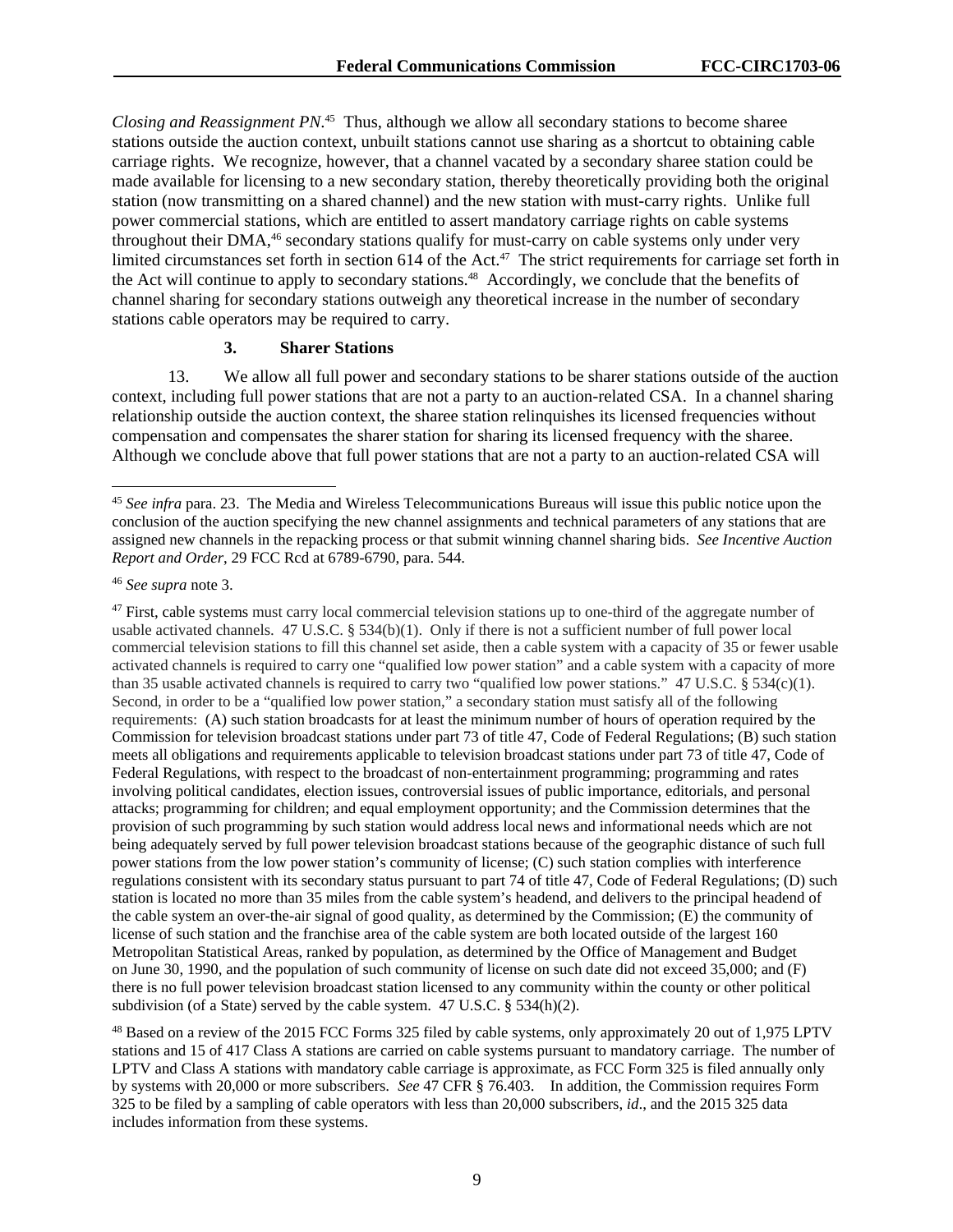*Closing and Reassignment PN*.[45] Thus, although we allow all secondary stations to become sharee stations outside the auction context, unbuilt stations cannot use sharing as a shortcut to obtaining cable carriage rights. We recognize, however, that a channel vacated by a secondary sharee station could be made available for licensing to a new secondary station, thereby theoretically providing both the original station (now transmitting on a shared channel) and the new station with must-carry rights. Unlike full power commercial stations, which are entitled to assert mandatory carriage rights on cable systems throughout their DMA,[46] secondary stations qualify for must-carry on cable systems only under very limited circumstances set forth in section 614 of the Act.[47] The strict requirements for carriage set forth in the Act will continue to apply to secondary stations.[48] Accordingly, we conclude that the benefits of channel sharing for secondary stations outweigh any theoretical increase in the number of secondary stations cable operators may be required to carry.

### 3. Sharer Stations

13. We allow all full power and secondary stations to be sharer stations outside of the auction context, including full power stations that are not a party to an auction-related CSA. In a channel sharing relationship outside the auction context, the sharee station relinquishes its licensed frequencies without compensation and compensates the sharer station for sharing its licensed frequency with the sharee. Although we conclude above that full power stations that are not a party to an auction-related CSA will

---

[45] *See infra* para. 23. The Media and Wireless Telecommunications Bureaus will issue this public notice upon the conclusion of the auction specifying the new channel assignments and technical parameters of any stations that are assigned new channels in the repacking process or that submit winning channel sharing bids. *See Incentive Auction Report and Order*, 29 FCC Rcd at 6789-6790, para. 544.

[46] *See supra* note 3.

[47] First, cable systems must carry local commercial television stations up to one-third of the aggregate number of usable activated channels. 47 U.S.C. § 534(b)(1). Only if there is not a sufficient number of full power local commercial television stations to fill this channel set aside, then a cable system with a capacity of 35 or fewer usable activated channels is required to carry one "qualified low power station" and a cable system with a capacity of more than 35 usable activated channels is required to carry two "qualified low power stations." 47 U.S.C. § 534(c)(1). Second, in order to be a "qualified low power station," a secondary station must satisfy all of the following requirements: (A) such station broadcasts for at least the minimum number of hours of operation required by the Commission for television broadcast stations under part 73 of title 47, Code of Federal Regulations; (B) such station meets all obligations and requirements applicable to television broadcast stations under part 73 of title 47, Code of Federal Regulations, with respect to the broadcast of non-entertainment programming; programming and rates involving political candidates, election issues, controversial issues of public importance, editorials, and personal attacks; programming for children; and equal employment opportunity; and the Commission determines that the provision of such programming by such station would address local news and informational needs which are not being adequately served by full power television broadcast stations because of the geographic distance of such full power stations from the low power station's community of license; (C) such station complies with interference regulations consistent with its secondary status pursuant to part 74 of title 47, Code of Federal Regulations; (D) such station is located no more than 35 miles from the cable system's headend, and delivers to the principal headend of the cable system an over-the-air signal of good quality, as determined by the Commission; (E) the community of license of such station and the franchise area of the cable system are both located outside of the largest 160 Metropolitan Statistical Areas, ranked by population, as determined by the Office of Management and Budget on June 30, 1990, and the population of such community of license on such date did not exceed 35,000; and (F) there is no full power television broadcast station licensed to any community within the county or other political subdivision (of a State) served by the cable system. 47 U.S.C. § 534(h)(2).

[48] Based on a review of the 2015 FCC Forms 325 filed by cable systems, only approximately 20 out of 1,975 LPTV stations and 15 of 417 Class A stations are carried on cable systems pursuant to mandatory carriage. The number of LPTV and Class A stations with mandatory cable carriage is approximate, as FCC Form 325 is filed annually only by systems with 20,000 or more subscribers. *See* 47 CFR § 76.403. In addition, the Commission requires Form 325 to be filed by a sampling of cable operators with less than 20,000 subscribers, *id*., and the 2015 325 data includes information from these systems.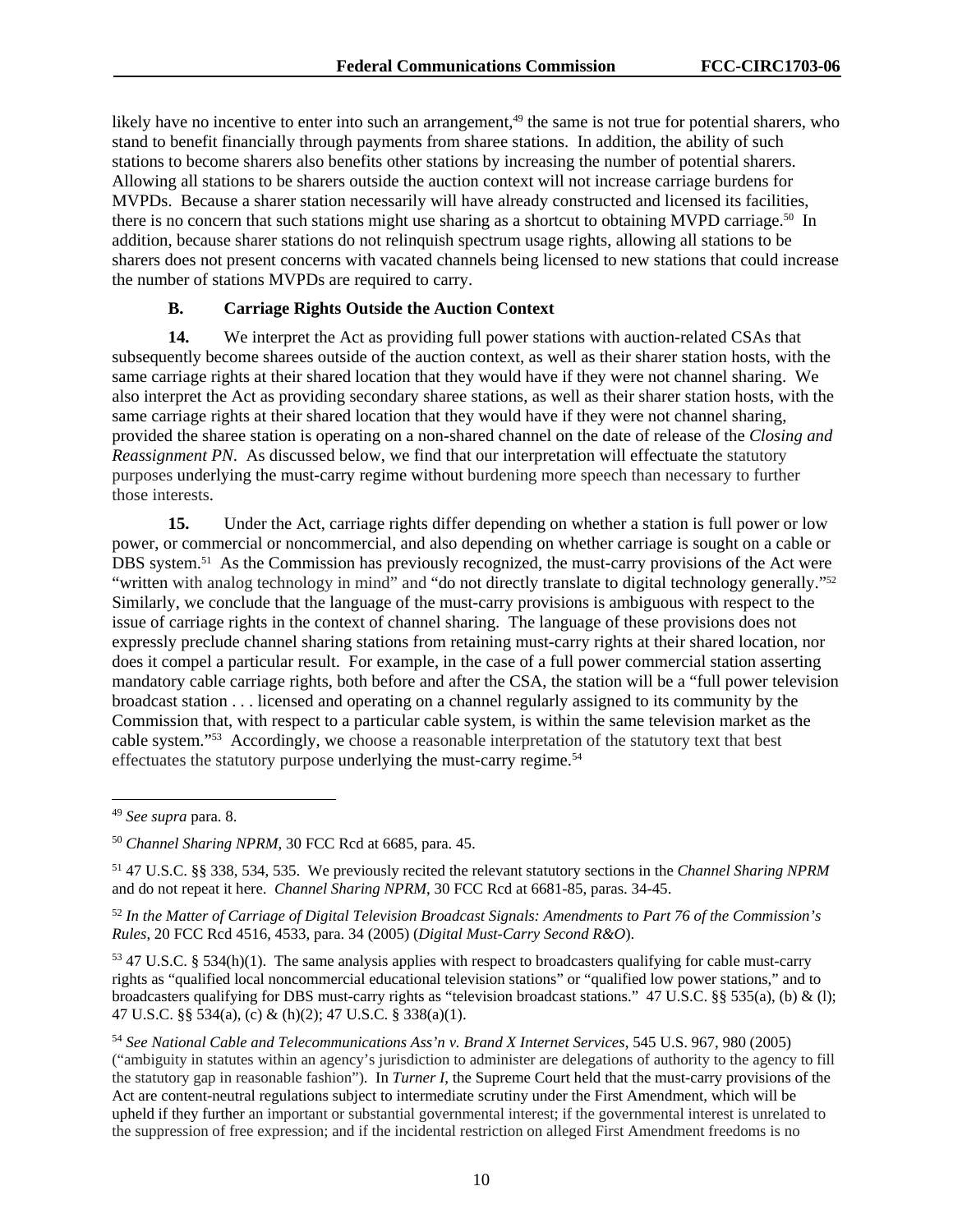likely have no incentive to enter into such an arrangement,[49] the same is not true for potential sharers, who stand to benefit financially through payments from sharee stations. In addition, the ability of such stations to become sharers also benefits other stations by increasing the number of potential sharers. Allowing all stations to be sharers outside the auction context will not increase carriage burdens for MVPDs. Because a sharer station necessarily will have already constructed and licensed its facilities, there is no concern that such stations might use sharing as a shortcut to obtaining MVPD carriage.[50] In addition, because sharer stations do not relinquish spectrum usage rights, allowing all stations to be sharers does not present concerns with vacated channels being licensed to new stations that could increase the number of stations MVPDs are required to carry.

### B. Carriage Rights Outside the Auction Context

**14.** We interpret the Act as providing full power stations with auction-related CSAs that subsequently become sharees outside of the auction context, as well as their sharer station hosts, with the same carriage rights at their shared location that they would have if they were not channel sharing. We also interpret the Act as providing secondary sharee stations, as well as their sharer station hosts, with the same carriage rights at their shared location that they would have if they were not channel sharing, provided the sharee station is operating on a non-shared channel on the date of release of the *Closing and Reassignment PN*. As discussed below, we find that our interpretation will effectuate the statutory purposes underlying the must-carry regime without burdening more speech than necessary to further those interests.

**15.** Under the Act, carriage rights differ depending on whether a station is full power or low power, or commercial or noncommercial, and also depending on whether carriage is sought on a cable or DBS system.[51] As the Commission has previously recognized, the must-carry provisions of the Act were "written with analog technology in mind" and "do not directly translate to digital technology generally."[52] Similarly, we conclude that the language of the must-carry provisions is ambiguous with respect to the issue of carriage rights in the context of channel sharing. The language of these provisions does not expressly preclude channel sharing stations from retaining must-carry rights at their shared location, nor does it compel a particular result. For example, in the case of a full power commercial station asserting mandatory cable carriage rights, both before and after the CSA, the station will be a "full power television broadcast station . . . licensed and operating on a channel regularly assigned to its community by the Commission that, with respect to a particular cable system, is within the same television market as the cable system."[53] Accordingly, we choose a reasonable interpretation of the statutory text that best effectuates the statutory purpose underlying the must-carry regime.[54]

---

[49] *See supra* para. 8.

[50] *Channel Sharing NPRM*, 30 FCC Rcd at 6685, para. 45.

[51] 47 U.S.C. §§ 338, 534, 535. We previously recited the relevant statutory sections in the *Channel Sharing NPRM* and do not repeat it here. *Channel Sharing NPRM*, 30 FCC Rcd at 6681-85, paras. 34-45.

[52] *In the Matter of Carriage of Digital Television Broadcast Signals: Amendments to Part 76 of the Commission's Rules*, 20 FCC Rcd 4516, 4533, para. 34 (2005) (*Digital Must-Carry Second R&O*).

[53] 47 U.S.C. § 534(h)(1). The same analysis applies with respect to broadcasters qualifying for cable must-carry rights as "qualified local noncommercial educational television stations" or "qualified low power stations," and to broadcasters qualifying for DBS must-carry rights as "television broadcast stations." 47 U.S.C. §§ 535(a), (b) & (l); 47 U.S.C. §§ 534(a), (c) & (h)(2); 47 U.S.C. § 338(a)(1).

[54] *See National Cable and Telecommunications Ass'n v. Brand X Internet Services*, 545 U.S. 967, 980 (2005) ("ambiguity in statutes within an agency's jurisdiction to administer are delegations of authority to the agency to fill the statutory gap in reasonable fashion"). In *Turner I*, the Supreme Court held that the must-carry provisions of the Act are content-neutral regulations subject to intermediate scrutiny under the First Amendment, which will be upheld if they further an important or substantial governmental interest; if the governmental interest is unrelated to the suppression of free expression; and if the incidental restriction on alleged First Amendment freedoms is no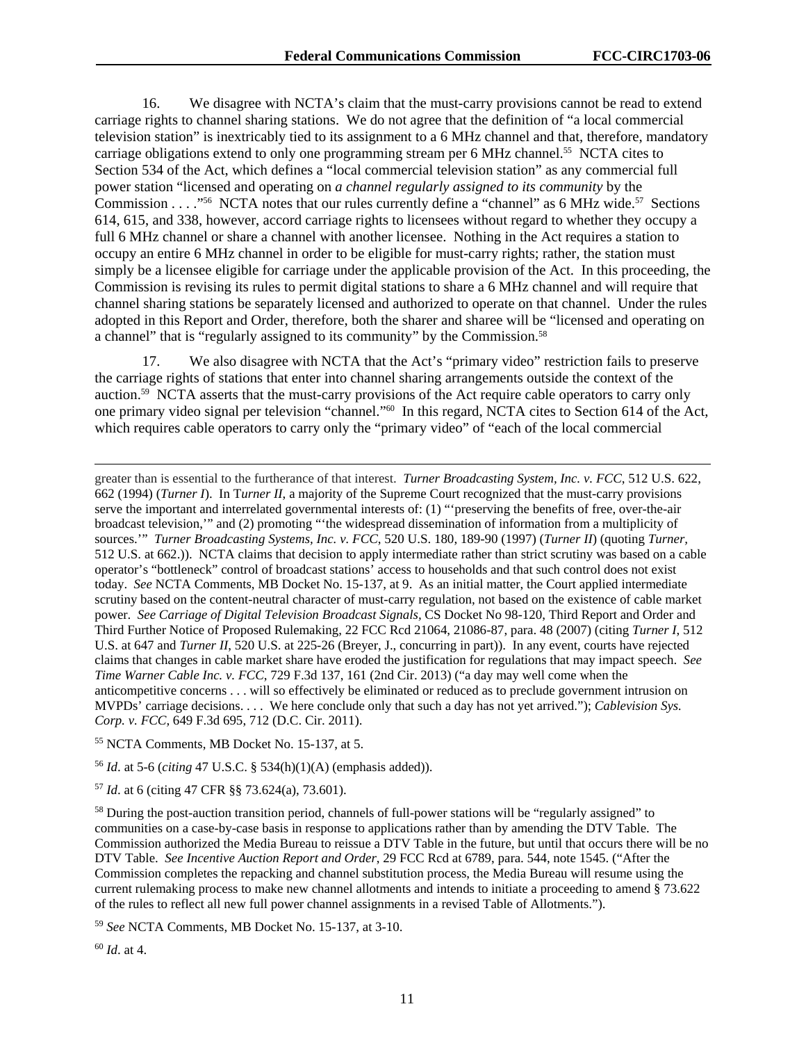16. We disagree with NCTA's claim that the must-carry provisions cannot be read to extend carriage rights to channel sharing stations. We do not agree that the definition of "a local commercial television station" is inextricably tied to its assignment to a 6 MHz channel and that, therefore, mandatory carriage obligations extend to only one programming stream per 6 MHz channel.[55] NCTA cites to Section 534 of the Act, which defines a "local commercial television station" as any commercial full power station "licensed and operating on *a channel regularly assigned to its community* by the Commission . . . ."[56] NCTA notes that our rules currently define a "channel" as 6 MHz wide.[57] Sections 614, 615, and 338, however, accord carriage rights to licensees without regard to whether they occupy a full 6 MHz channel or share a channel with another licensee. Nothing in the Act requires a station to occupy an entire 6 MHz channel in order to be eligible for must-carry rights; rather, the station must simply be a licensee eligible for carriage under the applicable provision of the Act. In this proceeding, the Commission is revising its rules to permit digital stations to share a 6 MHz channel and will require that channel sharing stations be separately licensed and authorized to operate on that channel. Under the rules adopted in this Report and Order, therefore, both the sharer and sharee will be "licensed and operating on a channel" that is "regularly assigned to its community" by the Commission.[58]

17. We also disagree with NCTA that the Act's "primary video" restriction fails to preserve the carriage rights of stations that enter into channel sharing arrangements outside the context of the auction.[59] NCTA asserts that the must-carry provisions of the Act require cable operators to carry only one primary video signal per television "channel."[60] In this regard, NCTA cites to Section 614 of the Act, which requires cable operators to carry only the "primary video" of "each of the local commercial

---

greater than is essential to the furtherance of that interest. *Turner Broadcasting System, Inc. v. FCC*, 512 U.S. 622, 662 (1994) (*Turner I*). In *Turner II*, a majority of the Supreme Court recognized that the must-carry provisions serve the important and interrelated governmental interests of: (1) "'preserving the benefits of free, over-the-air broadcast television,'" and (2) promoting "'the widespread dissemination of information from a multiplicity of sources.'" *Turner Broadcasting Systems, Inc. v. FCC*, 520 U.S. 180, 189-90 (1997) (*Turner II*) (quoting *Turner*, 512 U.S. at 662.)). NCTA claims that decision to apply intermediate rather than strict scrutiny was based on a cable operator's "bottleneck" control of broadcast stations' access to households and that such control does not exist today. *See* NCTA Comments, MB Docket No. 15-137, at 9. As an initial matter, the Court applied intermediate scrutiny based on the content-neutral character of must-carry regulation, not based on the existence of cable market power. *See Carriage of Digital Television Broadcast Signals,* CS Docket No 98-120, Third Report and Order and Third Further Notice of Proposed Rulemaking, 22 FCC Rcd 21064, 21086-87, para. 48 (2007) (citing *Turner I*, 512 U.S. at 647 and *Turner II*, 520 U.S. at 225-26 (Breyer, J., concurring in part)). In any event, courts have rejected claims that changes in cable market share have eroded the justification for regulations that may impact speech. *See Time Warner Cable Inc. v. FCC*, 729 F.3d 137, 161 (2nd Cir. 2013) ("a day may well come when the anticompetitive concerns . . . will so effectively be eliminated or reduced as to preclude government intrusion on MVPDs' carriage decisions. . . . We here conclude only that such a day has not yet arrived."); *Cablevision Sys. Corp. v. FCC*, 649 F.3d 695, 712 (D.C. Cir. 2011).

[55] NCTA Comments, MB Docket No. 15-137, at 5.

[56] *Id*. at 5-6 (*citing* 47 U.S.C. § 534(h)(1)(A) (emphasis added)).

[57] *Id*. at 6 (citing 47 CFR §§ 73.624(a), 73.601).

[58] During the post-auction transition period, channels of full-power stations will be "regularly assigned" to communities on a case-by-case basis in response to applications rather than by amending the DTV Table. The Commission authorized the Media Bureau to reissue a DTV Table in the future, but until that occurs there will be no DTV Table. *See Incentive Auction Report and Order*, 29 FCC Rcd at 6789, para. 544, note 1545. ("After the Commission completes the repacking and channel substitution process, the Media Bureau will resume using the current rulemaking process to make new channel allotments and intends to initiate a proceeding to amend § 73.622 of the rules to reflect all new full power channel assignments in a revised Table of Allotments.").

[59] *See* NCTA Comments, MB Docket No. 15-137, at 3-10.

[60] *Id*. at 4.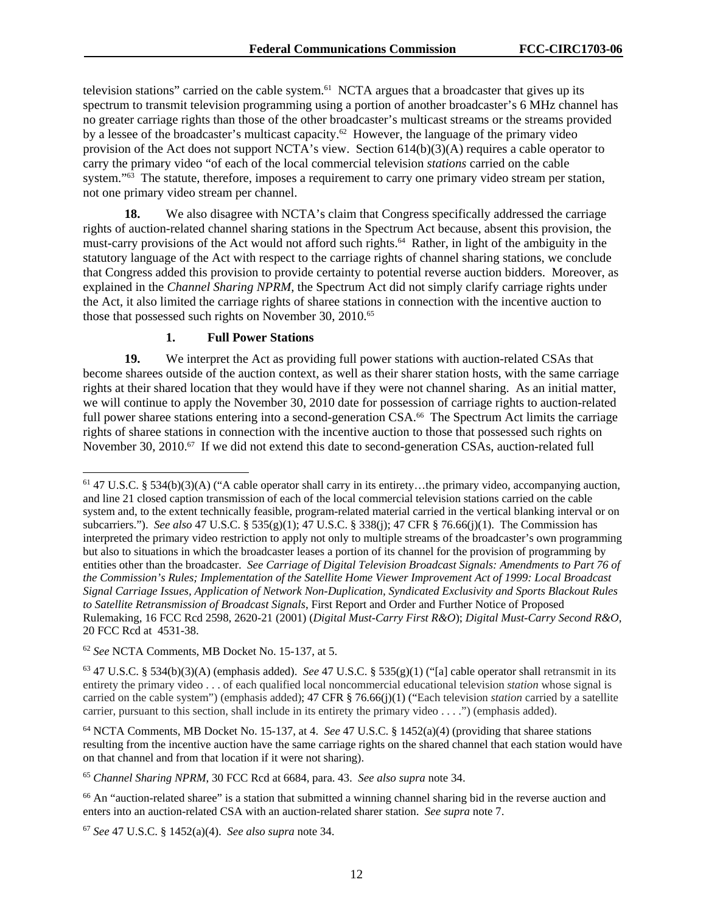television stations" carried on the cable system.[61] NCTA argues that a broadcaster that gives up its spectrum to transmit television programming using a portion of another broadcaster's 6 MHz channel has no greater carriage rights than those of the other broadcaster's multicast streams or the streams provided by a lessee of the broadcaster's multicast capacity.[62] However, the language of the primary video provision of the Act does not support NCTA's view. Section 614(b)(3)(A) requires a cable operator to carry the primary video "of each of the local commercial television *stations* carried on the cable system."[63] The statute, therefore, imposes a requirement to carry one primary video stream per station, not one primary video stream per channel.

**18.** We also disagree with NCTA's claim that Congress specifically addressed the carriage rights of auction-related channel sharing stations in the Spectrum Act because, absent this provision, the must-carry provisions of the Act would not afford such rights.[64] Rather, in light of the ambiguity in the statutory language of the Act with respect to the carriage rights of channel sharing stations, we conclude that Congress added this provision to provide certainty to potential reverse auction bidders. Moreover, as explained in the *Channel Sharing NPRM*, the Spectrum Act did not simply clarify carriage rights under the Act, it also limited the carriage rights of sharee stations in connection with the incentive auction to those that possessed such rights on November 30, 2010.[65]

### 1. Full Power Stations

**19.** We interpret the Act as providing full power stations with auction-related CSAs that become sharees outside of the auction context, as well as their sharer station hosts, with the same carriage rights at their shared location that they would have if they were not channel sharing. As an initial matter, we will continue to apply the November 30, 2010 date for possession of carriage rights to auction-related full power sharee stations entering into a second-generation CSA.[66] The Spectrum Act limits the carriage rights of sharee stations in connection with the incentive auction to those that possessed such rights on November 30, 2010.[67] If we did not extend this date to second-generation CSAs, auction-related full

---

[61] 47 U.S.C. § 534(b)(3)(A) ("A cable operator shall carry in its entirety…the primary video, accompanying auction, and line 21 closed caption transmission of each of the local commercial television stations carried on the cable system and, to the extent technically feasible, program-related material carried in the vertical blanking interval or on subcarriers."). *See also* 47 U.S.C. § 535(g)(1); 47 U.S.C. § 338(j); 47 CFR § 76.66(j)(1). The Commission has interpreted the primary video restriction to apply not only to multiple streams of the broadcaster's own programming but also to situations in which the broadcaster leases a portion of its channel for the provision of programming by entities other than the broadcaster. *See Carriage of Digital Television Broadcast Signals: Amendments to Part 76 of the Commission's Rules; Implementation of the Satellite Home Viewer Improvement Act of 1999: Local Broadcast Signal Carriage Issues, Application of Network Non-Duplication, Syndicated Exclusivity and Sports Blackout Rules to Satellite Retransmission of Broadcast Signals*, First Report and Order and Further Notice of Proposed Rulemaking, 16 FCC Rcd 2598, 2620-21 (2001) (*Digital Must-Carry First R&O*); *Digital Must-Carry Second R&O*, 20 FCC Rcd at 4531-38.

[62] *See* NCTA Comments, MB Docket No. 15-137, at 5.

[63] 47 U.S.C. § 534(b)(3)(A) (emphasis added). *See* 47 U.S.C. § 535(g)(1) ("[a] cable operator shall retransmit in its entirety the primary video . . . of each qualified local noncommercial educational television *station* whose signal is carried on the cable system") (emphasis added); 47 CFR § 76.66(j)(1) ("Each television *station* carried by a satellite carrier, pursuant to this section, shall include in its entirety the primary video . . . .") (emphasis added).

[64] NCTA Comments, MB Docket No. 15-137, at 4. *See* 47 U.S.C. § 1452(a)(4) (providing that sharee stations resulting from the incentive auction have the same carriage rights on the shared channel that each station would have on that channel and from that location if it were not sharing).

[65] *Channel Sharing NPRM*, 30 FCC Rcd at 6684, para. 43. *See also supra* note 34.

[66] An "auction-related sharee" is a station that submitted a winning channel sharing bid in the reverse auction and enters into an auction-related CSA with an auction-related sharer station. *See supra* note 7.

[67] *See* 47 U.S.C. § 1452(a)(4). *See also supra* note 34.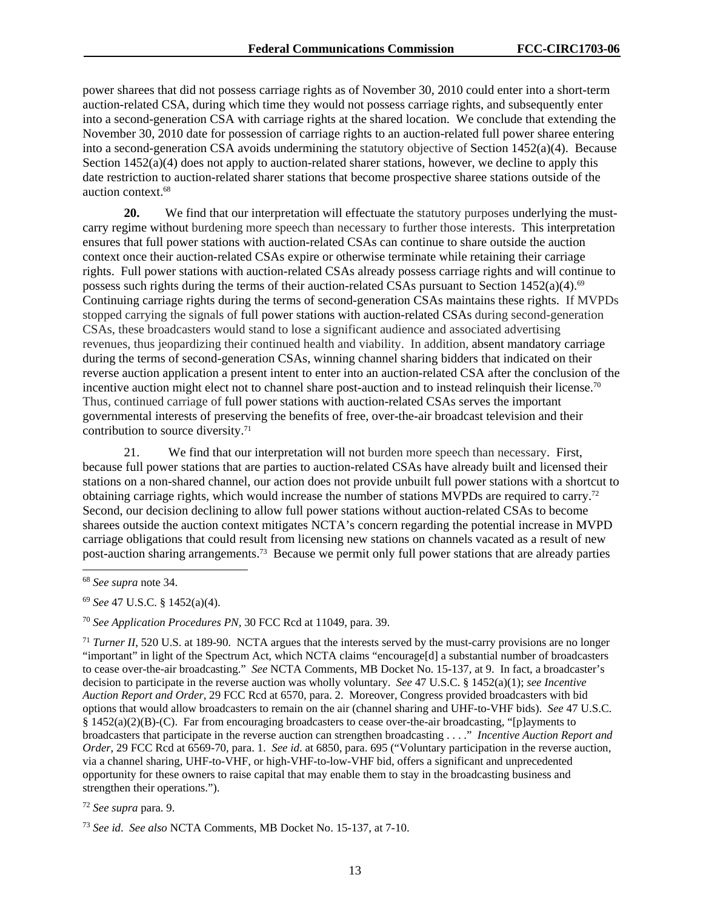power sharees that did not possess carriage rights as of November 30, 2010 could enter into a short-term auction-related CSA, during which time they would not possess carriage rights, and subsequently enter into a second-generation CSA with carriage rights at the shared location. We conclude that extending the November 30, 2010 date for possession of carriage rights to an auction-related full power sharee entering into a second-generation CSA avoids undermining the statutory objective of Section 1452(a)(4). Because Section 1452(a)(4) does not apply to auction-related sharer stations, however, we decline to apply this date restriction to auction-related sharer stations that become prospective sharee stations outside of the auction context.[68]

**20.** We find that our interpretation will effectuate the statutory purposes underlying the must-carry regime without burdening more speech than necessary to further those interests. This interpretation ensures that full power stations with auction-related CSAs can continue to share outside the auction context once their auction-related CSAs expire or otherwise terminate while retaining their carriage rights. Full power stations with auction-related CSAs already possess carriage rights and will continue to possess such rights during the terms of their auction-related CSAs pursuant to Section 1452(a)(4).[69] Continuing carriage rights during the terms of second-generation CSAs maintains these rights. If MVPDs stopped carrying the signals of full power stations with auction-related CSAs during second-generation CSAs, these broadcasters would stand to lose a significant audience and associated advertising revenues, thus jeopardizing their continued health and viability. In addition, absent mandatory carriage during the terms of second-generation CSAs, winning channel sharing bidders that indicated on their reverse auction application a present intent to enter into an auction-related CSA after the conclusion of the incentive auction might elect not to channel share post-auction and to instead relinquish their license.[70] Thus, continued carriage of full power stations with auction-related CSAs serves the important governmental interests of preserving the benefits of free, over-the-air broadcast television and their contribution to source diversity.[71]

21. We find that our interpretation will not burden more speech than necessary. First, because full power stations that are parties to auction-related CSAs have already built and licensed their stations on a non-shared channel, our action does not provide unbuilt full power stations with a shortcut to obtaining carriage rights, which would increase the number of stations MVPDs are required to carry.[72] Second, our decision declining to allow full power stations without auction-related CSAs to become sharees outside the auction context mitigates NCTA's concern regarding the potential increase in MVPD carriage obligations that could result from licensing new stations on channels vacated as a result of new post-auction sharing arrangements.[73] Because we permit only full power stations that are already parties

---

[68] *See supra* note 34.

[69] *See* 47 U.S.C. § 1452(a)(4).

[70] *See Application Procedures PN*, 30 FCC Rcd at 11049, para. 39.

[71] *Turner II*, 520 U.S. at 189-90. NCTA argues that the interests served by the must-carry provisions are no longer "important" in light of the Spectrum Act, which NCTA claims "encourage[d] a substantial number of broadcasters to cease over-the-air broadcasting." *See* NCTA Comments, MB Docket No. 15-137, at 9. In fact, a broadcaster's decision to participate in the reverse auction was wholly voluntary. *See* 47 U.S.C. § 1452(a)(1); *see Incentive Auction Report and Order*, 29 FCC Rcd at 6570, para. 2. Moreover, Congress provided broadcasters with bid options that would allow broadcasters to remain on the air (channel sharing and UHF-to-VHF bids). *See* 47 U.S.C. § 1452(a)(2)(B)-(C). Far from encouraging broadcasters to cease over-the-air broadcasting, "[p]ayments to broadcasters that participate in the reverse auction can strengthen broadcasting . . . ." *Incentive Auction Report and Order*, 29 FCC Rcd at 6569-70, para. 1. *See id*. at 6850, para. 695 ("Voluntary participation in the reverse auction, via a channel sharing, UHF-to-VHF, or high-VHF-to-low-VHF bid, offers a significant and unprecedented opportunity for these owners to raise capital that may enable them to stay in the broadcasting business and strengthen their operations.").

[72] *See supra* para. 9.

[73] *See id*. *See also* NCTA Comments, MB Docket No. 15-137, at 7-10.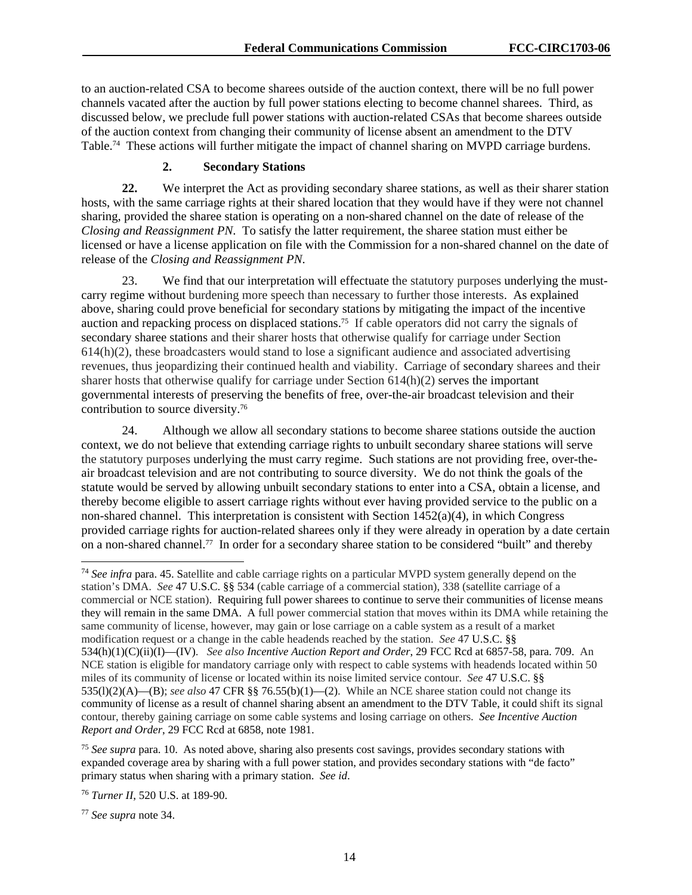to an auction-related CSA to become sharees outside of the auction context, there will be no full power channels vacated after the auction by full power stations electing to become channel sharees. Third, as discussed below, we preclude full power stations with auction-related CSAs that become sharees outside of the auction context from changing their community of license absent an amendment to the DTV Table.[74] These actions will further mitigate the impact of channel sharing on MVPD carriage burdens.

### 2. Secondary Stations

**22.** We interpret the Act as providing secondary sharee stations, as well as their sharer station hosts, with the same carriage rights at their shared location that they would have if they were not channel sharing, provided the sharee station is operating on a non-shared channel on the date of release of the *Closing and Reassignment PN*. To satisfy the latter requirement, the sharee station must either be licensed or have a license application on file with the Commission for a non-shared channel on the date of release of the *Closing and Reassignment PN*.

23. We find that our interpretation will effectuate the statutory purposes underlying the must-carry regime without burdening more speech than necessary to further those interests. As explained above, sharing could prove beneficial for secondary stations by mitigating the impact of the incentive auction and repacking process on displaced stations.[75] If cable operators did not carry the signals of secondary sharee stations and their sharer hosts that otherwise qualify for carriage under Section 614(h)(2), these broadcasters would stand to lose a significant audience and associated advertising revenues, thus jeopardizing their continued health and viability. Carriage of secondary sharees and their sharer hosts that otherwise qualify for carriage under Section 614(h)(2) serves the important governmental interests of preserving the benefits of free, over-the-air broadcast television and their contribution to source diversity.[76]

24. Although we allow all secondary stations to become sharee stations outside the auction context, we do not believe that extending carriage rights to unbuilt secondary sharee stations will serve the statutory purposes underlying the must carry regime. Such stations are not providing free, over-the-air broadcast television and are not contributing to source diversity. We do not think the goals of the statute would be served by allowing unbuilt secondary stations to enter into a CSA, obtain a license, and thereby become eligible to assert carriage rights without ever having provided service to the public on a non-shared channel. This interpretation is consistent with Section 1452(a)(4), in which Congress provided carriage rights for auction-related sharees only if they were already in operation by a date certain on a non-shared channel.[77] In order for a secondary sharee station to be considered "built" and thereby

---

[74] *See infra* para. 45. Satellite and cable carriage rights on a particular MVPD system generally depend on the station's DMA. *See* 47 U.S.C. §§ 534 (cable carriage of a commercial station), 338 (satellite carriage of a commercial or NCE station). Requiring full power sharees to continue to serve their communities of license means they will remain in the same DMA. A full power commercial station that moves within its DMA while retaining the same community of license, however, may gain or lose carriage on a cable system as a result of a market modification request or a change in the cable headends reached by the station. *See* 47 U.S.C. §§ 534(h)(1)(C)(ii)(I)—(IV). *See also Incentive Auction Report and Order*, 29 FCC Rcd at 6857-58, para. 709. An NCE station is eligible for mandatory carriage only with respect to cable systems with headends located within 50 miles of its community of license or located within its noise limited service contour. *See* 47 U.S.C. §§ 535(l)(2)(A)—(B); *see also* 47 CFR §§ 76.55(b)(1)—(2). While an NCE sharee station could not change its community of license as a result of channel sharing absent an amendment to the DTV Table, it could shift its signal contour, thereby gaining carriage on some cable systems and losing carriage on others. *See Incentive Auction Report and Order*, 29 FCC Rcd at 6858, note 1981.

[75] *See supra* para. 10. As noted above, sharing also presents cost savings, provides secondary stations with expanded coverage area by sharing with a full power station, and provides secondary stations with "de facto" primary status when sharing with a primary station. *See id*.

[76] *Turner II*, 520 U.S. at 189-90.

[77] *See supra* note 34.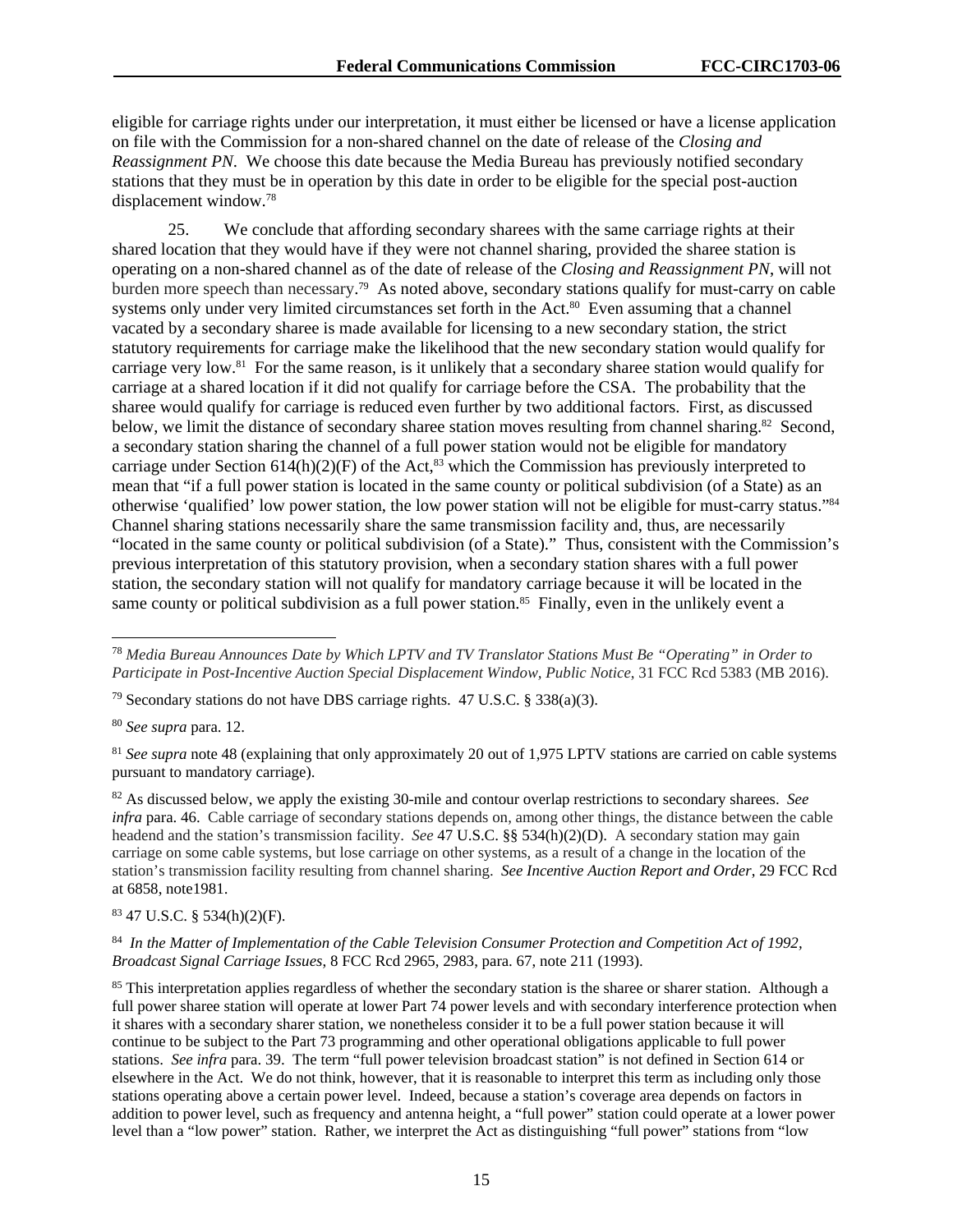eligible for carriage rights under our interpretation, it must either be licensed or have a license application on file with the Commission for a non-shared channel on the date of release of the *Closing and Reassignment PN*. We choose this date because the Media Bureau has previously notified secondary stations that they must be in operation by this date in order to be eligible for the special post-auction displacement window.[78]

25. We conclude that affording secondary sharees with the same carriage rights at their shared location that they would have if they were not channel sharing, provided the sharee station is operating on a non-shared channel as of the date of release of the *Closing and Reassignment PN*, will not burden more speech than necessary.[79] As noted above, secondary stations qualify for must-carry on cable systems only under very limited circumstances set forth in the Act.[80] Even assuming that a channel vacated by a secondary sharee is made available for licensing to a new secondary station, the strict statutory requirements for carriage make the likelihood that the new secondary station would qualify for carriage very low.[81] For the same reason, is it unlikely that a secondary sharee station would qualify for carriage at a shared location if it did not qualify for carriage before the CSA. The probability that the sharee would qualify for carriage is reduced even further by two additional factors. First, as discussed below, we limit the distance of secondary sharee station moves resulting from channel sharing.[82] Second, a secondary station sharing the channel of a full power station would not be eligible for mandatory carriage under Section 614(h)(2)(F) of the Act,[83] which the Commission has previously interpreted to mean that "if a full power station is located in the same county or political subdivision (of a State) as an otherwise 'qualified' low power station, the low power station will not be eligible for must-carry status."[84] Channel sharing stations necessarily share the same transmission facility and, thus, are necessarily "located in the same county or political subdivision (of a State)." Thus, consistent with the Commission's previous interpretation of this statutory provision, when a secondary station shares with a full power station, the secondary station will not qualify for mandatory carriage because it will be located in the same county or political subdivision as a full power station.[85] Finally, even in the unlikely event a

---

[78] *Media Bureau Announces Date by Which LPTV and TV Translator Stations Must Be "Operating" in Order to Participate in Post-Incentive Auction Special Displacement Window, Public Notice*, 31 FCC Rcd 5383 (MB 2016).

[79] Secondary stations do not have DBS carriage rights. 47 U.S.C. § 338(a)(3).

[80] *See supra* para. 12.

[81] *See supra* note 48 (explaining that only approximately 20 out of 1,975 LPTV stations are carried on cable systems pursuant to mandatory carriage).

[82] As discussed below, we apply the existing 30-mile and contour overlap restrictions to secondary sharees. *See infra* para. 46. Cable carriage of secondary stations depends on, among other things, the distance between the cable headend and the station's transmission facility. *See* 47 U.S.C. §§ 534(h)(2)(D). A secondary station may gain carriage on some cable systems, but lose carriage on other systems, as a result of a change in the location of the station's transmission facility resulting from channel sharing. *See Incentive Auction Report and Order*, 29 FCC Rcd at 6858, note1981.

[83] 47 U.S.C. § 534(h)(2)(F).

[84] *In the Matter of Implementation of the Cable Television Consumer Protection and Competition Act of 1992, Broadcast Signal Carriage Issues*, 8 FCC Rcd 2965, 2983, para. 67, note 211 (1993).

[85] This interpretation applies regardless of whether the secondary station is the sharee or sharer station. Although a full power sharee station will operate at lower Part 74 power levels and with secondary interference protection when it shares with a secondary sharer station, we nonetheless consider it to be a full power station because it will continue to be subject to the Part 73 programming and other operational obligations applicable to full power stations. *See infra* para. 39. The term "full power television broadcast station" is not defined in Section 614 or elsewhere in the Act. We do not think, however, that it is reasonable to interpret this term as including only those stations operating above a certain power level. Indeed, because a station's coverage area depends on factors in addition to power level, such as frequency and antenna height, a "full power" station could operate at a lower power level than a "low power" station. Rather, we interpret the Act as distinguishing "full power" stations from "low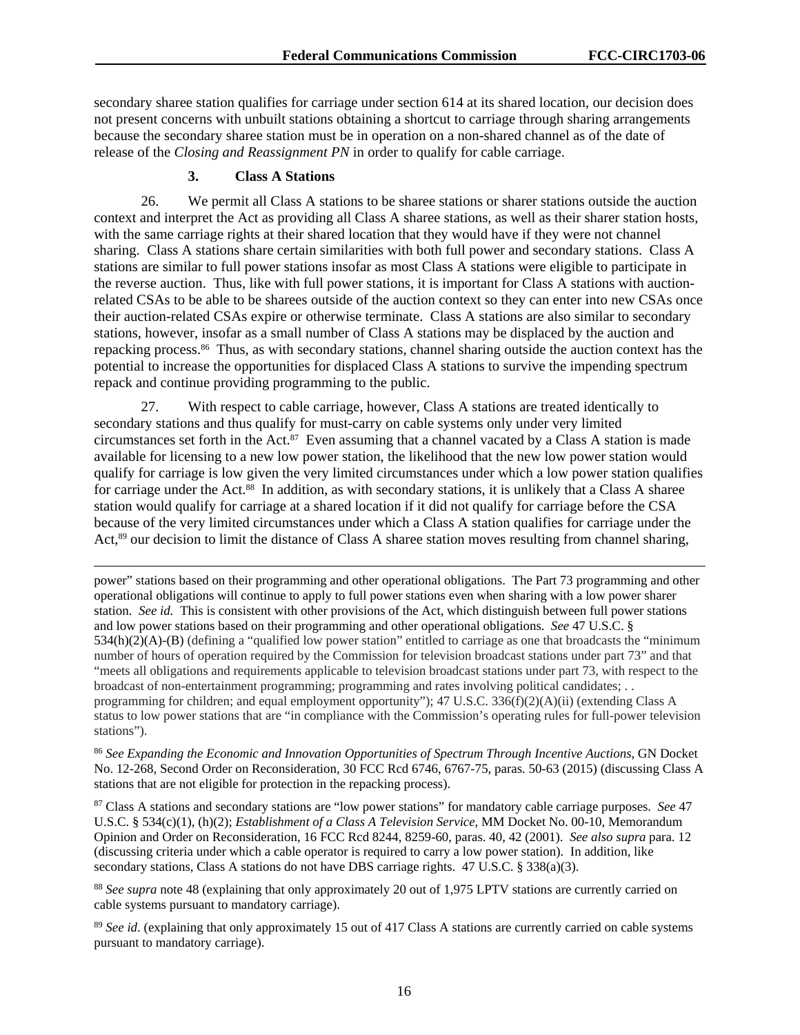secondary sharee station qualifies for carriage under section 614 at its shared location, our decision does not present concerns with unbuilt stations obtaining a shortcut to carriage through sharing arrangements because the secondary sharee station must be in operation on a non-shared channel as of the date of release of the *Closing and Reassignment PN* in order to qualify for cable carriage.

### 3. Class A Stations

26. We permit all Class A stations to be sharee stations or sharer stations outside the auction context and interpret the Act as providing all Class A sharee stations, as well as their sharer station hosts, with the same carriage rights at their shared location that they would have if they were not channel sharing. Class A stations share certain similarities with both full power and secondary stations. Class A stations are similar to full power stations insofar as most Class A stations were eligible to participate in the reverse auction. Thus, like with full power stations, it is important for Class A stations with auction-related CSAs to be able to be sharees outside of the auction context so they can enter into new CSAs once their auction-related CSAs expire or otherwise terminate. Class A stations are also similar to secondary stations, however, insofar as a small number of Class A stations may be displaced by the auction and repacking process.[86] Thus, as with secondary stations, channel sharing outside the auction context has the potential to increase the opportunities for displaced Class A stations to survive the impending spectrum repack and continue providing programming to the public.

27. With respect to cable carriage, however, Class A stations are treated identically to secondary stations and thus qualify for must-carry on cable systems only under very limited circumstances set forth in the Act.[87] Even assuming that a channel vacated by a Class A station is made available for licensing to a new low power station, the likelihood that the new low power station would qualify for carriage is low given the very limited circumstances under which a low power station qualifies for carriage under the Act.[88] In addition, as with secondary stations, it is unlikely that a Class A sharee station would qualify for carriage at a shared location if it did not qualify for carriage before the CSA because of the very limited circumstances under which a Class A station qualifies for carriage under the Act,[89] our decision to limit the distance of Class A sharee station moves resulting from channel sharing,

---

power" stations based on their programming and other operational obligations. The Part 73 programming and other operational obligations will continue to apply to full power stations even when sharing with a low power sharer station. *See id.* This is consistent with other provisions of the Act, which distinguish between full power stations and low power stations based on their programming and other operational obligations. *See* 47 U.S.C. § 534(h)(2)(A)-(B) (defining a "qualified low power station" entitled to carriage as one that broadcasts the "minimum number of hours of operation required by the Commission for television broadcast stations under part 73" and that "meets all obligations and requirements applicable to television broadcast stations under part 73, with respect to the broadcast of non-entertainment programming; programming and rates involving political candidates; . . programming for children; and equal employment opportunity"); 47 U.S.C. 336(f)(2)(A)(ii) (extending Class A status to low power stations that are "in compliance with the Commission's operating rules for full-power television stations").

[86] *See Expanding the Economic and Innovation Opportunities of Spectrum Through Incentive Auctions*, GN Docket No. 12-268, Second Order on Reconsideration, 30 FCC Rcd 6746, 6767-75, paras. 50-63 (2015) (discussing Class A stations that are not eligible for protection in the repacking process).

[87] Class A stations and secondary stations are "low power stations" for mandatory cable carriage purposes. *See* 47 U.S.C. § 534(c)(1), (h)(2); *Establishment of a Class A Television Service*, MM Docket No. 00-10, Memorandum Opinion and Order on Reconsideration, 16 FCC Rcd 8244, 8259-60, paras. 40, 42 (2001). *See also supra* para. 12 (discussing criteria under which a cable operator is required to carry a low power station). In addition, like secondary stations, Class A stations do not have DBS carriage rights. 47 U.S.C. § 338(a)(3).

[88] *See supra* note 48 (explaining that only approximately 20 out of 1,975 LPTV stations are currently carried on cable systems pursuant to mandatory carriage).

[89] *See id.* (explaining that only approximately 15 out of 417 Class A stations are currently carried on cable systems pursuant to mandatory carriage).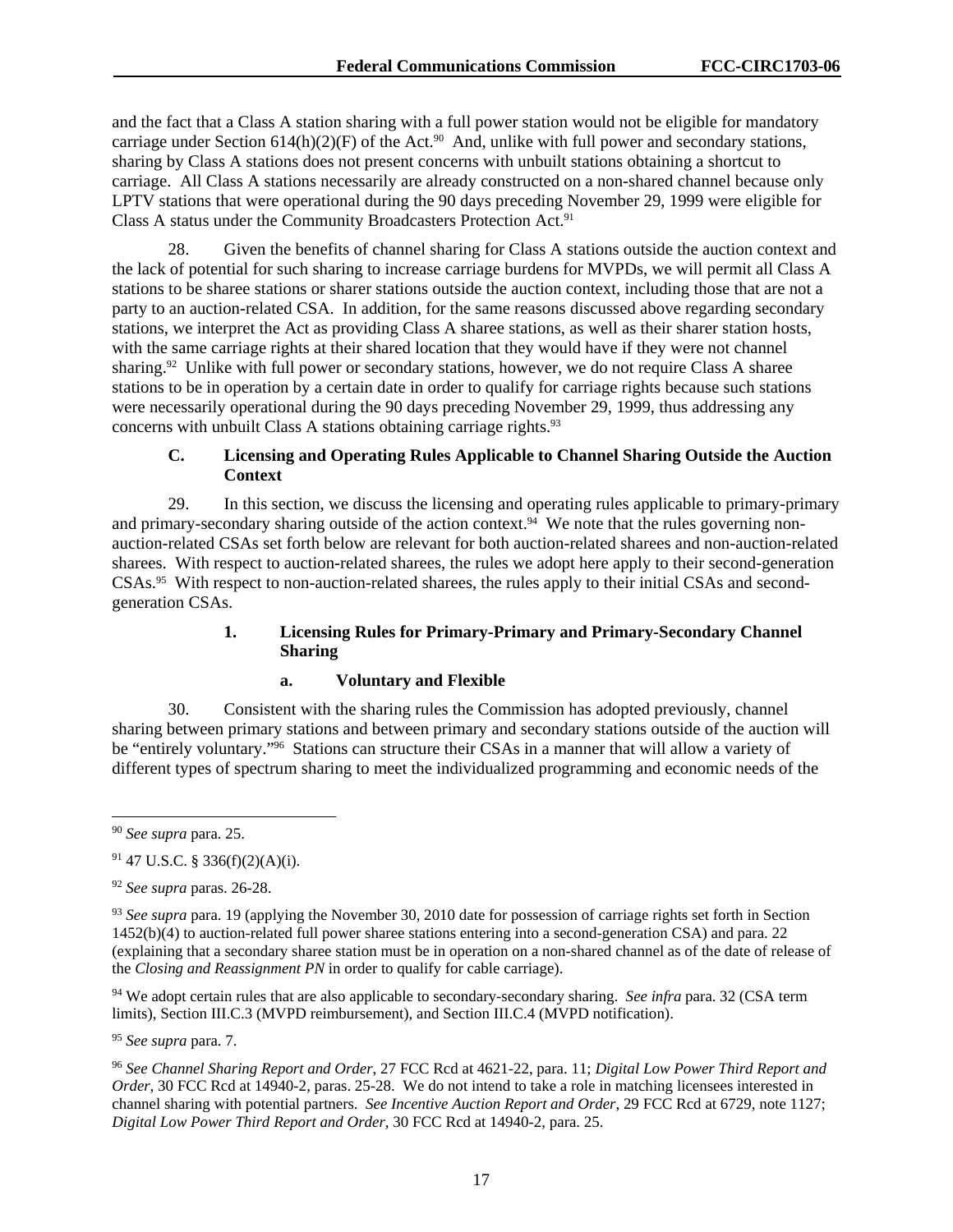and the fact that a Class A station sharing with a full power station would not be eligible for mandatory carriage under Section 614(h)(2)(F) of the Act.[90] And, unlike with full power and secondary stations, sharing by Class A stations does not present concerns with unbuilt stations obtaining a shortcut to carriage. All Class A stations necessarily are already constructed on a non-shared channel because only LPTV stations that were operational during the 90 days preceding November 29, 1999 were eligible for Class A status under the Community Broadcasters Protection Act.[91]

28. Given the benefits of channel sharing for Class A stations outside the auction context and the lack of potential for such sharing to increase carriage burdens for MVPDs, we will permit all Class A stations to be sharee stations or sharer stations outside the auction context, including those that are not a party to an auction-related CSA. In addition, for the same reasons discussed above regarding secondary stations, we interpret the Act as providing Class A sharee stations, as well as their sharer station hosts, with the same carriage rights at their shared location that they would have if they were not channel sharing.[92] Unlike with full power or secondary stations, however, we do not require Class A sharee stations to be in operation by a certain date in order to qualify for carriage rights because such stations were necessarily operational during the 90 days preceding November 29, 1999, thus addressing any concerns with unbuilt Class A stations obtaining carriage rights.[93]

### C. Licensing and Operating Rules Applicable to Channel Sharing Outside the Auction Context

29. In this section, we discuss the licensing and operating rules applicable to primary-primary and primary-secondary sharing outside of the action context.[94] We note that the rules governing non-auction-related CSAs set forth below are relevant for both auction-related sharees and non-auction-related sharees. With respect to auction-related sharees, the rules we adopt here apply to their second-generation CSAs.[95] With respect to non-auction-related sharees, the rules apply to their initial CSAs and second-generation CSAs.

#### 1. Licensing Rules for Primary-Primary and Primary-Secondary Channel Sharing

##### a. Voluntary and Flexible

30. Consistent with the sharing rules the Commission has adopted previously, channel sharing between primary stations and between primary and secondary stations outside of the auction will be "entirely voluntary."[96] Stations can structure their CSAs in a manner that will allow a variety of different types of spectrum sharing to meet the individualized programming and economic needs of the

---

[90] *See supra* para. 25.

[91] 47 U.S.C. § 336(f)(2)(A)(i).

[92] *See supra* paras. 26-28.

[93] *See supra* para. 19 (applying the November 30, 2010 date for possession of carriage rights set forth in Section 1452(b)(4) to auction-related full power sharee stations entering into a second-generation CSA) and para. 22 (explaining that a secondary sharee station must be in operation on a non-shared channel as of the date of release of the *Closing and Reassignment PN* in order to qualify for cable carriage).

[94] We adopt certain rules that are also applicable to secondary-secondary sharing. *See infra* para. 32 (CSA term limits), Section III.C.3 (MVPD reimbursement), and Section III.C.4 (MVPD notification).

[95] *See supra* para. 7.

[96] *See Channel Sharing Report and Order*, 27 FCC Rcd at 4621-22, para. 11; *Digital Low Power Third Report and Order*, 30 FCC Rcd at 14940-2, paras. 25-28. We do not intend to take a role in matching licensees interested in channel sharing with potential partners. *See Incentive Auction Report and Order*, 29 FCC Rcd at 6729, note 1127; *Digital Low Power Third Report and Order*, 30 FCC Rcd at 14940-2, para. 25.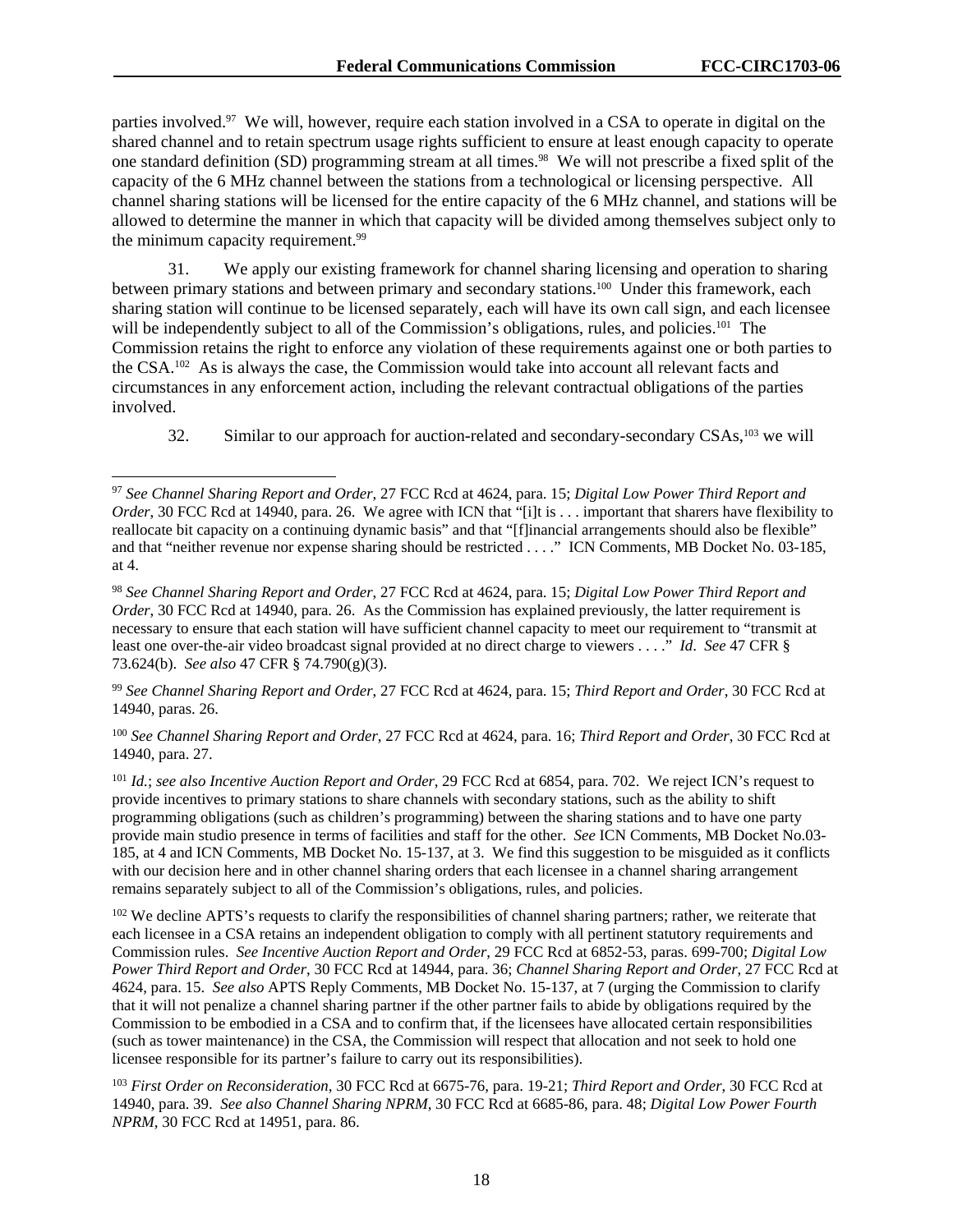parties involved.[97] We will, however, require each station involved in a CSA to operate in digital on the shared channel and to retain spectrum usage rights sufficient to ensure at least enough capacity to operate one standard definition (SD) programming stream at all times.[98] We will not prescribe a fixed split of the capacity of the 6 MHz channel between the stations from a technological or licensing perspective. All channel sharing stations will be licensed for the entire capacity of the 6 MHz channel, and stations will be allowed to determine the manner in which that capacity will be divided among themselves subject only to the minimum capacity requirement.[99]

31. We apply our existing framework for channel sharing licensing and operation to sharing between primary stations and between primary and secondary stations.[100] Under this framework, each sharing station will continue to be licensed separately, each will have its own call sign, and each licensee will be independently subject to all of the Commission's obligations, rules, and policies.[101] The Commission retains the right to enforce any violation of these requirements against one or both parties to the CSA.[102] As is always the case, the Commission would take into account all relevant facts and circumstances in any enforcement action, including the relevant contractual obligations of the parties involved.

32. Similar to our approach for auction-related and secondary-secondary CSAs,[103] we will

---

[97] *See Channel Sharing Report and Order*, 27 FCC Rcd at 4624, para. 15; *Digital Low Power Third Report and Order*, 30 FCC Rcd at 14940, para. 26. We agree with ICN that "[i]t is . . . important that sharers have flexibility to reallocate bit capacity on a continuing dynamic basis" and that "[f]inancial arrangements should also be flexible" and that "neither revenue nor expense sharing should be restricted . . . ." ICN Comments, MB Docket No. 03-185, at 4.

[98] *See Channel Sharing Report and Order*, 27 FCC Rcd at 4624, para. 15; *Digital Low Power Third Report and Order*, 30 FCC Rcd at 14940, para. 26. As the Commission has explained previously, the latter requirement is necessary to ensure that each station will have sufficient channel capacity to meet our requirement to "transmit at least one over-the-air video broadcast signal provided at no direct charge to viewers . . . ." *Id*. *See* 47 CFR § 73.624(b). *See also* 47 CFR § 74.790(g)(3).

[99] *See Channel Sharing Report and Order*, 27 FCC Rcd at 4624, para. 15; *Third Report and Order*, 30 FCC Rcd at 14940, paras. 26.

[100] *See Channel Sharing Report and Order*, 27 FCC Rcd at 4624, para. 16; *Third Report and Order*, 30 FCC Rcd at 14940, para. 27.

[101] *Id.*; *see also Incentive Auction Report and Order*, 29 FCC Rcd at 6854, para. 702. We reject ICN's request to provide incentives to primary stations to share channels with secondary stations, such as the ability to shift programming obligations (such as children's programming) between the sharing stations and to have one party provide main studio presence in terms of facilities and staff for the other. *See* ICN Comments, MB Docket No.03-185, at 4 and ICN Comments, MB Docket No. 15-137, at 3. We find this suggestion to be misguided as it conflicts with our decision here and in other channel sharing orders that each licensee in a channel sharing arrangement remains separately subject to all of the Commission's obligations, rules, and policies.

[102] We decline APTS's requests to clarify the responsibilities of channel sharing partners; rather, we reiterate that each licensee in a CSA retains an independent obligation to comply with all pertinent statutory requirements and Commission rules. *See Incentive Auction Report and Order*, 29 FCC Rcd at 6852-53, paras. 699-700; *Digital Low Power Third Report and Order*, 30 FCC Rcd at 14944, para. 36; *Channel Sharing Report and Order*, 27 FCC Rcd at 4624, para. 15. *See also* APTS Reply Comments, MB Docket No. 15-137, at 7 (urging the Commission to clarify that it will not penalize a channel sharing partner if the other partner fails to abide by obligations required by the Commission to be embodied in a CSA and to confirm that, if the licensees have allocated certain responsibilities (such as tower maintenance) in the CSA, the Commission will respect that allocation and not seek to hold one licensee responsible for its partner's failure to carry out its responsibilities).

[103] *First Order on Reconsideration*, 30 FCC Rcd at 6675-76, para. 19-21; *Third Report and Order*, 30 FCC Rcd at 14940, para. 39. *See also Channel Sharing NPRM*, 30 FCC Rcd at 6685-86, para. 48; *Digital Low Power Fourth NPRM*, 30 FCC Rcd at 14951, para. 86.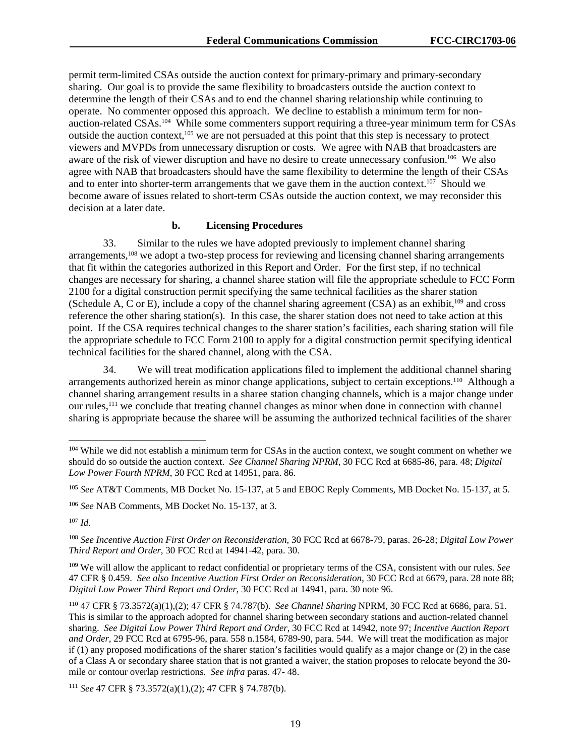permit term-limited CSAs outside the auction context for primary-primary and primary-secondary sharing. Our goal is to provide the same flexibility to broadcasters outside the auction context to determine the length of their CSAs and to end the channel sharing relationship while continuing to operate. No commenter opposed this approach. We decline to establish a minimum term for non-auction-related CSAs.[104] While some commenters support requiring a three-year minimum term for CSAs outside the auction context,[105] we are not persuaded at this point that this step is necessary to protect viewers and MVPDs from unnecessary disruption or costs. We agree with NAB that broadcasters are aware of the risk of viewer disruption and have no desire to create unnecessary confusion.[106] We also agree with NAB that broadcasters should have the same flexibility to determine the length of their CSAs and to enter into shorter-term arrangements that we gave them in the auction context.[107] Should we become aware of issues related to short-term CSAs outside the auction context, we may reconsider this decision at a later date.

**b. Licensing Procedures**

33. Similar to the rules we have adopted previously to implement channel sharing arrangements,[108] we adopt a two-step process for reviewing and licensing channel sharing arrangements that fit within the categories authorized in this Report and Order. For the first step, if no technical changes are necessary for sharing, a channel sharee station will file the appropriate schedule to FCC Form 2100 for a digital construction permit specifying the same technical facilities as the sharer station (Schedule A, C or E), include a copy of the channel sharing agreement (CSA) as an exhibit,[109] and cross reference the other sharing station(s). In this case, the sharer station does not need to take action at this point. If the CSA requires technical changes to the sharer station's facilities, each sharing station will file the appropriate schedule to FCC Form 2100 to apply for a digital construction permit specifying identical technical facilities for the shared channel, along with the CSA.

34. We will treat modification applications filed to implement the additional channel sharing arrangements authorized herein as minor change applications, subject to certain exceptions.[110] Although a channel sharing arrangement results in a sharee station changing channels, which is a major change under our rules,[111] we conclude that treating channel changes as minor when done in connection with channel sharing is appropriate because the sharee will be assuming the authorized technical facilities of the sharer

---

[104] While we did not establish a minimum term for CSAs in the auction context, we sought comment on whether we should do so outside the auction context. *See Channel Sharing NPRM*, 30 FCC Rcd at 6685-86, para. 48; *Digital Low Power Fourth NPRM*, 30 FCC Rcd at 14951, para. 86.

[105] *See* AT&T Comments, MB Docket No. 15-137, at 5 and EBOC Reply Comments, MB Docket No. 15-137, at 5.

[106] *See* NAB Comments, MB Docket No. 15-137, at 3.

[107] *Id.*

[108] *See Incentive Auction First Order on Reconsideration*, 30 FCC Rcd at 6678-79, paras. 26-28; *Digital Low Power Third Report and Order*, 30 FCC Rcd at 14941-42, para. 30.

[109] We will allow the applicant to redact confidential or proprietary terms of the CSA, consistent with our rules. *See* 47 CFR § 0.459. *See also Incentive Auction First Order on Reconsideration*, 30 FCC Rcd at 6679, para. 28 note 88; *Digital Low Power Third Report and Order*, 30 FCC Rcd at 14941, para. 30 note 96.

[110] 47 CFR § 73.3572(a)(1),(2); 47 CFR § 74.787(b). *See Channel Sharing* NPRM, 30 FCC Rcd at 6686, para. 51. This is similar to the approach adopted for channel sharing between secondary stations and auction-related channel sharing. *See Digital Low Power Third Report and Order*, 30 FCC Rcd at 14942, note 97; *Incentive Auction Report and Order*, 29 FCC Rcd at 6795-96, para. 558 n.1584, 6789-90, para. 544. We will treat the modification as major if (1) any proposed modifications of the sharer station's facilities would qualify as a major change or (2) in the case of a Class A or secondary sharee station that is not granted a waiver, the station proposes to relocate beyond the 30-mile or contour overlap restrictions. *See infra* paras. 47- 48.

[111] *See* 47 CFR § 73.3572(a)(1),(2); 47 CFR § 74.787(b).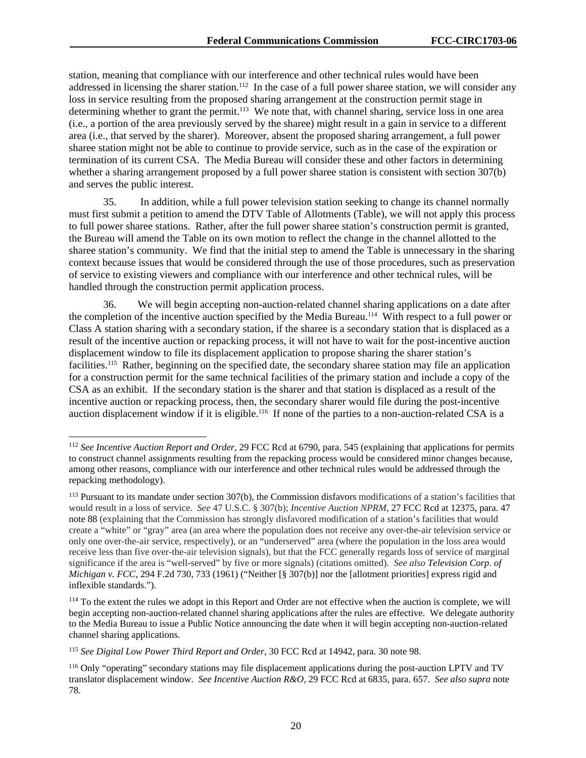station, meaning that compliance with our interference and other technical rules would have been addressed in licensing the sharer station.[112] In the case of a full power sharee station, we will consider any loss in service resulting from the proposed sharing arrangement at the construction permit stage in determining whether to grant the permit.[113] We note that, with channel sharing, service loss in one area (i.e., a portion of the area previously served by the sharee) might result in a gain in service to a different area (i.e., that served by the sharer). Moreover, absent the proposed sharing arrangement, a full power sharee station might not be able to continue to provide service, such as in the case of the expiration or termination of its current CSA. The Media Bureau will consider these and other factors in determining whether a sharing arrangement proposed by a full power sharee station is consistent with section 307(b) and serves the public interest.

35. In addition, while a full power television station seeking to change its channel normally must first submit a petition to amend the DTV Table of Allotments (Table), we will not apply this process to full power sharee stations. Rather, after the full power sharee station's construction permit is granted, the Bureau will amend the Table on its own motion to reflect the change in the channel allotted to the sharee station's community. We find that the initial step to amend the Table is unnecessary in the sharing context because issues that would be considered through the use of those procedures, such as preservation of service to existing viewers and compliance with our interference and other technical rules, will be handled through the construction permit application process.

36. We will begin accepting non-auction-related channel sharing applications on a date after the completion of the incentive auction specified by the Media Bureau.[114] With respect to a full power or Class A station sharing with a secondary station, if the sharee is a secondary station that is displaced as a result of the incentive auction or repacking process, it will not have to wait for the post-incentive auction displacement window to file its displacement application to propose sharing the sharer station's facilities.[115] Rather, beginning on the specified date, the secondary sharee station may file an application for a construction permit for the same technical facilities of the primary station and include a copy of the CSA as an exhibit. If the secondary station is the sharer and that station is displaced as a result of the incentive auction or repacking process, then, the secondary sharer would file during the post-incentive auction displacement window if it is eligible.[116] If none of the parties to a non-auction-related CSA is a

---

[112] *See Incentive Auction Report and Order*, 29 FCC Rcd at 6790, para. 545 (explaining that applications for permits to construct channel assignments resulting from the repacking process would be considered minor changes because, among other reasons, compliance with our interference and other technical rules would be addressed through the repacking methodology).

[113] Pursuant to its mandate under section 307(b), the Commission disfavors modifications of a station's facilities that would result in a loss of service. *See* 47 U.S.C. § 307(b); *Incentive Auction NPRM*, 27 FCC Rcd at 12375, para. 47 note 88 (explaining that the Commission has strongly disfavored modification of a station's facilities that would create a "white" or "gray" area (an area where the population does not receive any over-the-air television service or only one over-the-air service, respectively), or an "underserved" area (where the population in the loss area would receive less than five over-the-air television signals), but that the FCC generally regards loss of service of marginal significance if the area is "well-served" by five or more signals) (citations omitted). *See also Television Corp. of Michigan v. FCC*, 294 F.2d 730, 733 (1961) ("Neither [§ 307(b)] nor the [allotment priorities] express rigid and inflexible standards.").

[114] To the extent the rules we adopt in this Report and Order are not effective when the auction is complete, we will begin accepting non-auction-related channel sharing applications after the rules are effective. We delegate authority to the Media Bureau to issue a Public Notice announcing the date when it will begin accepting non-auction-related channel sharing applications.

[115] *See Digital Low Power Third Report and Order*, 30 FCC Rcd at 14942, para. 30 note 98.

[116] Only "operating" secondary stations may file displacement applications during the post-auction LPTV and TV translator displacement window. *See Incentive Auction R&O*, 29 FCC Rcd at 6835, para. 657. *See also supra* note 78.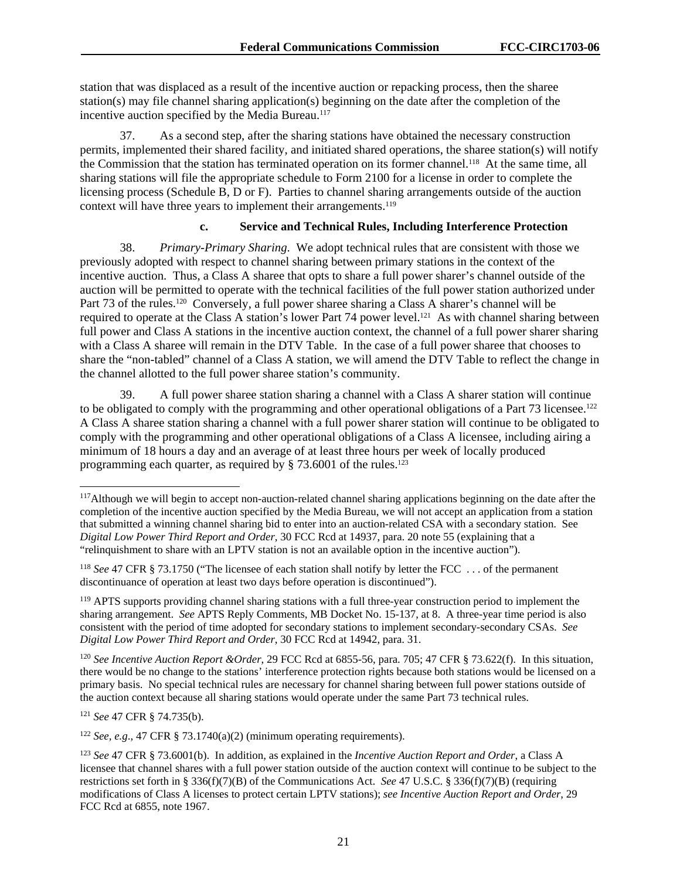station that was displaced as a result of the incentive auction or repacking process, then the sharee station(s) may file channel sharing application(s) beginning on the date after the completion of the incentive auction specified by the Media Bureau.[117]

37. As a second step, after the sharing stations have obtained the necessary construction permits, implemented their shared facility, and initiated shared operations, the sharee station(s) will notify the Commission that the station has terminated operation on its former channel.[118] At the same time, all sharing stations will file the appropriate schedule to Form 2100 for a license in order to complete the licensing process (Schedule B, D or F). Parties to channel sharing arrangements outside of the auction context will have three years to implement their arrangements.[119]

#### c. Service and Technical Rules, Including Interference Protection

38. *Primary-Primary Sharing*. We adopt technical rules that are consistent with those we previously adopted with respect to channel sharing between primary stations in the context of the incentive auction. Thus, a Class A sharee that opts to share a full power sharer's channel outside of the auction will be permitted to operate with the technical facilities of the full power station authorized under Part 73 of the rules.[120] Conversely, a full power sharee sharing a Class A sharer's channel will be required to operate at the Class A station's lower Part 74 power level.[121] As with channel sharing between full power and Class A stations in the incentive auction context, the channel of a full power sharer sharing with a Class A sharee will remain in the DTV Table. In the case of a full power sharee that chooses to share the "non-tabled" channel of a Class A station, we will amend the DTV Table to reflect the change in the channel allotted to the full power sharee station's community.

39. A full power sharee station sharing a channel with a Class A sharer station will continue to be obligated to comply with the programming and other operational obligations of a Part 73 licensee.[122] A Class A sharee station sharing a channel with a full power sharer station will continue to be obligated to comply with the programming and other operational obligations of a Class A licensee, including airing a minimum of 18 hours a day and an average of at least three hours per week of locally produced programming each quarter, as required by § 73.6001 of the rules.[123]

---

[117] Although we will begin to accept non-auction-related channel sharing applications beginning on the date after the completion of the incentive auction specified by the Media Bureau, we will not accept an application from a station that submitted a winning channel sharing bid to enter into an auction-related CSA with a secondary station. See *Digital Low Power Third Report and Order*, 30 FCC Rcd at 14937, para. 20 note 55 (explaining that a "relinquishment to share with an LPTV station is not an available option in the incentive auction").

[118] *See* 47 CFR § 73.1750 ("The licensee of each station shall notify by letter the FCC . . . of the permanent discontinuance of operation at least two days before operation is discontinued").

[119] APTS supports providing channel sharing stations with a full three-year construction period to implement the sharing arrangement. *See* APTS Reply Comments, MB Docket No. 15-137, at 8. A three-year time period is also consistent with the period of time adopted for secondary stations to implement secondary-secondary CSAs. *See Digital Low Power Third Report and Order*, 30 FCC Rcd at 14942, para. 31.

[120] *See Incentive Auction Report &Order*, 29 FCC Rcd at 6855-56, para. 705; 47 CFR § 73.622(f). In this situation, there would be no change to the stations' interference protection rights because both stations would be licensed on a primary basis. No special technical rules are necessary for channel sharing between full power stations outside of the auction context because all sharing stations would operate under the same Part 73 technical rules.

[121] *See* 47 CFR § 74.735(b).

[122] *See, e.g*., 47 CFR § 73.1740(a)(2) (minimum operating requirements).

[123] *See* 47 CFR § 73.6001(b). In addition, as explained in the *Incentive Auction Report and Order*, a Class A licensee that channel shares with a full power station outside of the auction context will continue to be subject to the restrictions set forth in § 336(f)(7)(B) of the Communications Act. *See* 47 U.S.C. § 336(f)(7)(B) (requiring modifications of Class A licenses to protect certain LPTV stations); *see Incentive Auction Report and Order*, 29 FCC Rcd at 6855, note 1967.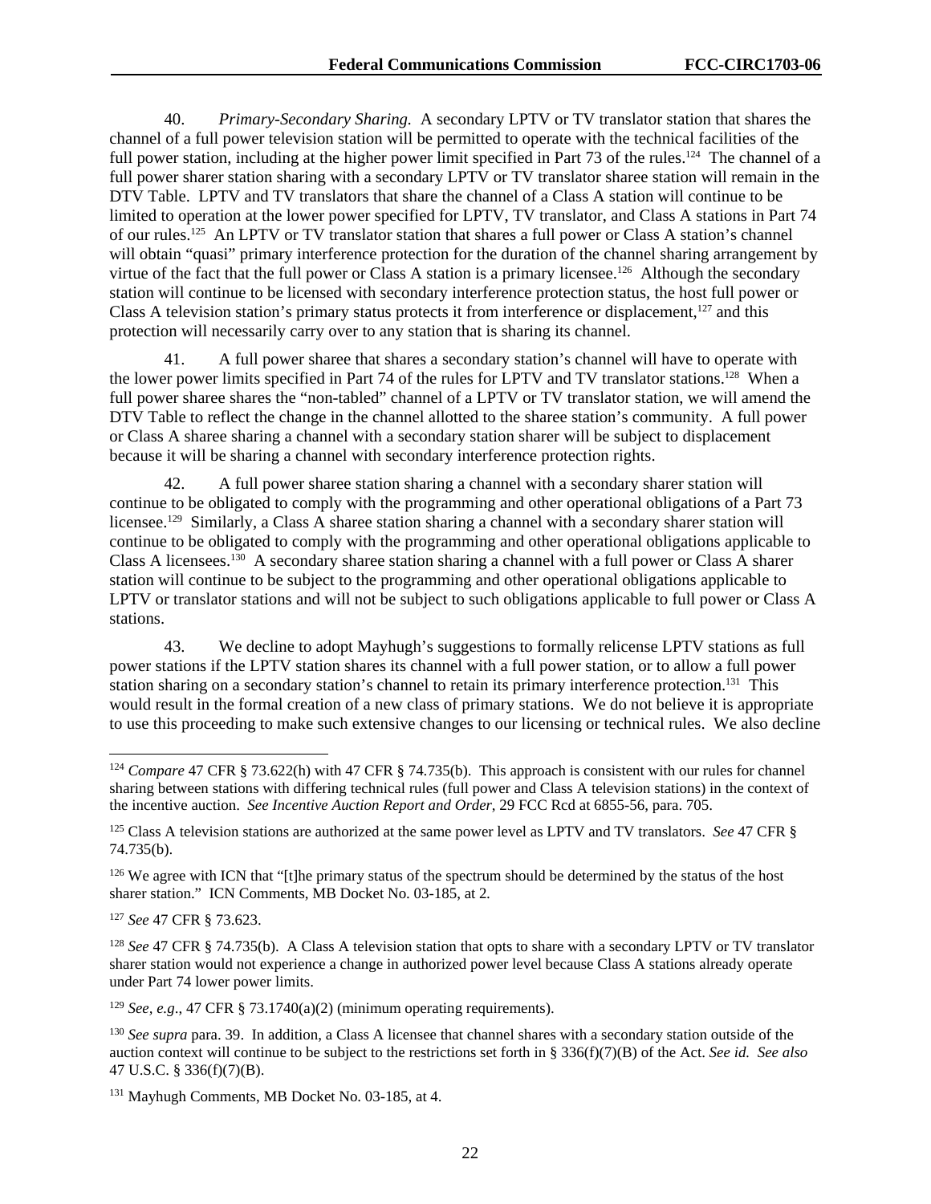40. *Primary-Secondary Sharing.* A secondary LPTV or TV translator station that shares the channel of a full power television station will be permitted to operate with the technical facilities of the full power station, including at the higher power limit specified in Part 73 of the rules.[124] The channel of a full power sharer station sharing with a secondary LPTV or TV translator sharee station will remain in the DTV Table. LPTV and TV translators that share the channel of a Class A station will continue to be limited to operation at the lower power specified for LPTV, TV translator, and Class A stations in Part 74 of our rules.[125] An LPTV or TV translator station that shares a full power or Class A station's channel will obtain "quasi" primary interference protection for the duration of the channel sharing arrangement by virtue of the fact that the full power or Class A station is a primary licensee.[126] Although the secondary station will continue to be licensed with secondary interference protection status, the host full power or Class A television station's primary status protects it from interference or displacement,[127] and this protection will necessarily carry over to any station that is sharing its channel.

41. A full power sharee that shares a secondary station's channel will have to operate with the lower power limits specified in Part 74 of the rules for LPTV and TV translator stations.[128] When a full power sharee shares the "non-tabled" channel of a LPTV or TV translator station, we will amend the DTV Table to reflect the change in the channel allotted to the sharee station's community. A full power or Class A sharee sharing a channel with a secondary station sharer will be subject to displacement because it will be sharing a channel with secondary interference protection rights.

42. A full power sharee station sharing a channel with a secondary sharer station will continue to be obligated to comply with the programming and other operational obligations of a Part 73 licensee.[129] Similarly, a Class A sharee station sharing a channel with a secondary sharer station will continue to be obligated to comply with the programming and other operational obligations applicable to Class A licensees.[130] A secondary sharee station sharing a channel with a full power or Class A sharer station will continue to be subject to the programming and other operational obligations applicable to LPTV or translator stations and will not be subject to such obligations applicable to full power or Class A stations.

43. We decline to adopt Mayhugh's suggestions to formally relicense LPTV stations as full power stations if the LPTV station shares its channel with a full power station, or to allow a full power station sharing on a secondary station's channel to retain its primary interference protection.[131] This would result in the formal creation of a new class of primary stations. We do not believe it is appropriate to use this proceeding to make such extensive changes to our licensing or technical rules. We also decline

---

[124] *Compare* 47 CFR § 73.622(h) with 47 CFR § 74.735(b). This approach is consistent with our rules for channel sharing between stations with differing technical rules (full power and Class A television stations) in the context of the incentive auction. *See Incentive Auction Report and Order*, 29 FCC Rcd at 6855-56, para. 705.

[125] Class A television stations are authorized at the same power level as LPTV and TV translators. *See* 47 CFR § 74.735(b).

[126] We agree with ICN that "[t]he primary status of the spectrum should be determined by the status of the host sharer station." ICN Comments, MB Docket No. 03-185, at 2.

[127] *See* 47 CFR § 73.623.

[128] *See* 47 CFR § 74.735(b). A Class A television station that opts to share with a secondary LPTV or TV translator sharer station would not experience a change in authorized power level because Class A stations already operate under Part 74 lower power limits.

[129] *See, e.g.*, 47 CFR § 73.1740(a)(2) (minimum operating requirements).

[130] *See supra* para. 39. In addition, a Class A licensee that channel shares with a secondary station outside of the auction context will continue to be subject to the restrictions set forth in § 336(f)(7)(B) of the Act. *See id. See also* 47 U.S.C. § 336(f)(7)(B).

[131] Mayhugh Comments, MB Docket No. 03-185, at 4.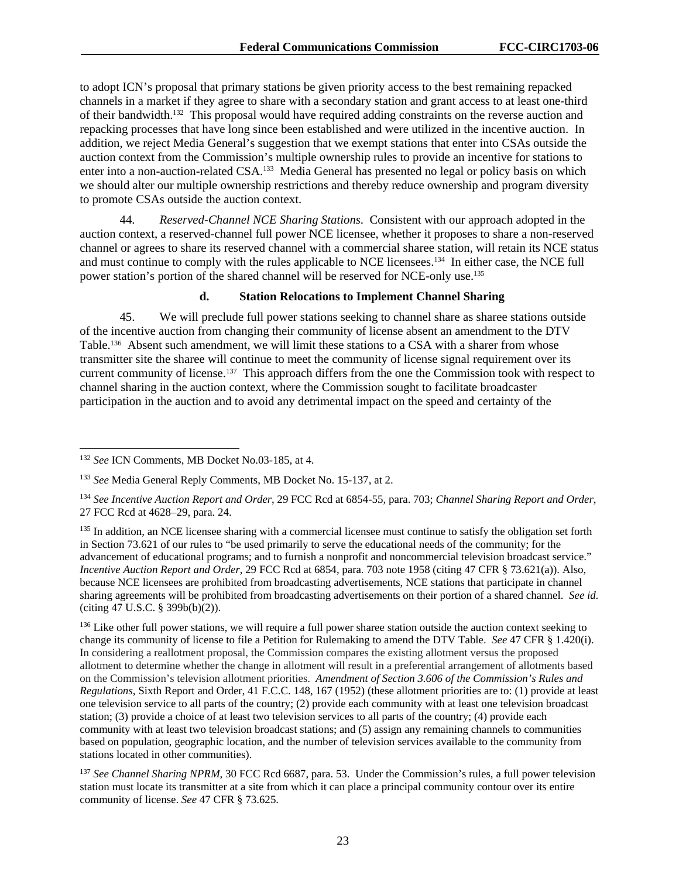to adopt ICN's proposal that primary stations be given priority access to the best remaining repacked channels in a market if they agree to share with a secondary station and grant access to at least one-third of their bandwidth.[132] This proposal would have required adding constraints on the reverse auction and repacking processes that have long since been established and were utilized in the incentive auction. In addition, we reject Media General's suggestion that we exempt stations that enter into CSAs outside the auction context from the Commission's multiple ownership rules to provide an incentive for stations to enter into a non-auction-related CSA.[133] Media General has presented no legal or policy basis on which we should alter our multiple ownership restrictions and thereby reduce ownership and program diversity to promote CSAs outside the auction context.

44. *Reserved-Channel NCE Sharing Stations*. Consistent with our approach adopted in the auction context, a reserved-channel full power NCE licensee, whether it proposes to share a non-reserved channel or agrees to share its reserved channel with a commercial sharee station, will retain its NCE status and must continue to comply with the rules applicable to NCE licensees.[134] In either case, the NCE full power station's portion of the shared channel will be reserved for NCE-only use.[135]

#### d. Station Relocations to Implement Channel Sharing

45. We will preclude full power stations seeking to channel share as sharee stations outside of the incentive auction from changing their community of license absent an amendment to the DTV Table.[136] Absent such amendment, we will limit these stations to a CSA with a sharer from whose transmitter site the sharee will continue to meet the community of license signal requirement over its current community of license.[137] This approach differs from the one the Commission took with respect to channel sharing in the auction context, where the Commission sought to facilitate broadcaster participation in the auction and to avoid any detrimental impact on the speed and certainty of the

---

[132] *See* ICN Comments, MB Docket No.03-185, at 4.

[133] *See* Media General Reply Comments, MB Docket No. 15-137, at 2.

[134] *See Incentive Auction Report and Order*, 29 FCC Rcd at 6854-55, para. 703; *Channel Sharing Report and Order*, 27 FCC Rcd at 4628–29, para. 24.

[135] In addition, an NCE licensee sharing with a commercial licensee must continue to satisfy the obligation set forth in Section 73.621 of our rules to "be used primarily to serve the educational needs of the community; for the advancement of educational programs; and to furnish a nonprofit and noncommercial television broadcast service." *Incentive Auction Report and Order*, 29 FCC Rcd at 6854, para. 703 note 1958 (citing 47 CFR § 73.621(a)). Also, because NCE licensees are prohibited from broadcasting advertisements, NCE stations that participate in channel sharing agreements will be prohibited from broadcasting advertisements on their portion of a shared channel. *See id.* (citing 47 U.S.C. § 399b(b)(2)).

[136] Like other full power stations, we will require a full power sharee station outside the auction context seeking to change its community of license to file a Petition for Rulemaking to amend the DTV Table. *See* 47 CFR § 1.420(i). In considering a reallotment proposal, the Commission compares the existing allotment versus the proposed allotment to determine whether the change in allotment will result in a preferential arrangement of allotments based on the Commission's television allotment priorities. *Amendment of Section 3.606 of the Commission's Rules and Regulations*, Sixth Report and Order, 41 F.C.C. 148, 167 (1952) (these allotment priorities are to: (1) provide at least one television service to all parts of the country; (2) provide each community with at least one television broadcast station; (3) provide a choice of at least two television services to all parts of the country; (4) provide each community with at least two television broadcast stations; and (5) assign any remaining channels to communities based on population, geographic location, and the number of television services available to the community from stations located in other communities).

[137] *See Channel Sharing NPRM*, 30 FCC Rcd 6687, para. 53. Under the Commission's rules, a full power television station must locate its transmitter at a site from which it can place a principal community contour over its entire community of license. *See* 47 CFR § 73.625.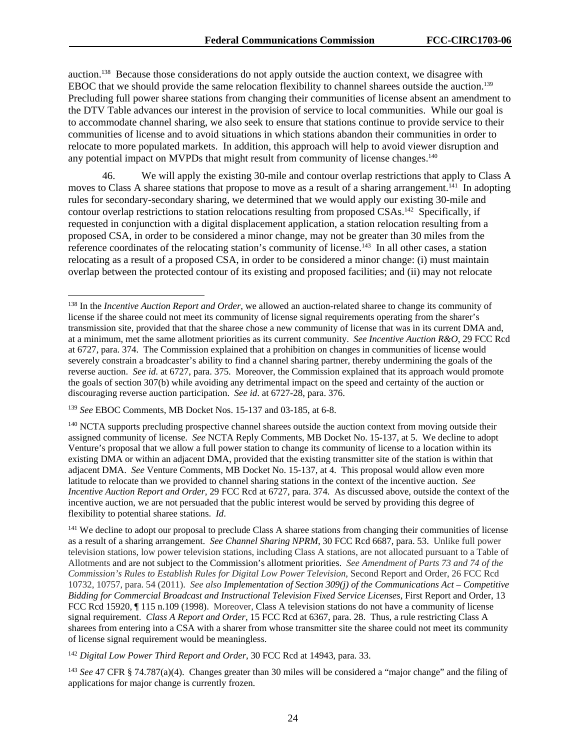auction.[138] Because those considerations do not apply outside the auction context, we disagree with EBOC that we should provide the same relocation flexibility to channel sharees outside the auction.[139] Precluding full power sharee stations from changing their communities of license absent an amendment to the DTV Table advances our interest in the provision of service to local communities. While our goal is to accommodate channel sharing, we also seek to ensure that stations continue to provide service to their communities of license and to avoid situations in which stations abandon their communities in order to relocate to more populated markets. In addition, this approach will help to avoid viewer disruption and any potential impact on MVPDs that might result from community of license changes.[140]

46. We will apply the existing 30-mile and contour overlap restrictions that apply to Class A moves to Class A sharee stations that propose to move as a result of a sharing arrangement.[141] In adopting rules for secondary-secondary sharing, we determined that we would apply our existing 30-mile and contour overlap restrictions to station relocations resulting from proposed CSAs.[142] Specifically, if requested in conjunction with a digital displacement application, a station relocation resulting from a proposed CSA, in order to be considered a minor change, may not be greater than 30 miles from the reference coordinates of the relocating station's community of license.[143] In all other cases, a station relocating as a result of a proposed CSA, in order to be considered a minor change: (i) must maintain overlap between the protected contour of its existing and proposed facilities; and (ii) may not relocate

---

[138] In the *Incentive Auction Report and Order*, we allowed an auction-related sharee to change its community of license if the sharee could not meet its community of license signal requirements operating from the sharer's transmission site, provided that that the sharee chose a new community of license that was in its current DMA and, at a minimum, met the same allotment priorities as its current community. *See Incentive Auction R&O*, 29 FCC Rcd at 6727, para. 374. The Commission explained that a prohibition on changes in communities of license would severely constrain a broadcaster's ability to find a channel sharing partner, thereby undermining the goals of the reverse auction. *See id.* at 6727, para. 375. Moreover, the Commission explained that its approach would promote the goals of section 307(b) while avoiding any detrimental impact on the speed and certainty of the auction or discouraging reverse auction participation. *See id*. at 6727-28, para. 376.

[139] *See* EBOC Comments, MB Docket Nos. 15-137 and 03-185, at 6-8.

[140] NCTA supports precluding prospective channel sharees outside the auction context from moving outside their assigned community of license. *See* NCTA Reply Comments, MB Docket No. 15-137, at 5. We decline to adopt Venture's proposal that we allow a full power station to change its community of license to a location within its existing DMA or within an adjacent DMA, provided that the existing transmitter site of the station is within that adjacent DMA. *See* Venture Comments, MB Docket No. 15-137, at 4. This proposal would allow even more latitude to relocate than we provided to channel sharing stations in the context of the incentive auction. *See Incentive Auction Report and Order*, 29 FCC Rcd at 6727, para. 374. As discussed above, outside the context of the incentive auction, we are not persuaded that the public interest would be served by providing this degree of flexibility to potential sharee stations. *Id*.

[141] We decline to adopt our proposal to preclude Class A sharee stations from changing their communities of license as a result of a sharing arrangement. *See Channel Sharing NPRM*, 30 FCC Rcd 6687, para. 53. Unlike full power television stations, low power television stations, including Class A stations, are not allocated pursuant to a Table of Allotments and are not subject to the Commission's allotment priorities. *See Amendment of Parts 73 and 74 of the Commission's Rules to Establish Rules for Digital Low Power Television*, Second Report and Order, 26 FCC Rcd 10732, 10757, para. 54 (2011). *See also Implementation of Section 309(j) of the Communications Act – Competitive Bidding for Commercial Broadcast and Instructional Television Fixed Service Licenses*, First Report and Order, 13 FCC Rcd 15920, ¶ 115 n.109 (1998). Moreover, Class A television stations do not have a community of license signal requirement. *Class A Report and Order*, 15 FCC Rcd at 6367, para. 28. Thus, a rule restricting Class A sharees from entering into a CSA with a sharer from whose transmitter site the sharee could not meet its community of license signal requirement would be meaningless.

[142] *Digital Low Power Third Report and Order*, 30 FCC Rcd at 14943, para. 33.

[143] *See* 47 CFR § 74.787(a)(4). Changes greater than 30 miles will be considered a "major change" and the filing of applications for major change is currently frozen.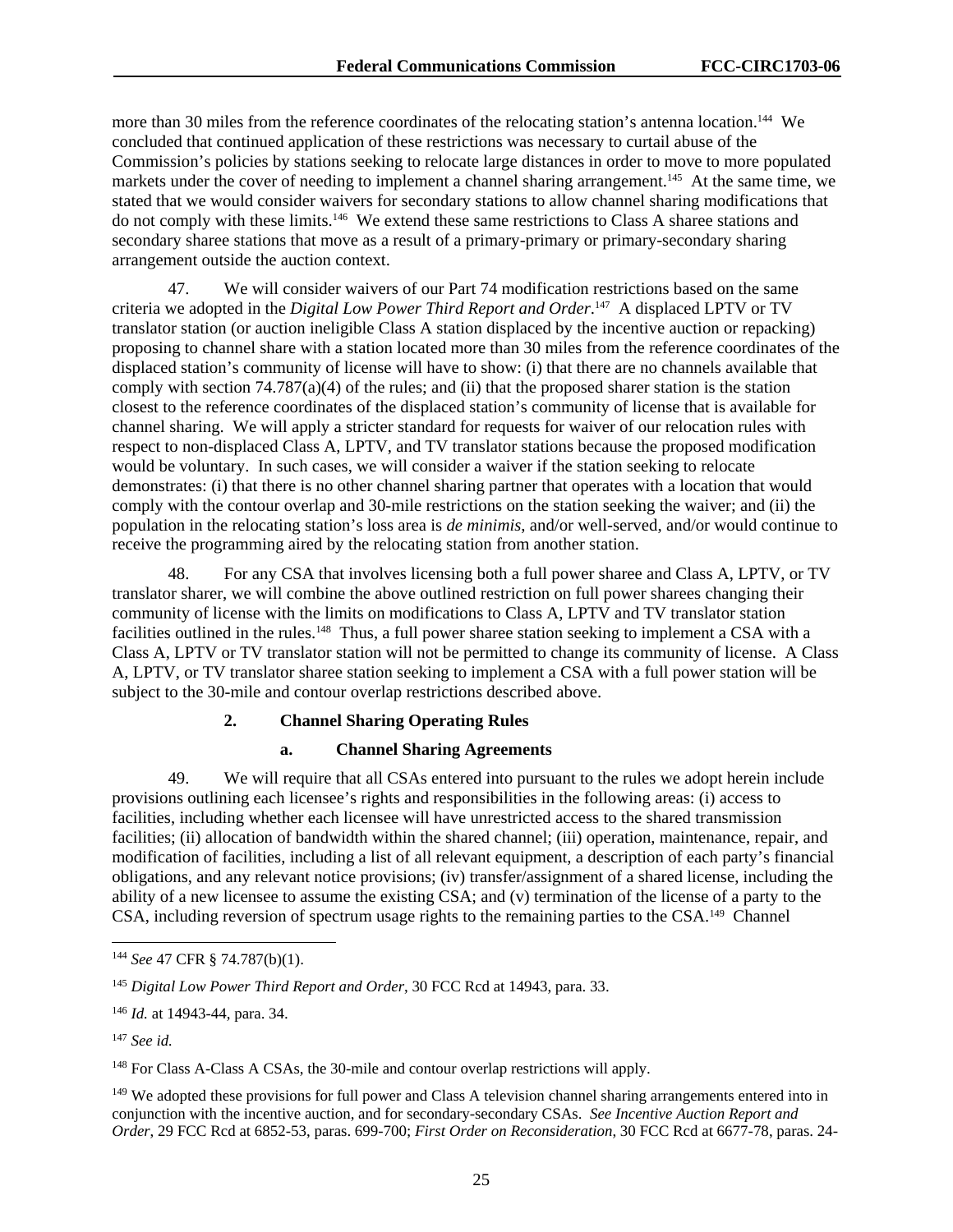more than 30 miles from the reference coordinates of the relocating station's antenna location.[144] We concluded that continued application of these restrictions was necessary to curtail abuse of the Commission's policies by stations seeking to relocate large distances in order to move to more populated markets under the cover of needing to implement a channel sharing arrangement.[145] At the same time, we stated that we would consider waivers for secondary stations to allow channel sharing modifications that do not comply with these limits.[146] We extend these same restrictions to Class A sharee stations and secondary sharee stations that move as a result of a primary-primary or primary-secondary sharing arrangement outside the auction context.

47. We will consider waivers of our Part 74 modification restrictions based on the same criteria we adopted in the *Digital Low Power Third Report and Order*.[147] A displaced LPTV or TV translator station (or auction ineligible Class A station displaced by the incentive auction or repacking) proposing to channel share with a station located more than 30 miles from the reference coordinates of the displaced station's community of license will have to show: (i) that there are no channels available that comply with section 74.787(a)(4) of the rules; and (ii) that the proposed sharer station is the station closest to the reference coordinates of the displaced station's community of license that is available for channel sharing. We will apply a stricter standard for requests for waiver of our relocation rules with respect to non-displaced Class A, LPTV, and TV translator stations because the proposed modification would be voluntary. In such cases, we will consider a waiver if the station seeking to relocate demonstrates: (i) that there is no other channel sharing partner that operates with a location that would comply with the contour overlap and 30-mile restrictions on the station seeking the waiver; and (ii) the population in the relocating station's loss area is *de minimis*, and/or well-served, and/or would continue to receive the programming aired by the relocating station from another station.

48. For any CSA that involves licensing both a full power sharee and Class A, LPTV, or TV translator sharer, we will combine the above outlined restriction on full power sharees changing their community of license with the limits on modifications to Class A, LPTV and TV translator station facilities outlined in the rules.[148] Thus, a full power sharee station seeking to implement a CSA with a Class A, LPTV or TV translator station will not be permitted to change its community of license. A Class A, LPTV, or TV translator sharee station seeking to implement a CSA with a full power station will be subject to the 30-mile and contour overlap restrictions described above.

### 2. Channel Sharing Operating Rules

#### a. Channel Sharing Agreements

49. We will require that all CSAs entered into pursuant to the rules we adopt herein include provisions outlining each licensee's rights and responsibilities in the following areas: (i) access to facilities, including whether each licensee will have unrestricted access to the shared transmission facilities; (ii) allocation of bandwidth within the shared channel; (iii) operation, maintenance, repair, and modification of facilities, including a list of all relevant equipment, a description of each party's financial obligations, and any relevant notice provisions; (iv) transfer/assignment of a shared license, including the ability of a new licensee to assume the existing CSA; and (v) termination of the license of a party to the CSA, including reversion of spectrum usage rights to the remaining parties to the CSA.[149] Channel

---

[144] *See* 47 CFR § 74.787(b)(1).

[145] *Digital Low Power Third Report and Order*, 30 FCC Rcd at 14943, para. 33.

[146] *Id.* at 14943-44, para. 34.

[147] *See id.*

[148] For Class A-Class A CSAs, the 30-mile and contour overlap restrictions will apply.

[149] We adopted these provisions for full power and Class A television channel sharing arrangements entered into in conjunction with the incentive auction, and for secondary-secondary CSAs. *See Incentive Auction Report and Order*, 29 FCC Rcd at 6852-53, paras. 699-700; *First Order on Reconsideration*, 30 FCC Rcd at 6677-78, paras. 24-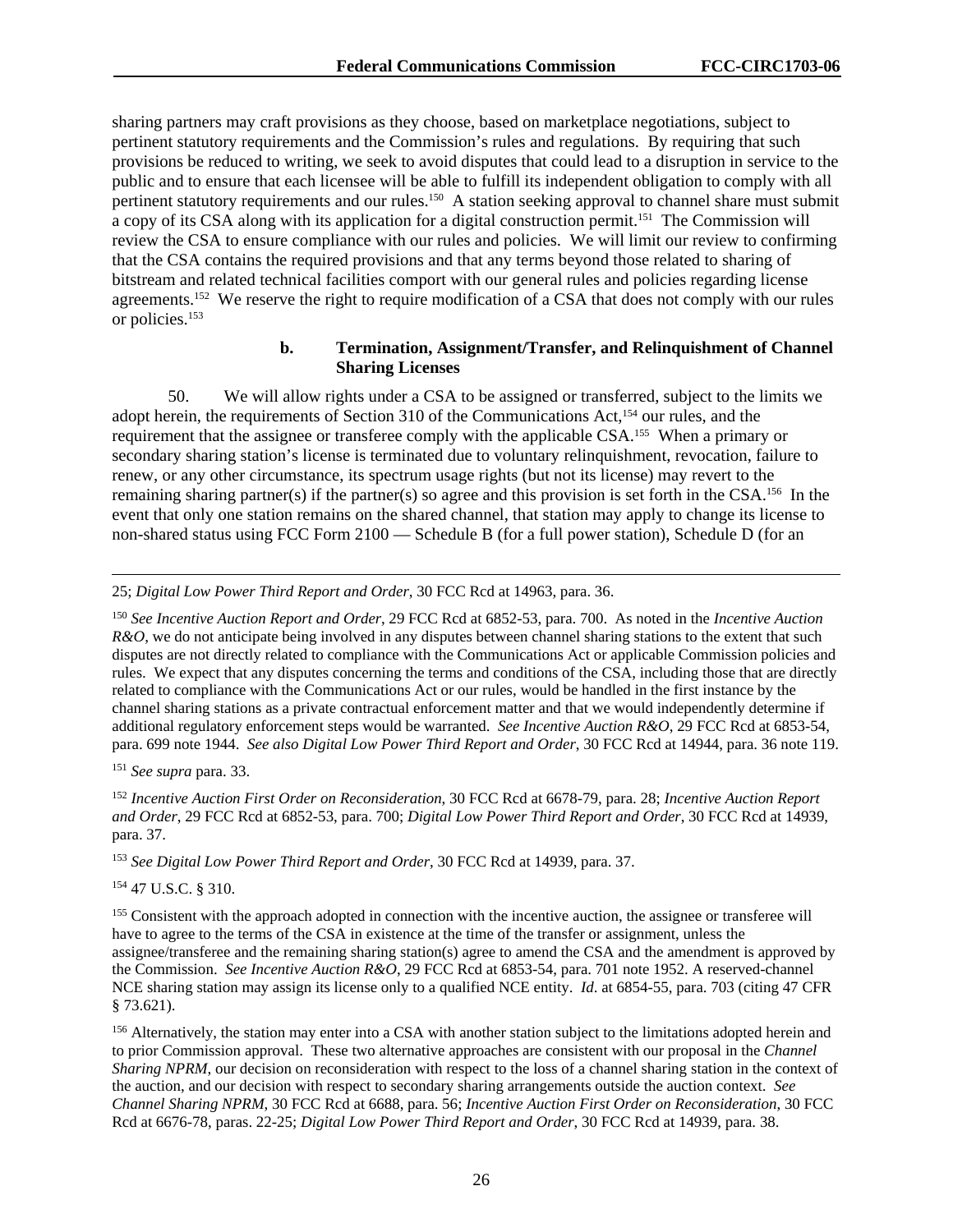sharing partners may craft provisions as they choose, based on marketplace negotiations, subject to pertinent statutory requirements and the Commission's rules and regulations. By requiring that such provisions be reduced to writing, we seek to avoid disputes that could lead to a disruption in service to the public and to ensure that each licensee will be able to fulfill its independent obligation to comply with all pertinent statutory requirements and our rules.[150] A station seeking approval to channel share must submit a copy of its CSA along with its application for a digital construction permit.[151] The Commission will review the CSA to ensure compliance with our rules and policies. We will limit our review to confirming that the CSA contains the required provisions and that any terms beyond those related to sharing of bitstream and related technical facilities comport with our general rules and policies regarding license agreements.[152] We reserve the right to require modification of a CSA that does not comply with our rules or policies.[153]

#### b. Termination, Assignment/Transfer, and Relinquishment of Channel Sharing Licenses

50. We will allow rights under a CSA to be assigned or transferred, subject to the limits we adopt herein, the requirements of Section 310 of the Communications Act,[154] our rules, and the requirement that the assignee or transferee comply with the applicable CSA.[155] When a primary or secondary sharing station's license is terminated due to voluntary relinquishment, revocation, failure to renew, or any other circumstance, its spectrum usage rights (but not its license) may revert to the remaining sharing partner(s) if the partner(s) so agree and this provision is set forth in the CSA.[156] In the event that only one station remains on the shared channel, that station may apply to change its license to non-shared status using FCC Form 2100 — Schedule B (for a full power station), Schedule D (for an

---

25; *Digital Low Power Third Report and Order*, 30 FCC Rcd at 14963, para. 36.

[150] *See Incentive Auction Report and Order*, 29 FCC Rcd at 6852-53, para. 700. As noted in the *Incentive Auction R&O*, we do not anticipate being involved in any disputes between channel sharing stations to the extent that such disputes are not directly related to compliance with the Communications Act or applicable Commission policies and rules. We expect that any disputes concerning the terms and conditions of the CSA, including those that are directly related to compliance with the Communications Act or our rules, would be handled in the first instance by the channel sharing stations as a private contractual enforcement matter and that we would independently determine if additional regulatory enforcement steps would be warranted. *See Incentive Auction R&O*, 29 FCC Rcd at 6853-54, para. 699 note 1944. *See also Digital Low Power Third Report and Order*, 30 FCC Rcd at 14944, para. 36 note 119.

[151] *See supra* para. 33.

[152] *Incentive Auction First Order on Reconsideration*, 30 FCC Rcd at 6678-79, para. 28; *Incentive Auction Report and Order*, 29 FCC Rcd at 6852-53, para. 700; *Digital Low Power Third Report and Order*, 30 FCC Rcd at 14939, para. 37.

[153] *See Digital Low Power Third Report and Order*, 30 FCC Rcd at 14939, para. 37.

[154] 47 U.S.C. § 310.

[155] Consistent with the approach adopted in connection with the incentive auction, the assignee or transferee will have to agree to the terms of the CSA in existence at the time of the transfer or assignment, unless the assignee/transferee and the remaining sharing station(s) agree to amend the CSA and the amendment is approved by the Commission. *See Incentive Auction R&O*, 29 FCC Rcd at 6853-54, para. 701 note 1952. A reserved-channel NCE sharing station may assign its license only to a qualified NCE entity. *Id*. at 6854-55, para. 703 (citing 47 CFR § 73.621).

[156] Alternatively, the station may enter into a CSA with another station subject to the limitations adopted herein and to prior Commission approval. These two alternative approaches are consistent with our proposal in the *Channel Sharing NPRM*, our decision on reconsideration with respect to the loss of a channel sharing station in the context of the auction, and our decision with respect to secondary sharing arrangements outside the auction context. *See Channel Sharing NPRM*, 30 FCC Rcd at 6688, para. 56; *Incentive Auction First Order on Reconsideration*, 30 FCC Rcd at 6676-78, paras. 22-25; *Digital Low Power Third Report and Order*, 30 FCC Rcd at 14939, para. 38.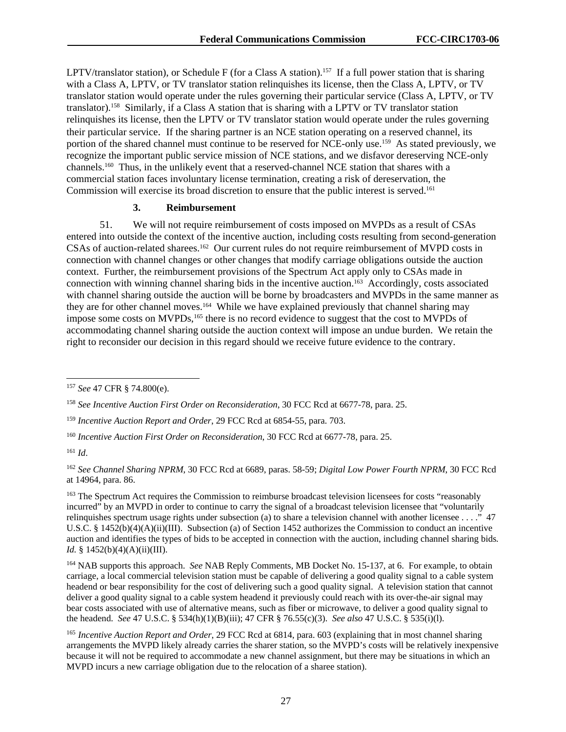LPTV/translator station), or Schedule F (for a Class A station).[157] If a full power station that is sharing with a Class A, LPTV, or TV translator station relinquishes its license, then the Class A, LPTV, or TV translator station would operate under the rules governing their particular service (Class A, LPTV, or TV translator).[158] Similarly, if a Class A station that is sharing with a LPTV or TV translator station relinquishes its license, then the LPTV or TV translator station would operate under the rules governing their particular service. If the sharing partner is an NCE station operating on a reserved channel, its portion of the shared channel must continue to be reserved for NCE-only use.[159] As stated previously, we recognize the important public service mission of NCE stations, and we disfavor dereserving NCE-only channels.[160] Thus, in the unlikely event that a reserved-channel NCE station that shares with a commercial station faces involuntary license termination, creating a risk of dereservation, the Commission will exercise its broad discretion to ensure that the public interest is served.[161]

### 3. Reimbursement

51. We will not require reimbursement of costs imposed on MVPDs as a result of CSAs entered into outside the context of the incentive auction, including costs resulting from second-generation CSAs of auction-related sharees.[162] Our current rules do not require reimbursement of MVPD costs in connection with channel changes or other changes that modify carriage obligations outside the auction context. Further, the reimbursement provisions of the Spectrum Act apply only to CSAs made in connection with winning channel sharing bids in the incentive auction.[163] Accordingly, costs associated with channel sharing outside the auction will be borne by broadcasters and MVPDs in the same manner as they are for other channel moves.[164] While we have explained previously that channel sharing may impose some costs on MVPDs,[165] there is no record evidence to suggest that the cost to MVPDs of accommodating channel sharing outside the auction context will impose an undue burden. We retain the right to reconsider our decision in this regard should we receive future evidence to the contrary.

---

[157] *See* 47 CFR § 74.800(e).

[158] *See Incentive Auction First Order on Reconsideration*, 30 FCC Rcd at 6677-78, para. 25.

[159] *Incentive Auction Report and Order*, 29 FCC Rcd at 6854-55, para. 703.

[160] *Incentive Auction First Order on Reconsideration*, 30 FCC Rcd at 6677-78, para. 25.

[161] *Id*.

[162] *See Channel Sharing NPRM*, 30 FCC Rcd at 6689, paras. 58-59; *Digital Low Power Fourth NPRM*, 30 FCC Rcd at 14964, para. 86.

[163] The Spectrum Act requires the Commission to reimburse broadcast television licensees for costs "reasonably incurred" by an MVPD in order to continue to carry the signal of a broadcast television licensee that "voluntarily relinquishes spectrum usage rights under subsection (a) to share a television channel with another licensee . . . ." 47 U.S.C. § 1452(b)(4)(A)(ii)(III). Subsection (a) of Section 1452 authorizes the Commission to conduct an incentive auction and identifies the types of bids to be accepted in connection with the auction, including channel sharing bids. *Id.* § 1452(b)(4)(A)(ii)(III).

[164] NAB supports this approach. *See* NAB Reply Comments, MB Docket No. 15-137, at 6. For example, to obtain carriage, a local commercial television station must be capable of delivering a good quality signal to a cable system headend or bear responsibility for the cost of delivering such a good quality signal. A television station that cannot deliver a good quality signal to a cable system headend it previously could reach with its over-the-air signal may bear costs associated with use of alternative means, such as fiber or microwave, to deliver a good quality signal to the headend. *See* 47 U.S.C. § 534(h)(1)(B)(iii); 47 CFR § 76.55(c)(3). *See also* 47 U.S.C. § 535(i)(l).

[165] *Incentive Auction Report and Order*, 29 FCC Rcd at 6814, para. 603 (explaining that in most channel sharing arrangements the MVPD likely already carries the sharer station, so the MVPD's costs will be relatively inexpensive because it will not be required to accommodate a new channel assignment, but there may be situations in which an MVPD incurs a new carriage obligation due to the relocation of a sharee station).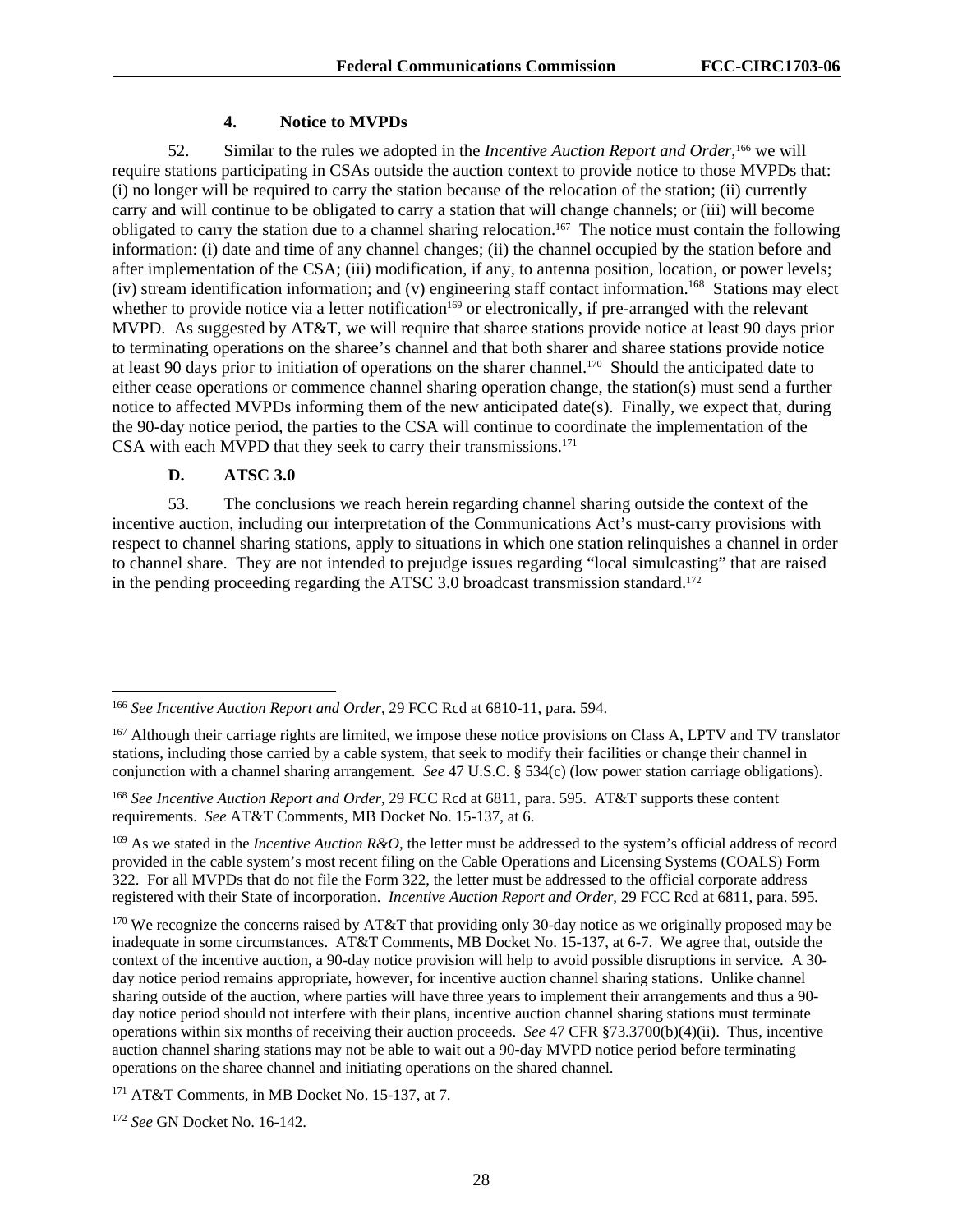#### 4. Notice to MVPDs

52. Similar to the rules we adopted in the *Incentive Auction Report and Order*,[166] we will require stations participating in CSAs outside the auction context to provide notice to those MVPDs that: (i) no longer will be required to carry the station because of the relocation of the station; (ii) currently carry and will continue to be obligated to carry a station that will change channels; or (iii) will become obligated to carry the station due to a channel sharing relocation.[167] The notice must contain the following information: (i) date and time of any channel changes; (ii) the channel occupied by the station before and after implementation of the CSA; (iii) modification, if any, to antenna position, location, or power levels; (iv) stream identification information; and (v) engineering staff contact information.[168] Stations may elect whether to provide notice via a letter notification[169] or electronically, if pre-arranged with the relevant MVPD. As suggested by AT&T, we will require that sharee stations provide notice at least 90 days prior to terminating operations on the sharee's channel and that both sharer and sharee stations provide notice at least 90 days prior to initiation of operations on the sharer channel.[170] Should the anticipated date to either cease operations or commence channel sharing operation change, the station(s) must send a further notice to affected MVPDs informing them of the new anticipated date(s). Finally, we expect that, during the 90-day notice period, the parties to the CSA will continue to coordinate the implementation of the CSA with each MVPD that they seek to carry their transmissions.[171]

### D. ATSC 3.0

53. The conclusions we reach herein regarding channel sharing outside the context of the incentive auction, including our interpretation of the Communications Act's must-carry provisions with respect to channel sharing stations, apply to situations in which one station relinquishes a channel in order to channel share. They are not intended to prejudge issues regarding "local simulcasting" that are raised in the pending proceeding regarding the ATSC 3.0 broadcast transmission standard.[172]

---

[166] *See Incentive Auction Report and Order*, 29 FCC Rcd at 6810-11, para. 594.

[167] Although their carriage rights are limited, we impose these notice provisions on Class A, LPTV and TV translator stations, including those carried by a cable system, that seek to modify their facilities or change their channel in conjunction with a channel sharing arrangement. *See* 47 U.S.C. § 534(c) (low power station carriage obligations).

[168] *See Incentive Auction Report and Order*, 29 FCC Rcd at 6811, para. 595. AT&T supports these content requirements. *See* AT&T Comments, MB Docket No. 15-137, at 6.

[169] As we stated in the *Incentive Auction R&O*, the letter must be addressed to the system's official address of record provided in the cable system's most recent filing on the Cable Operations and Licensing Systems (COALS) Form 322. For all MVPDs that do not file the Form 322, the letter must be addressed to the official corporate address registered with their State of incorporation. *Incentive Auction Report and Order*, 29 FCC Rcd at 6811, para. 595*.*

[170] We recognize the concerns raised by AT&T that providing only 30-day notice as we originally proposed may be inadequate in some circumstances. AT&T Comments, MB Docket No. 15-137, at 6-7. We agree that, outside the context of the incentive auction, a 90-day notice provision will help to avoid possible disruptions in service. A 30-day notice period remains appropriate, however, for incentive auction channel sharing stations. Unlike channel sharing outside of the auction, where parties will have three years to implement their arrangements and thus a 90-day notice period should not interfere with their plans, incentive auction channel sharing stations must terminate operations within six months of receiving their auction proceeds. *See* 47 CFR §73.3700(b)(4)(ii). Thus, incentive auction channel sharing stations may not be able to wait out a 90-day MVPD notice period before terminating operations on the sharee channel and initiating operations on the shared channel.

[171] AT&T Comments, in MB Docket No. 15-137, at 7.

[172] *See* GN Docket No. 16-142.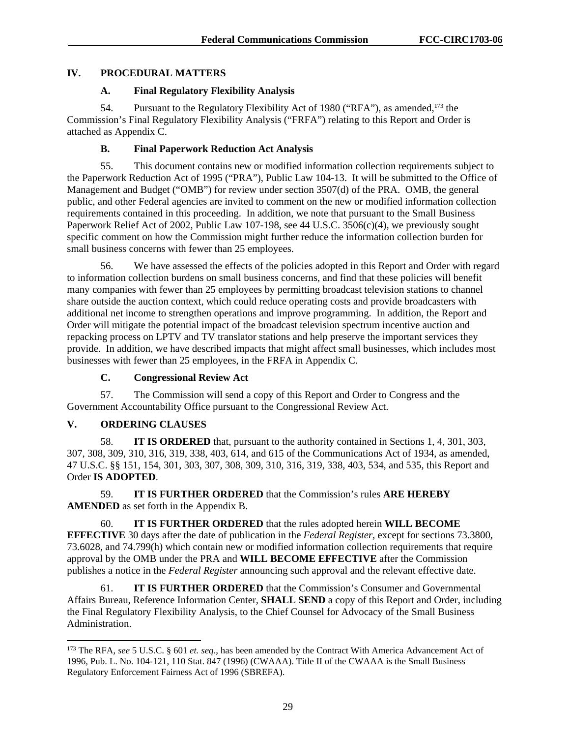## IV. PROCEDURAL MATTERS

### A. Final Regulatory Flexibility Analysis

54. Pursuant to the Regulatory Flexibility Act of 1980 ("RFA"), as amended,[173] the Commission's Final Regulatory Flexibility Analysis ("FRFA") relating to this Report and Order is attached as Appendix C.

### B. Final Paperwork Reduction Act Analysis

55. This document contains new or modified information collection requirements subject to the Paperwork Reduction Act of 1995 ("PRA"), Public Law 104-13. It will be submitted to the Office of Management and Budget ("OMB") for review under section 3507(d) of the PRA. OMB, the general public, and other Federal agencies are invited to comment on the new or modified information collection requirements contained in this proceeding. In addition, we note that pursuant to the Small Business Paperwork Relief Act of 2002, Public Law 107-198, see 44 U.S.C. 3506(c)(4), we previously sought specific comment on how the Commission might further reduce the information collection burden for small business concerns with fewer than 25 employees.

56. We have assessed the effects of the policies adopted in this Report and Order with regard to information collection burdens on small business concerns, and find that these policies will benefit many companies with fewer than 25 employees by permitting broadcast television stations to channel share outside the auction context, which could reduce operating costs and provide broadcasters with additional net income to strengthen operations and improve programming. In addition, the Report and Order will mitigate the potential impact of the broadcast television spectrum incentive auction and repacking process on LPTV and TV translator stations and help preserve the important services they provide. In addition, we have described impacts that might affect small businesses, which includes most businesses with fewer than 25 employees, in the FRFA in Appendix C.

### C. Congressional Review Act

57. The Commission will send a copy of this Report and Order to Congress and the Government Accountability Office pursuant to the Congressional Review Act.

## V. ORDERING CLAUSES

58. **IT IS ORDERED** that, pursuant to the authority contained in Sections 1, 4, 301, 303, 307, 308, 309, 310, 316, 319, 338, 403, 614, and 615 of the Communications Act of 1934, as amended, 47 U.S.C. §§ 151, 154, 301, 303, 307, 308, 309, 310, 316, 319, 338, 403, 534, and 535, this Report and Order **IS ADOPTED**.

59. **IT IS FURTHER ORDERED** that the Commission's rules **ARE HEREBY AMENDED** as set forth in the Appendix B.

60. **IT IS FURTHER ORDERED** that the rules adopted herein **WILL BECOME EFFECTIVE** 30 days after the date of publication in the *Federal Register*, except for sections 73.3800, 73.6028, and 74.799(h) which contain new or modified information collection requirements that require approval by the OMB under the PRA and **WILL BECOME EFFECTIVE** after the Commission publishes a notice in the *Federal Register* announcing such approval and the relevant effective date.

61. **IT IS FURTHER ORDERED** that the Commission's Consumer and Governmental Affairs Bureau, Reference Information Center, **SHALL SEND** a copy of this Report and Order, including the Final Regulatory Flexibility Analysis, to the Chief Counsel for Advocacy of the Small Business Administration.

---

[173] The RFA, *see* 5 U.S.C. § 601 *et. seq*., has been amended by the Contract With America Advancement Act of 1996, Pub. L. No. 104-121, 110 Stat. 847 (1996) (CWAAA). Title II of the CWAAA is the Small Business Regulatory Enforcement Fairness Act of 1996 (SBREFA).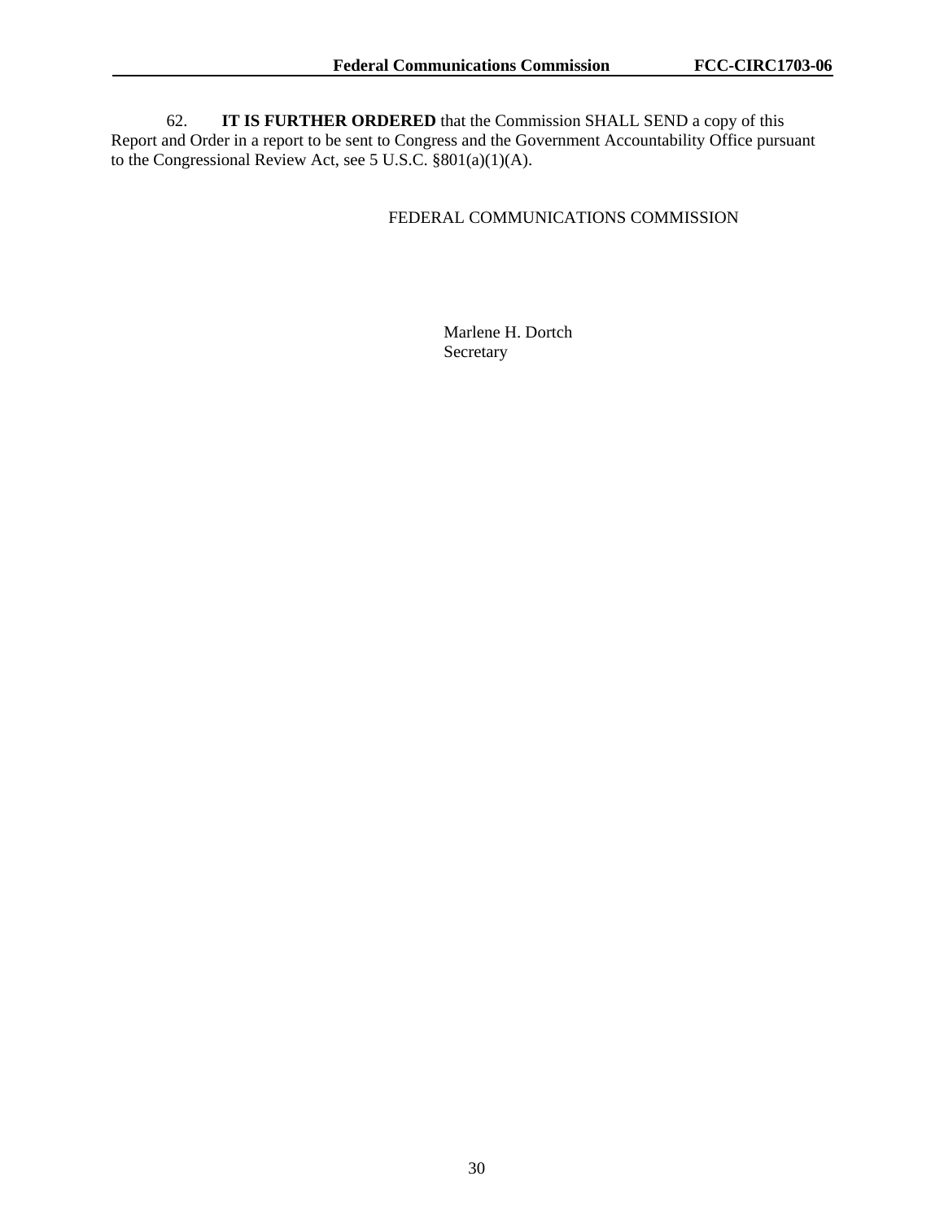62. **IT IS FURTHER ORDERED** that the Commission SHALL SEND a copy of this Report and Order in a report to be sent to Congress and the Government Accountability Office pursuant to the Congressional Review Act, see 5 U.S.C. §801(a)(1)(A).

FEDERAL COMMUNICATIONS COMMISSION

Marlene H. Dortch
Secretary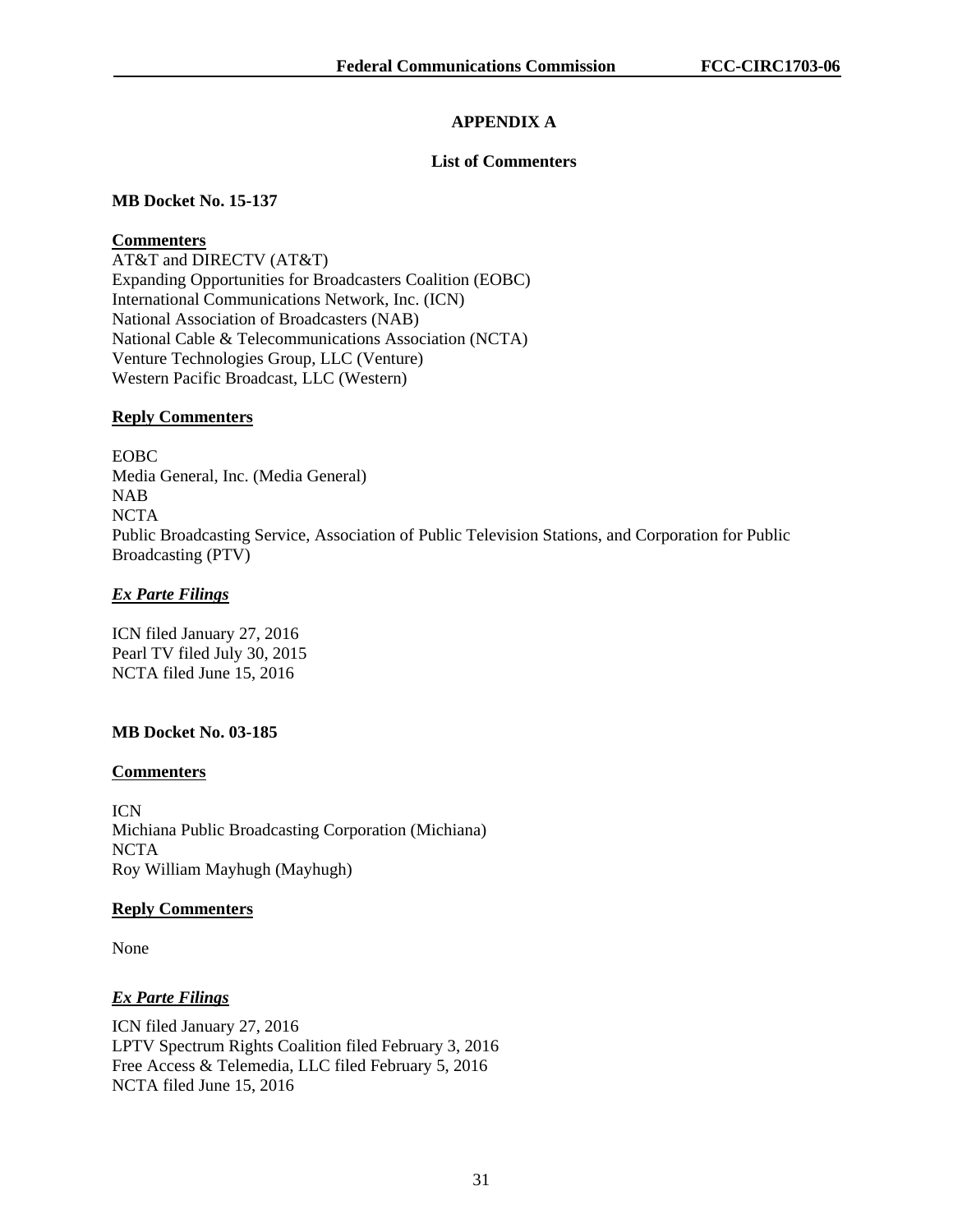## APPENDIX A

### List of Commenters

**MB Docket No. 15-137**

**Commenters**

AT&T and DIRECTV (AT&T)
Expanding Opportunities for Broadcasters Coalition (EOBC)
International Communications Network, Inc. (ICN)
National Association of Broadcasters (NAB)
National Cable & Telecommunications Association (NCTA)
Venture Technologies Group, LLC (Venture)
Western Pacific Broadcast, LLC (Western)

**Reply Commenters**

EOBC
Media General, Inc. (Media General)
NAB
NCTA
Public Broadcasting Service, Association of Public Television Stations, and Corporation for Public Broadcasting (PTV)

***Ex Parte Filings***

ICN filed January 27, 2016
Pearl TV filed July 30, 2015
NCTA filed June 15, 2016

**MB Docket No. 03-185**

**Commenters**

ICN
Michiana Public Broadcasting Corporation (Michiana)
NCTA
Roy William Mayhugh (Mayhugh)

**Reply Commenters**

None

***Ex Parte Filings***

ICN filed January 27, 2016
LPTV Spectrum Rights Coalition filed February 3, 2016
Free Access & Telemedia, LLC filed February 5, 2016
NCTA filed June 15, 2016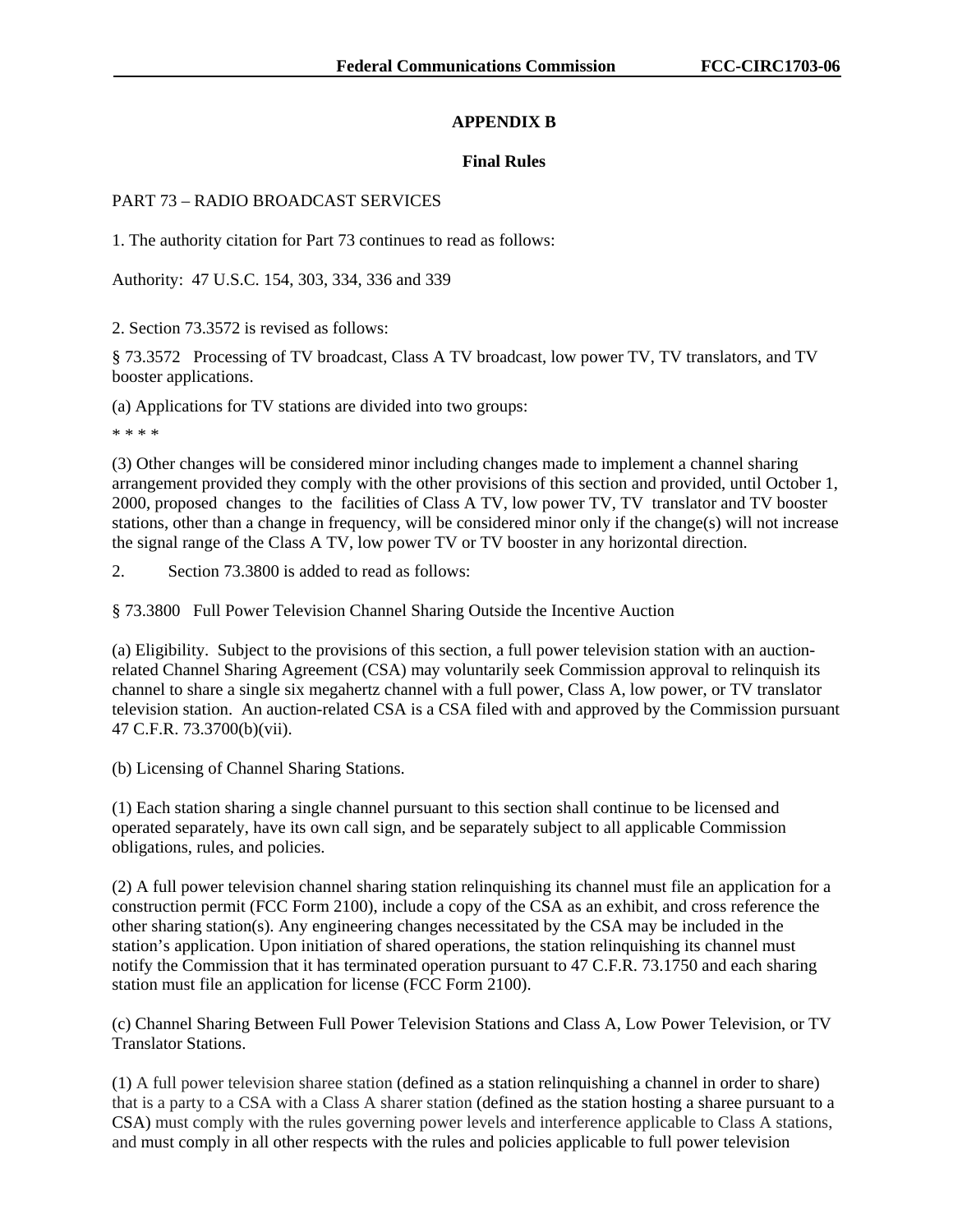## APPENDIX B

### Final Rules

PART 73 – RADIO BROADCAST SERVICES

1. The authority citation for Part 73 continues to read as follows:

Authority: 47 U.S.C. 154, 303, 334, 336 and 339

2. Section 73.3572 is revised as follows:

§ 73.3572 Processing of TV broadcast, Class A TV broadcast, low power TV, TV translators, and TV booster applications.

(a) Applications for TV stations are divided into two groups:

* * * *

(3) Other changes will be considered minor including changes made to implement a channel sharing arrangement provided they comply with the other provisions of this section and provided, until October 1, 2000, proposed changes to the facilities of Class A TV, low power TV, TV translator and TV booster stations, other than a change in frequency, will be considered minor only if the change(s) will not increase the signal range of the Class A TV, low power TV or TV booster in any horizontal direction.

2. Section 73.3800 is added to read as follows:

§ 73.3800 Full Power Television Channel Sharing Outside the Incentive Auction

(a) Eligibility. Subject to the provisions of this section, a full power television station with an auction-related Channel Sharing Agreement (CSA) may voluntarily seek Commission approval to relinquish its channel to share a single six megahertz channel with a full power, Class A, low power, or TV translator television station. An auction-related CSA is a CSA filed with and approved by the Commission pursuant 47 C.F.R. 73.3700(b)(vii).

(b) Licensing of Channel Sharing Stations.

(1) Each station sharing a single channel pursuant to this section shall continue to be licensed and operated separately, have its own call sign, and be separately subject to all applicable Commission obligations, rules, and policies.

(2) A full power television channel sharing station relinquishing its channel must file an application for a construction permit (FCC Form 2100), include a copy of the CSA as an exhibit, and cross reference the other sharing station(s). Any engineering changes necessitated by the CSA may be included in the station's application. Upon initiation of shared operations, the station relinquishing its channel must notify the Commission that it has terminated operation pursuant to 47 C.F.R. 73.1750 and each sharing station must file an application for license (FCC Form 2100).

(c) Channel Sharing Between Full Power Television Stations and Class A, Low Power Television, or TV Translator Stations.

(1) A full power television sharee station (defined as a station relinquishing a channel in order to share) that is a party to a CSA with a Class A sharer station (defined as the station hosting a sharee pursuant to a CSA) must comply with the rules governing power levels and interference applicable to Class A stations, and must comply in all other respects with the rules and policies applicable to full power television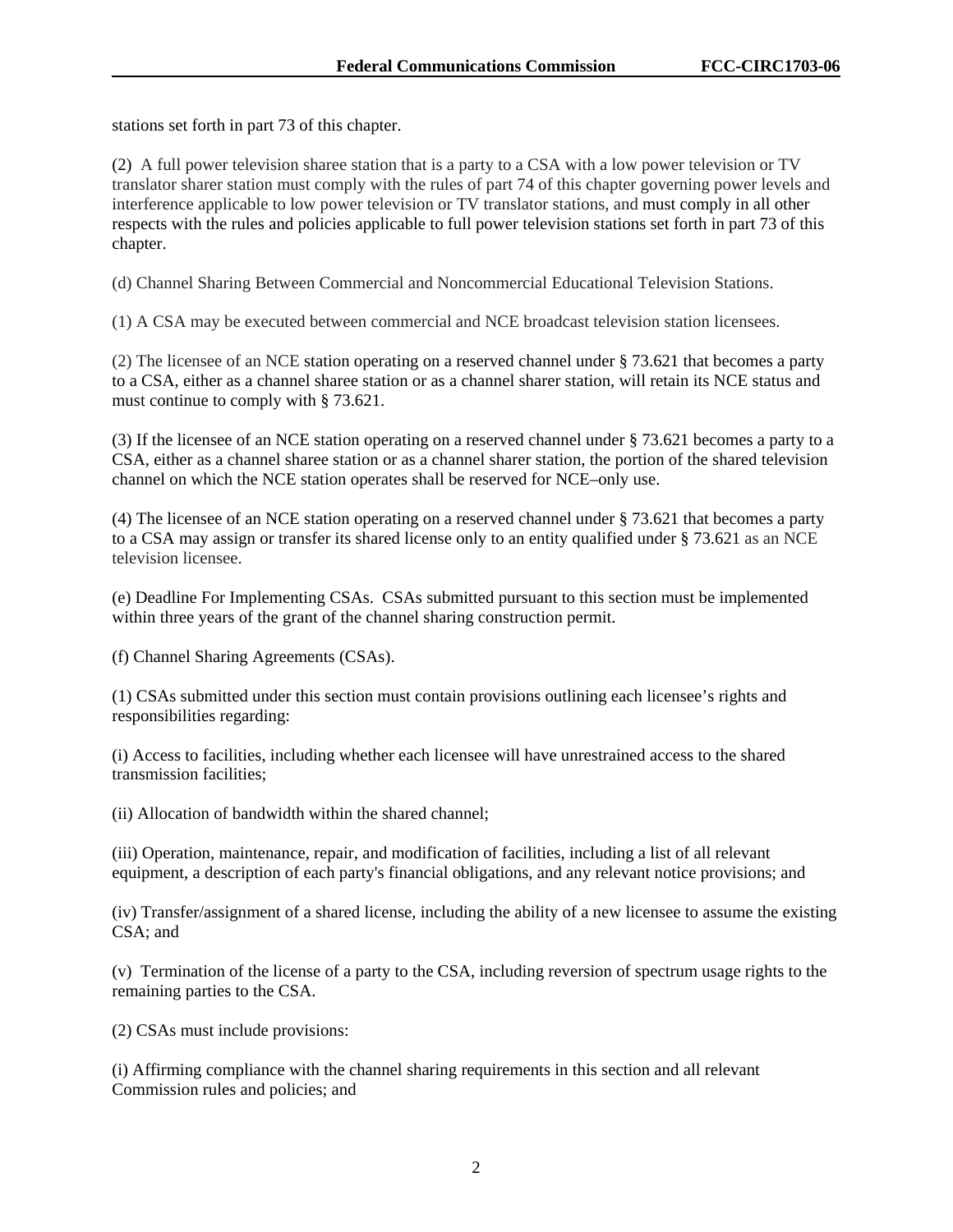stations set forth in part 73 of this chapter.

(2) A full power television sharee station that is a party to a CSA with a low power television or TV translator sharer station must comply with the rules of part 74 of this chapter governing power levels and interference applicable to low power television or TV translator stations, and must comply in all other respects with the rules and policies applicable to full power television stations set forth in part 73 of this chapter.

(d) Channel Sharing Between Commercial and Noncommercial Educational Television Stations.

(1) A CSA may be executed between commercial and NCE broadcast television station licensees.

(2) The licensee of an NCE station operating on a reserved channel under § 73.621 that becomes a party to a CSA, either as a channel sharee station or as a channel sharer station, will retain its NCE status and must continue to comply with § 73.621.

(3) If the licensee of an NCE station operating on a reserved channel under § 73.621 becomes a party to a CSA, either as a channel sharee station or as a channel sharer station, the portion of the shared television channel on which the NCE station operates shall be reserved for NCE–only use.

(4) The licensee of an NCE station operating on a reserved channel under § 73.621 that becomes a party to a CSA may assign or transfer its shared license only to an entity qualified under § 73.621 as an NCE television licensee.

(e) Deadline For Implementing CSAs. CSAs submitted pursuant to this section must be implemented within three years of the grant of the channel sharing construction permit.

(f) Channel Sharing Agreements (CSAs).

(1) CSAs submitted under this section must contain provisions outlining each licensee's rights and responsibilities regarding:

(i) Access to facilities, including whether each licensee will have unrestrained access to the shared transmission facilities;

(ii) Allocation of bandwidth within the shared channel;

(iii) Operation, maintenance, repair, and modification of facilities, including a list of all relevant equipment, a description of each party's financial obligations, and any relevant notice provisions; and

(iv) Transfer/assignment of a shared license, including the ability of a new licensee to assume the existing CSA; and

(v) Termination of the license of a party to the CSA, including reversion of spectrum usage rights to the remaining parties to the CSA.

(2) CSAs must include provisions:

(i) Affirming compliance with the channel sharing requirements in this section and all relevant Commission rules and policies; and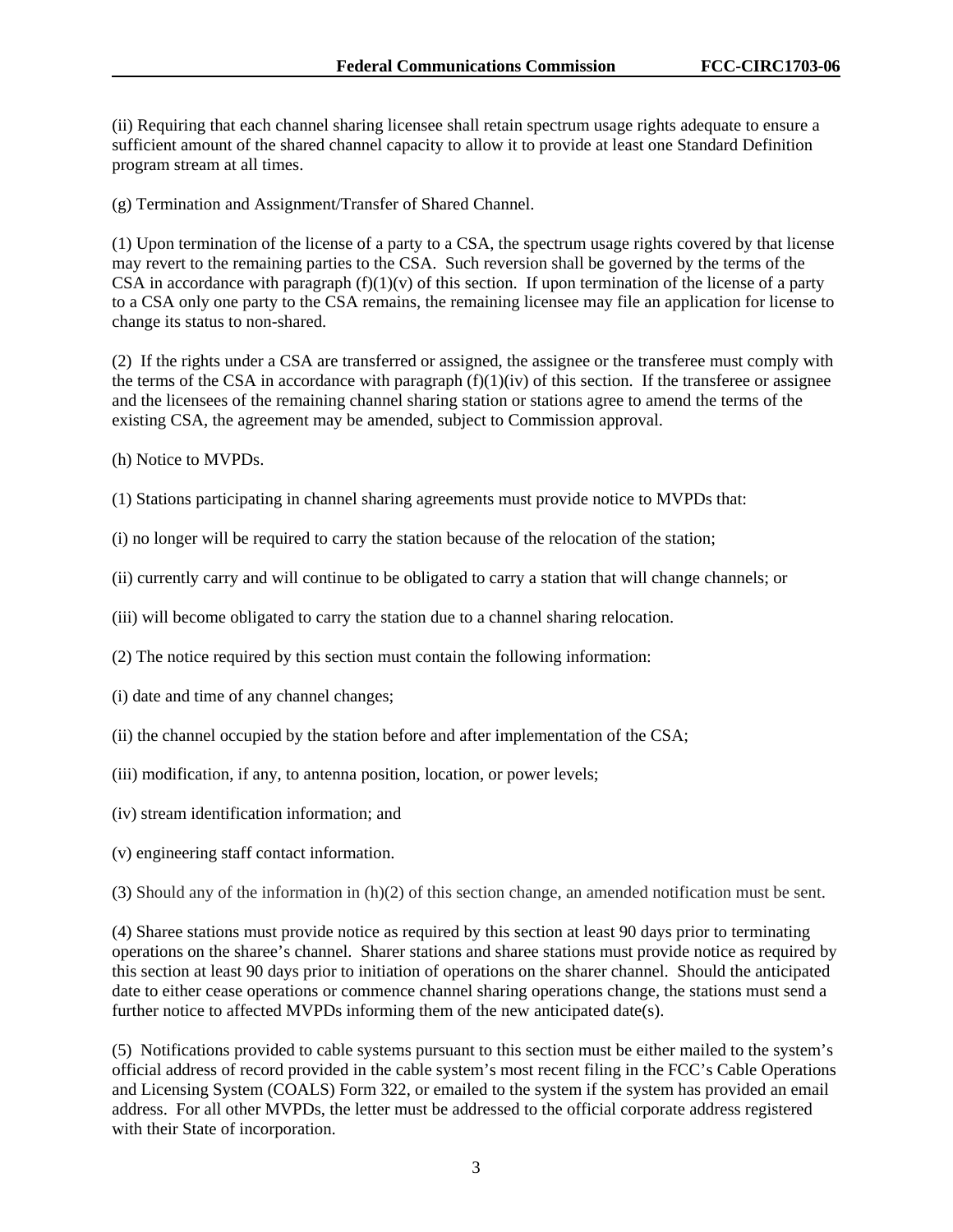(ii) Requiring that each channel sharing licensee shall retain spectrum usage rights adequate to ensure a sufficient amount of the shared channel capacity to allow it to provide at least one Standard Definition program stream at all times.

(g) Termination and Assignment/Transfer of Shared Channel.

(1) Upon termination of the license of a party to a CSA, the spectrum usage rights covered by that license may revert to the remaining parties to the CSA. Such reversion shall be governed by the terms of the CSA in accordance with paragraph (f)(1)(v) of this section. If upon termination of the license of a party to a CSA only one party to the CSA remains, the remaining licensee may file an application for license to change its status to non-shared.

(2) If the rights under a CSA are transferred or assigned, the assignee or the transferee must comply with the terms of the CSA in accordance with paragraph (f)(1)(iv) of this section. If the transferee or assignee and the licensees of the remaining channel sharing station or stations agree to amend the terms of the existing CSA, the agreement may be amended, subject to Commission approval.

(h) Notice to MVPDs.

(1) Stations participating in channel sharing agreements must provide notice to MVPDs that:

(i) no longer will be required to carry the station because of the relocation of the station;

(ii) currently carry and will continue to be obligated to carry a station that will change channels; or

(iii) will become obligated to carry the station due to a channel sharing relocation.

(2) The notice required by this section must contain the following information:

(i) date and time of any channel changes;

(ii) the channel occupied by the station before and after implementation of the CSA;

(iii) modification, if any, to antenna position, location, or power levels;

(iv) stream identification information; and

(v) engineering staff contact information.

(3) Should any of the information in (h)(2) of this section change, an amended notification must be sent.

(4) Sharee stations must provide notice as required by this section at least 90 days prior to terminating operations on the sharee's channel. Sharer stations and sharee stations must provide notice as required by this section at least 90 days prior to initiation of operations on the sharer channel. Should the anticipated date to either cease operations or commence channel sharing operations change, the stations must send a further notice to affected MVPDs informing them of the new anticipated date(s).

(5) Notifications provided to cable systems pursuant to this section must be either mailed to the system's official address of record provided in the cable system's most recent filing in the FCC's Cable Operations and Licensing System (COALS) Form 322, or emailed to the system if the system has provided an email address. For all other MVPDs, the letter must be addressed to the official corporate address registered with their State of incorporation.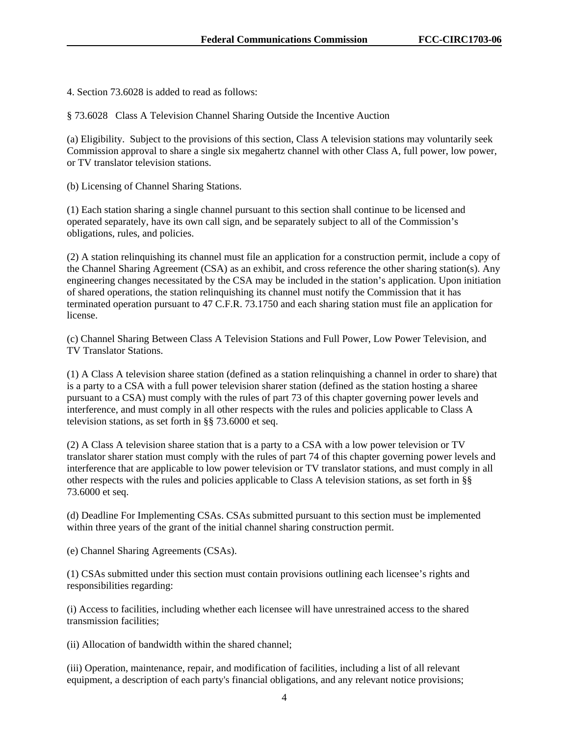4. Section 73.6028 is added to read as follows:

§ 73.6028 Class A Television Channel Sharing Outside the Incentive Auction

(a) Eligibility. Subject to the provisions of this section, Class A television stations may voluntarily seek Commission approval to share a single six megahertz channel with other Class A, full power, low power, or TV translator television stations.

(b) Licensing of Channel Sharing Stations.

(1) Each station sharing a single channel pursuant to this section shall continue to be licensed and operated separately, have its own call sign, and be separately subject to all of the Commission's obligations, rules, and policies.

(2) A station relinquishing its channel must file an application for a construction permit, include a copy of the Channel Sharing Agreement (CSA) as an exhibit, and cross reference the other sharing station(s). Any engineering changes necessitated by the CSA may be included in the station's application. Upon initiation of shared operations, the station relinquishing its channel must notify the Commission that it has terminated operation pursuant to 47 C.F.R. 73.1750 and each sharing station must file an application for license.

(c) Channel Sharing Between Class A Television Stations and Full Power, Low Power Television, and TV Translator Stations.

(1) A Class A television sharee station (defined as a station relinquishing a channel in order to share) that is a party to a CSA with a full power television sharer station (defined as the station hosting a sharee pursuant to a CSA) must comply with the rules of part 73 of this chapter governing power levels and interference, and must comply in all other respects with the rules and policies applicable to Class A television stations, as set forth in §§ 73.6000 et seq.

(2) A Class A television sharee station that is a party to a CSA with a low power television or TV translator sharer station must comply with the rules of part 74 of this chapter governing power levels and interference that are applicable to low power television or TV translator stations, and must comply in all other respects with the rules and policies applicable to Class A television stations, as set forth in §§ 73.6000 et seq.

(d) Deadline For Implementing CSAs. CSAs submitted pursuant to this section must be implemented within three years of the grant of the initial channel sharing construction permit.

(e) Channel Sharing Agreements (CSAs).

(1) CSAs submitted under this section must contain provisions outlining each licensee's rights and responsibilities regarding:

(i) Access to facilities, including whether each licensee will have unrestrained access to the shared transmission facilities;

(ii) Allocation of bandwidth within the shared channel;

(iii) Operation, maintenance, repair, and modification of facilities, including a list of all relevant equipment, a description of each party's financial obligations, and any relevant notice provisions;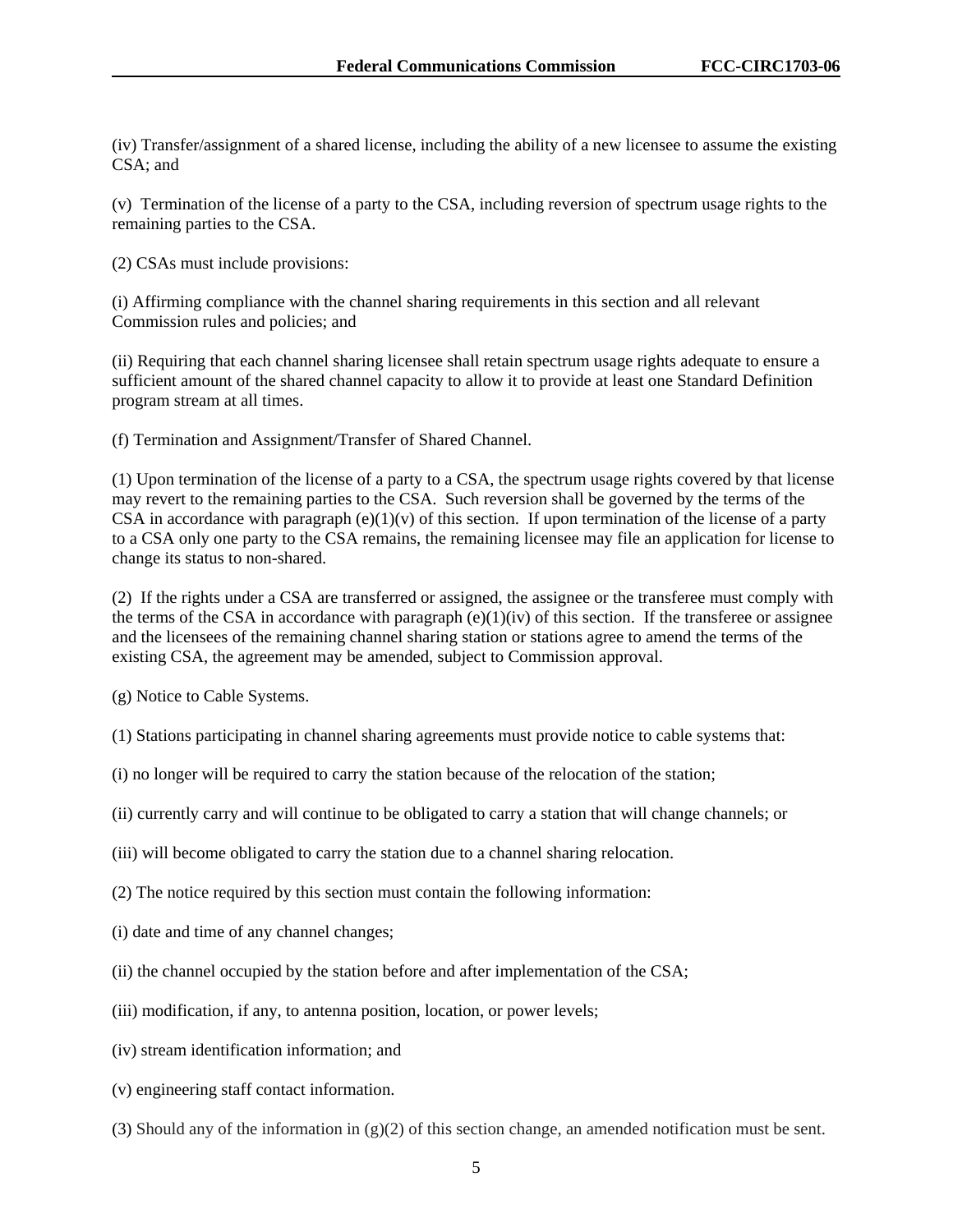(iv) Transfer/assignment of a shared license, including the ability of a new licensee to assume the existing CSA; and

(v) Termination of the license of a party to the CSA, including reversion of spectrum usage rights to the remaining parties to the CSA.

(2) CSAs must include provisions:

(i) Affirming compliance with the channel sharing requirements in this section and all relevant Commission rules and policies; and

(ii) Requiring that each channel sharing licensee shall retain spectrum usage rights adequate to ensure a sufficient amount of the shared channel capacity to allow it to provide at least one Standard Definition program stream at all times.

(f) Termination and Assignment/Transfer of Shared Channel.

(1) Upon termination of the license of a party to a CSA, the spectrum usage rights covered by that license may revert to the remaining parties to the CSA. Such reversion shall be governed by the terms of the CSA in accordance with paragraph (e)(1)(v) of this section. If upon termination of the license of a party to a CSA only one party to the CSA remains, the remaining licensee may file an application for license to change its status to non-shared.

(2) If the rights under a CSA are transferred or assigned, the assignee or the transferee must comply with the terms of the CSA in accordance with paragraph (e)(1)(iv) of this section. If the transferee or assignee and the licensees of the remaining channel sharing station or stations agree to amend the terms of the existing CSA, the agreement may be amended, subject to Commission approval.

(g) Notice to Cable Systems.

(1) Stations participating in channel sharing agreements must provide notice to cable systems that:

(i) no longer will be required to carry the station because of the relocation of the station;

(ii) currently carry and will continue to be obligated to carry a station that will change channels; or

(iii) will become obligated to carry the station due to a channel sharing relocation.

(2) The notice required by this section must contain the following information:

(i) date and time of any channel changes;

(ii) the channel occupied by the station before and after implementation of the CSA;

(iii) modification, if any, to antenna position, location, or power levels;

(iv) stream identification information; and

(v) engineering staff contact information.

(3) Should any of the information in (g)(2) of this section change, an amended notification must be sent.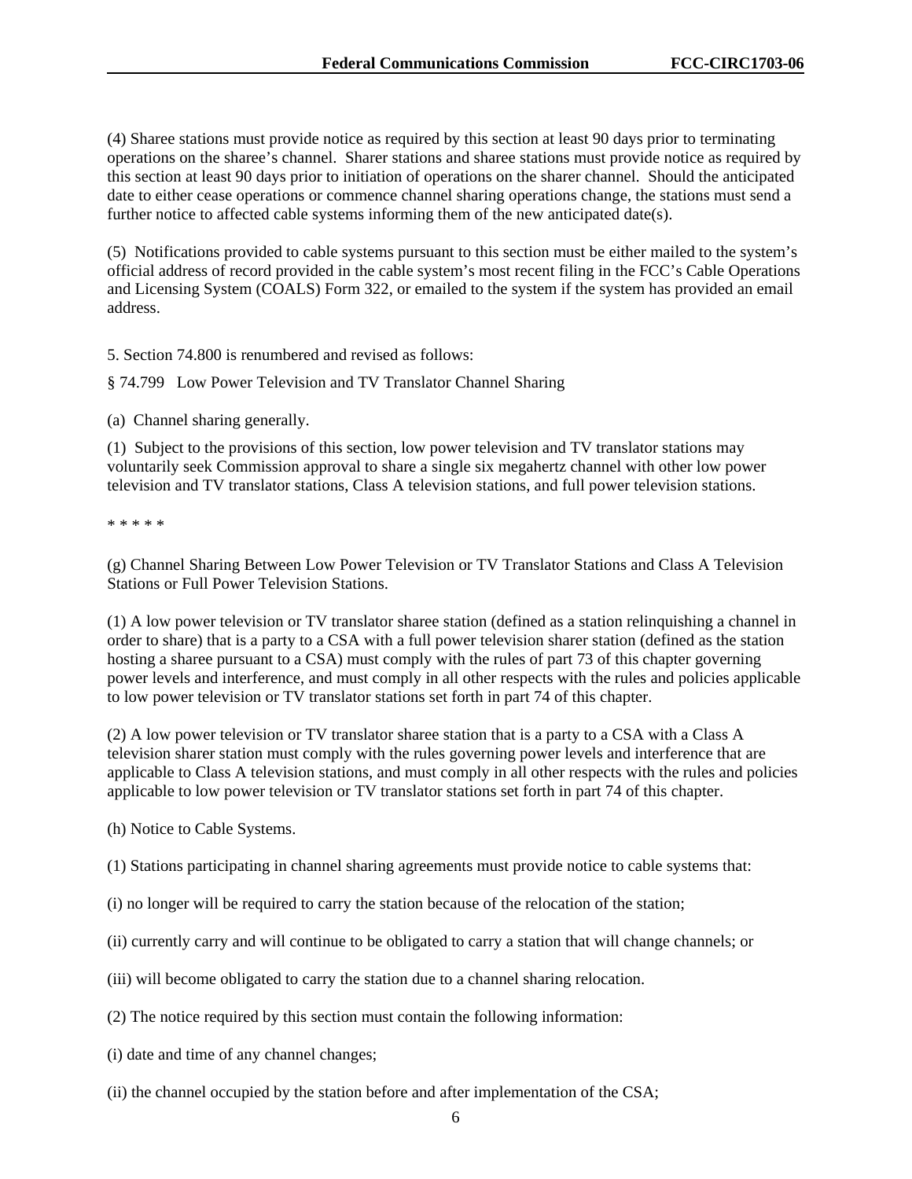(4) Sharee stations must provide notice as required by this section at least 90 days prior to terminating operations on the sharee's channel. Sharer stations and sharee stations must provide notice as required by this section at least 90 days prior to initiation of operations on the sharer channel. Should the anticipated date to either cease operations or commence channel sharing operations change, the stations must send a further notice to affected cable systems informing them of the new anticipated date(s).

(5) Notifications provided to cable systems pursuant to this section must be either mailed to the system's official address of record provided in the cable system's most recent filing in the FCC's Cable Operations and Licensing System (COALS) Form 322, or emailed to the system if the system has provided an email address.

5. Section 74.800 is renumbered and revised as follows:

§ 74.799 Low Power Television and TV Translator Channel Sharing

(a) Channel sharing generally.

(1) Subject to the provisions of this section, low power television and TV translator stations may voluntarily seek Commission approval to share a single six megahertz channel with other low power television and TV translator stations, Class A television stations, and full power television stations.

* * * * *

(g) Channel Sharing Between Low Power Television or TV Translator Stations and Class A Television Stations or Full Power Television Stations.

(1) A low power television or TV translator sharee station (defined as a station relinquishing a channel in order to share) that is a party to a CSA with a full power television sharer station (defined as the station hosting a sharee pursuant to a CSA) must comply with the rules of part 73 of this chapter governing power levels and interference, and must comply in all other respects with the rules and policies applicable to low power television or TV translator stations set forth in part 74 of this chapter.

(2) A low power television or TV translator sharee station that is a party to a CSA with a Class A television sharer station must comply with the rules governing power levels and interference that are applicable to Class A television stations, and must comply in all other respects with the rules and policies applicable to low power television or TV translator stations set forth in part 74 of this chapter.

(h) Notice to Cable Systems.

(1) Stations participating in channel sharing agreements must provide notice to cable systems that:

(i) no longer will be required to carry the station because of the relocation of the station;

(ii) currently carry and will continue to be obligated to carry a station that will change channels; or

(iii) will become obligated to carry the station due to a channel sharing relocation.

(2) The notice required by this section must contain the following information:

(i) date and time of any channel changes;

(ii) the channel occupied by the station before and after implementation of the CSA;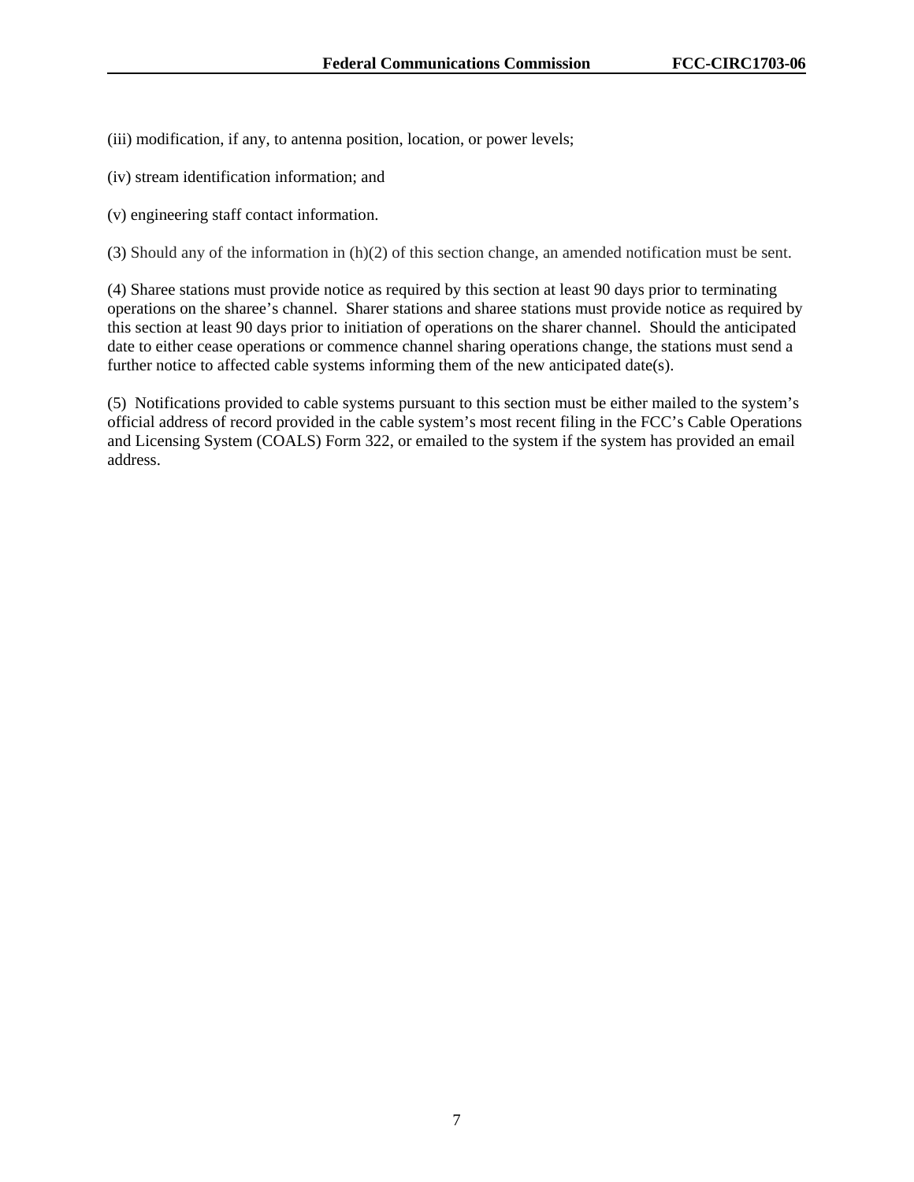(iii) modification, if any, to antenna position, location, or power levels;

(iv) stream identification information; and

(v) engineering staff contact information.

(3) Should any of the information in (h)(2) of this section change, an amended notification must be sent.

(4) Sharee stations must provide notice as required by this section at least 90 days prior to terminating operations on the sharee's channel. Sharer stations and sharee stations must provide notice as required by this section at least 90 days prior to initiation of operations on the sharer channel. Should the anticipated date to either cease operations or commence channel sharing operations change, the stations must send a further notice to affected cable systems informing them of the new anticipated date(s).

(5) Notifications provided to cable systems pursuant to this section must be either mailed to the system's official address of record provided in the cable system's most recent filing in the FCC's Cable Operations and Licensing System (COALS) Form 322, or emailed to the system if the system has provided an email address.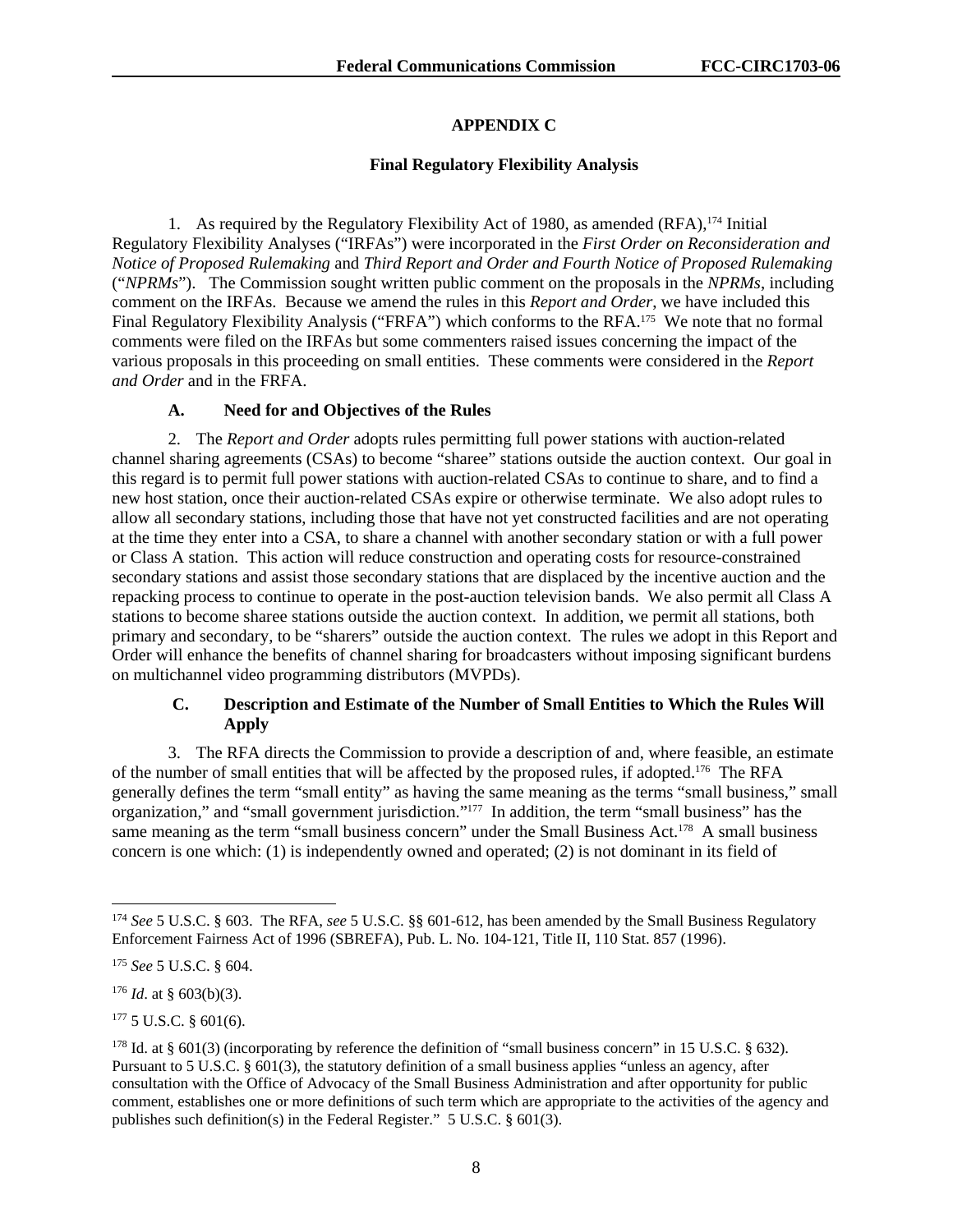## APPENDIX C

### Final Regulatory Flexibility Analysis

1. As required by the Regulatory Flexibility Act of 1980, as amended (RFA),[174] Initial Regulatory Flexibility Analyses ("IRFAs") were incorporated in the *First Order on Reconsideration and Notice of Proposed Rulemaking* and *Third Report and Order and Fourth Notice of Proposed Rulemaking* ("*NPRMs*"). The Commission sought written public comment on the proposals in the *NPRMs*, including comment on the IRFAs. Because we amend the rules in this *Report and Order*, we have included this Final Regulatory Flexibility Analysis ("FRFA") which conforms to the RFA.[175] We note that no formal comments were filed on the IRFAs but some commenters raised issues concerning the impact of the various proposals in this proceeding on small entities. These comments were considered in the *Report and Order* and in the FRFA.

#### A. Need for and Objectives of the Rules

2. The *Report and Order* adopts rules permitting full power stations with auction-related channel sharing agreements (CSAs) to become "sharee" stations outside the auction context. Our goal in this regard is to permit full power stations with auction-related CSAs to continue to share, and to find a new host station, once their auction-related CSAs expire or otherwise terminate. We also adopt rules to allow all secondary stations, including those that have not yet constructed facilities and are not operating at the time they enter into a CSA, to share a channel with another secondary station or with a full power or Class A station. This action will reduce construction and operating costs for resource-constrained secondary stations and assist those secondary stations that are displaced by the incentive auction and the repacking process to continue to operate in the post-auction television bands. We also permit all Class A stations to become sharee stations outside the auction context. In addition, we permit all stations, both primary and secondary, to be "sharers" outside the auction context. The rules we adopt in this Report and Order will enhance the benefits of channel sharing for broadcasters without imposing significant burdens on multichannel video programming distributors (MVPDs).

#### C. Description and Estimate of the Number of Small Entities to Which the Rules Will Apply

3. The RFA directs the Commission to provide a description of and, where feasible, an estimate of the number of small entities that will be affected by the proposed rules, if adopted.[176] The RFA generally defines the term "small entity" as having the same meaning as the terms "small business," small organization," and "small government jurisdiction."[177] In addition, the term "small business" has the same meaning as the term "small business concern" under the Small Business Act.[178] A small business concern is one which: (1) is independently owned and operated; (2) is not dominant in its field of

---

[174] *See* 5 U.S.C. § 603. The RFA, *see* 5 U.S.C. §§ 601-612, has been amended by the Small Business Regulatory Enforcement Fairness Act of 1996 (SBREFA), Pub. L. No. 104-121, Title II, 110 Stat. 857 (1996).

[175] *See* 5 U.S.C. § 604.

[176] *Id*. at § 603(b)(3).

[177] 5 U.S.C. § 601(6).

[178] Id. at § 601(3) (incorporating by reference the definition of "small business concern" in 15 U.S.C. § 632). Pursuant to 5 U.S.C. § 601(3), the statutory definition of a small business applies "unless an agency, after consultation with the Office of Advocacy of the Small Business Administration and after opportunity for public comment, establishes one or more definitions of such term which are appropriate to the activities of the agency and publishes such definition(s) in the Federal Register." 5 U.S.C. § 601(3).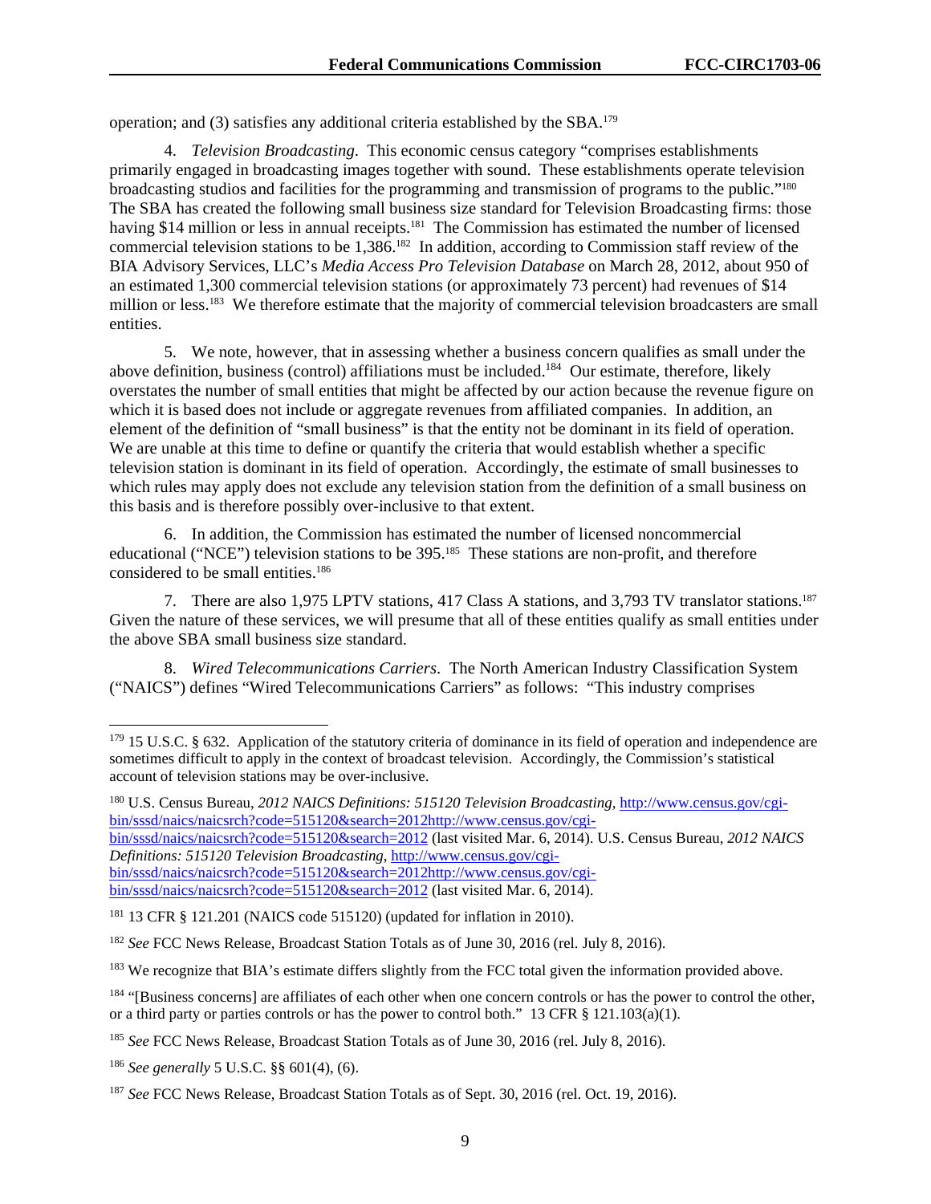operation; and (3) satisfies any additional criteria established by the SBA.[179]

4. *Television Broadcasting*. This economic census category "comprises establishments primarily engaged in broadcasting images together with sound. These establishments operate television broadcasting studios and facilities for the programming and transmission of programs to the public."[180] The SBA has created the following small business size standard for Television Broadcasting firms: those having $14 million or less in annual receipts.[181] The Commission has estimated the number of licensed commercial television stations to be 1,386.[182] In addition, according to Commission staff review of the BIA Advisory Services, LLC's *Media Access Pro Television Database* on March 28, 2012, about 950 of an estimated 1,300 commercial television stations (or approximately 73 percent) had revenues of $14 million or less.[183] We therefore estimate that the majority of commercial television broadcasters are small entities.

5. We note, however, that in assessing whether a business concern qualifies as small under the above definition, business (control) affiliations must be included.[184] Our estimate, therefore, likely overstates the number of small entities that might be affected by our action because the revenue figure on which it is based does not include or aggregate revenues from affiliated companies. In addition, an element of the definition of "small business" is that the entity not be dominant in its field of operation. We are unable at this time to define or quantify the criteria that would establish whether a specific television station is dominant in its field of operation. Accordingly, the estimate of small businesses to which rules may apply does not exclude any television station from the definition of a small business on this basis and is therefore possibly over-inclusive to that extent.

6. In addition, the Commission has estimated the number of licensed noncommercial educational ("NCE") television stations to be 395.[185] These stations are non-profit, and therefore considered to be small entities.[186]

7. There are also 1,975 LPTV stations, 417 Class A stations, and 3,793 TV translator stations.[187] Given the nature of these services, we will presume that all of these entities qualify as small entities under the above SBA small business size standard.

8. *Wired Telecommunications Carriers*. The North American Industry Classification System ("NAICS") defines "Wired Telecommunications Carriers" as follows: "This industry comprises

---

[179] 15 U.S.C. § 632. Application of the statutory criteria of dominance in its field of operation and independence are sometimes difficult to apply in the context of broadcast television. Accordingly, the Commission's statistical account of television stations may be over-inclusive.

[180] U.S. Census Bureau, *2012 NAICS Definitions: 515120 Television Broadcasting*, http://www.census.gov/cgi-bin/sssd/naics/naicsrch?code=515120&search=2012http://www.census.gov/cgi-bin/sssd/naics/naicsrch?code=515120&search=2012 (last visited Mar. 6, 2014). U.S. Census Bureau, *2012 NAICS Definitions: 515120 Television Broadcasting*, http://www.census.gov/cgi-bin/sssd/naics/naicsrch?code=515120&search=2012http://www.census.gov/cgi-bin/sssd/naics/naicsrch?code=515120&search=2012 (last visited Mar. 6, 2014).

[181] 13 CFR § 121.201 (NAICS code 515120) (updated for inflation in 2010).

[182] *See* FCC News Release, Broadcast Station Totals as of June 30, 2016 (rel. July 8, 2016).

[183] We recognize that BIA's estimate differs slightly from the FCC total given the information provided above.

[184] "[Business concerns] are affiliates of each other when one concern controls or has the power to control the other, or a third party or parties controls or has the power to control both." 13 CFR § 121.103(a)(1).

[185] *See* FCC News Release, Broadcast Station Totals as of June 30, 2016 (rel. July 8, 2016).

[186] *See generally* 5 U.S.C. §§ 601(4), (6).

[187] *See* FCC News Release, Broadcast Station Totals as of Sept. 30, 2016 (rel. Oct. 19, 2016).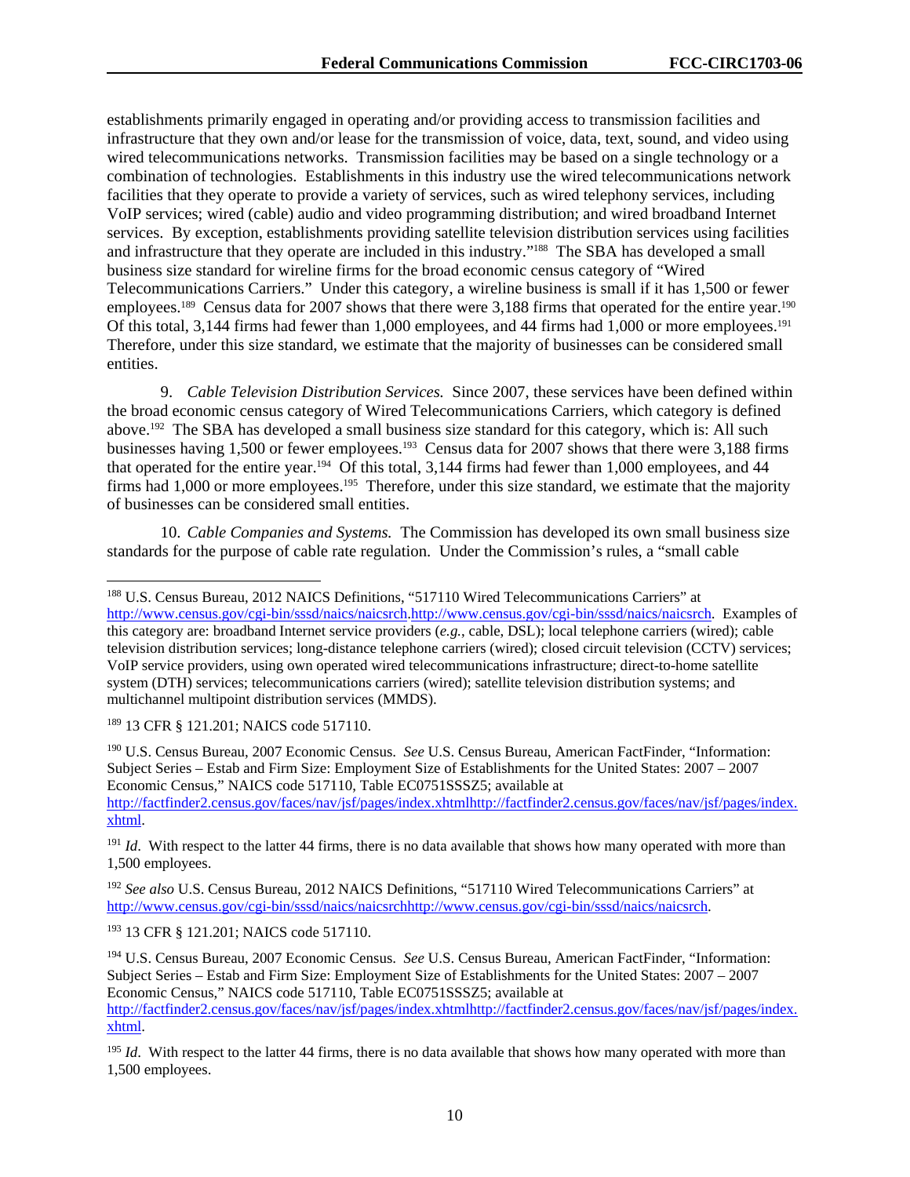establishments primarily engaged in operating and/or providing access to transmission facilities and infrastructure that they own and/or lease for the transmission of voice, data, text, sound, and video using wired telecommunications networks. Transmission facilities may be based on a single technology or a combination of technologies. Establishments in this industry use the wired telecommunications network facilities that they operate to provide a variety of services, such as wired telephony services, including VoIP services; wired (cable) audio and video programming distribution; and wired broadband Internet services. By exception, establishments providing satellite television distribution services using facilities and infrastructure that they operate are included in this industry."[188] The SBA has developed a small business size standard for wireline firms for the broad economic census category of "Wired Telecommunications Carriers." Under this category, a wireline business is small if it has 1,500 or fewer employees.[189] Census data for 2007 shows that there were 3,188 firms that operated for the entire year.[190] Of this total, 3,144 firms had fewer than 1,000 employees, and 44 firms had 1,000 or more employees.[191] Therefore, under this size standard, we estimate that the majority of businesses can be considered small entities.

9. *Cable Television Distribution Services.* Since 2007, these services have been defined within the broad economic census category of Wired Telecommunications Carriers, which category is defined above.[192] The SBA has developed a small business size standard for this category, which is: All such businesses having 1,500 or fewer employees.[193] Census data for 2007 shows that there were 3,188 firms that operated for the entire year.[194] Of this total, 3,144 firms had fewer than 1,000 employees, and 44 firms had 1,000 or more employees.[195] Therefore, under this size standard, we estimate that the majority of businesses can be considered small entities.

10. *Cable Companies and Systems.* The Commission has developed its own small business size standards for the purpose of cable rate regulation. Under the Commission's rules, a "small cable

---

[188] U.S. Census Bureau, 2012 NAICS Definitions, "517110 Wired Telecommunications Carriers" at http://www.census.gov/cgi-bin/sssd/naics/naicsrch.http://www.census.gov/cgi-bin/sssd/naics/naicsrch. Examples of this category are: broadband Internet service providers (*e.g.*, cable, DSL); local telephone carriers (wired); cable television distribution services; long-distance telephone carriers (wired); closed circuit television (CCTV) services; VoIP service providers, using own operated wired telecommunications infrastructure; direct-to-home satellite system (DTH) services; telecommunications carriers (wired); satellite television distribution systems; and multichannel multipoint distribution services (MMDS).

[189] 13 CFR § 121.201; NAICS code 517110.

[190] U.S. Census Bureau, 2007 Economic Census. *See* U.S. Census Bureau, American FactFinder, "Information: Subject Series – Estab and Firm Size: Employment Size of Establishments for the United States: 2007 – 2007 Economic Census," NAICS code 517110, Table EC0751SSSZ5; available at http://factfinder2.census.gov/faces/nav/jsf/pages/index.xhtmlhttp://factfinder2.census.gov/faces/nav/jsf/pages/index.xhtml.

[191] *Id*. With respect to the latter 44 firms, there is no data available that shows how many operated with more than 1,500 employees.

[192] *See also* U.S. Census Bureau, 2012 NAICS Definitions, "517110 Wired Telecommunications Carriers" at http://www.census.gov/cgi-bin/sssd/naics/naicsrchhttp://www.census.gov/cgi-bin/sssd/naics/naicsrch.

[193] 13 CFR § 121.201; NAICS code 517110.

[194] U.S. Census Bureau, 2007 Economic Census. *See* U.S. Census Bureau, American FactFinder, "Information: Subject Series – Estab and Firm Size: Employment Size of Establishments for the United States: 2007 – 2007 Economic Census," NAICS code 517110, Table EC0751SSSZ5; available at http://factfinder2.census.gov/faces/nav/jsf/pages/index.xhtmlhttp://factfinder2.census.gov/faces/nav/jsf/pages/index.xhtml.

[195] *Id*. With respect to the latter 44 firms, there is no data available that shows how many operated with more than 1,500 employees.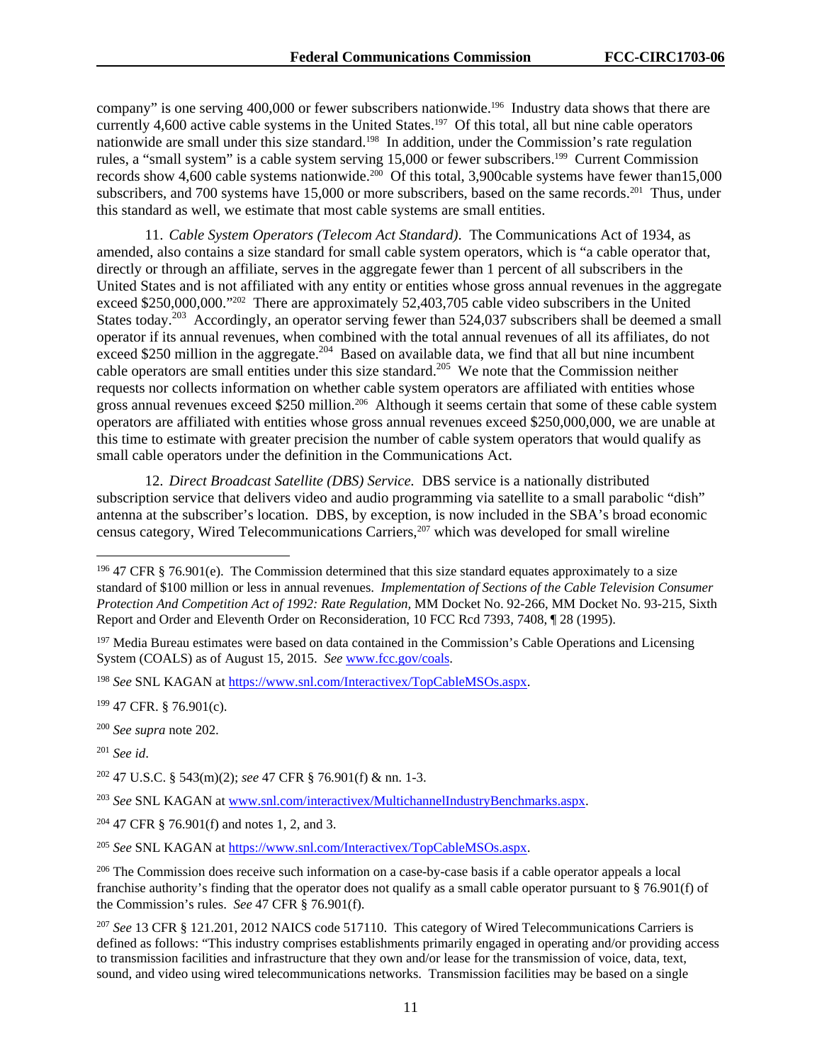company" is one serving 400,000 or fewer subscribers nationwide.[196] Industry data shows that there are currently 4,600 active cable systems in the United States.[197] Of this total, all but nine cable operators nationwide are small under this size standard.[198] In addition, under the Commission's rate regulation rules, a "small system" is a cable system serving 15,000 or fewer subscribers.[199] Current Commission records show 4,600 cable systems nationwide.[200] Of this total, 3,900cable systems have fewer than15,000 subscribers, and 700 systems have 15,000 or more subscribers, based on the same records.[201] Thus, under this standard as well, we estimate that most cable systems are small entities.

11. *Cable System Operators (Telecom Act Standard)*. The Communications Act of 1934, as amended, also contains a size standard for small cable system operators, which is "a cable operator that, directly or through an affiliate, serves in the aggregate fewer than 1 percent of all subscribers in the United States and is not affiliated with any entity or entities whose gross annual revenues in the aggregate exceed $250,000,000."[202] There are approximately 52,403,705 cable video subscribers in the United States today.[203] Accordingly, an operator serving fewer than 524,037 subscribers shall be deemed a small operator if its annual revenues, when combined with the total annual revenues of all its affiliates, do not exceed $250 million in the aggregate.[204] Based on available data, we find that all but nine incumbent cable operators are small entities under this size standard.[205] We note that the Commission neither requests nor collects information on whether cable system operators are affiliated with entities whose gross annual revenues exceed $250 million.[206] Although it seems certain that some of these cable system operators are affiliated with entities whose gross annual revenues exceed $250,000,000, we are unable at this time to estimate with greater precision the number of cable system operators that would qualify as small cable operators under the definition in the Communications Act.

12. *Direct Broadcast Satellite (DBS) Service.* DBS service is a nationally distributed subscription service that delivers video and audio programming via satellite to a small parabolic "dish" antenna at the subscriber's location. DBS, by exception, is now included in the SBA's broad economic census category, Wired Telecommunications Carriers,[207] which was developed for small wireline

---

[196] 47 CFR § 76.901(e). The Commission determined that this size standard equates approximately to a size standard of $100 million or less in annual revenues. *Implementation of Sections of the Cable Television Consumer Protection And Competition Act of 1992: Rate Regulation,* MM Docket No. 92-266, MM Docket No. 93-215, Sixth Report and Order and Eleventh Order on Reconsideration, 10 FCC Rcd 7393, 7408, ¶ 28 (1995).

[197] Media Bureau estimates were based on data contained in the Commission's Cable Operations and Licensing System (COALS) as of August 15, 2015. *See* www.fcc.gov/coals.

[198] *See* SNL KAGAN at https://www.snl.com/Interactivex/TopCableMSOs.aspx.

[199] 47 CFR. § 76.901(c).

[200] *See supra* note 202.

[201] *See id*.

[202] 47 U.S.C. § 543(m)(2); *see* 47 CFR § 76.901(f) & nn. 1-3.

[203] *See* SNL KAGAN at www.snl.com/interactivex/MultichannelIndustryBenchmarks.aspx.

[204] 47 CFR § 76.901(f) and notes 1, 2, and 3.

[205] *See* SNL KAGAN at https://www.snl.com/Interactivex/TopCableMSOs.aspx.

[206] The Commission does receive such information on a case-by-case basis if a cable operator appeals a local franchise authority's finding that the operator does not qualify as a small cable operator pursuant to § 76.901(f) of the Commission's rules. *See* 47 CFR § 76.901(f).

[207] *See* 13 CFR § 121.201, 2012 NAICS code 517110. This category of Wired Telecommunications Carriers is defined as follows: "This industry comprises establishments primarily engaged in operating and/or providing access to transmission facilities and infrastructure that they own and/or lease for the transmission of voice, data, text, sound, and video using wired telecommunications networks. Transmission facilities may be based on a single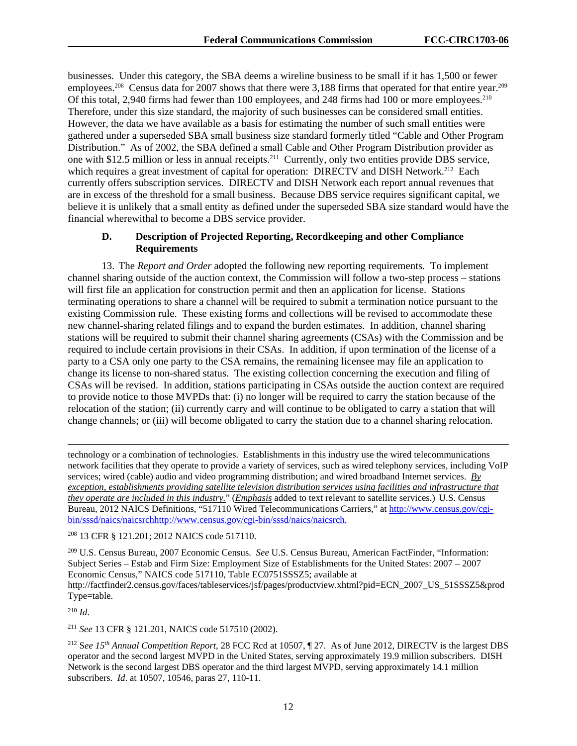businesses. Under this category, the SBA deems a wireline business to be small if it has 1,500 or fewer employees.[208] Census data for 2007 shows that there were 3,188 firms that operated for that entire year.[209] Of this total, 2,940 firms had fewer than 100 employees, and 248 firms had 100 or more employees.[210] Therefore, under this size standard, the majority of such businesses can be considered small entities. However, the data we have available as a basis for estimating the number of such small entities were gathered under a superseded SBA small business size standard formerly titled "Cable and Other Program Distribution." As of 2002, the SBA defined a small Cable and Other Program Distribution provider as one with $12.5 million or less in annual receipts.[211] Currently, only two entities provide DBS service, which requires a great investment of capital for operation: DIRECTV and DISH Network.[212] Each currently offers subscription services. DIRECTV and DISH Network each report annual revenues that are in excess of the threshold for a small business. Because DBS service requires significant capital, we believe it is unlikely that a small entity as defined under the superseded SBA size standard would have the financial wherewithal to become a DBS service provider.

### D. Description of Projected Reporting, Recordkeeping and other Compliance Requirements

13. The *Report and Order* adopted the following new reporting requirements. To implement channel sharing outside of the auction context, the Commission will follow a two-step process – stations will first file an application for construction permit and then an application for license. Stations terminating operations to share a channel will be required to submit a termination notice pursuant to the existing Commission rule. These existing forms and collections will be revised to accommodate these new channel-sharing related filings and to expand the burden estimates. In addition, channel sharing stations will be required to submit their channel sharing agreements (CSAs) with the Commission and be required to include certain provisions in their CSAs. In addition, if upon termination of the license of a party to a CSA only one party to the CSA remains, the remaining licensee may file an application to change its license to non-shared status. The existing collection concerning the execution and filing of CSAs will be revised. In addition, stations participating in CSAs outside the auction context are required to provide notice to those MVPDs that: (i) no longer will be required to carry the station because of the relocation of the station; (ii) currently carry and will continue to be obligated to carry a station that will change channels; or (iii) will become obligated to carry the station due to a channel sharing relocation.

---

technology or a combination of technologies. Establishments in this industry use the wired telecommunications network facilities that they operate to provide a variety of services, such as wired telephony services, including VoIP services; wired (cable) audio and video programming distribution; and wired broadband Internet services. *By exception, establishments providing satellite television distribution services using facilities and infrastructure that they operate are included in this industry.*" (*Emphasis* added to text relevant to satellite services.) U.S. Census Bureau, 2012 NAICS Definitions, "517110 Wired Telecommunications Carriers," at http://www.census.gov/cgi-bin/sssd/naics/naicsrchhttp://www.census.gov/cgi-bin/sssd/naics/naicsrch.

[208] 13 CFR § 121.201; 2012 NAICS code 517110.

[209] U.S. Census Bureau, 2007 Economic Census. *See* U.S. Census Bureau, American FactFinder, "Information: Subject Series – Estab and Firm Size: Employment Size of Establishments for the United States: 2007 – 2007 Economic Census," NAICS code 517110, Table EC0751SSSZ5; available at http://factfinder2.census.gov/faces/tableservices/jsf/pages/productview.xhtml?pid=ECN_2007_US_51SSSZ5&prodType=table.

[210] *Id*.

[211] *See* 13 CFR § 121.201, NAICS code 517510 (2002).

[212] S*ee 15th Annual Competition Report*, 28 FCC Rcd at 10507, ¶ 27. As of June 2012, DIRECTV is the largest DBS operator and the second largest MVPD in the United States, serving approximately 19.9 million subscribers. DISH Network is the second largest DBS operator and the third largest MVPD, serving approximately 14.1 million subscribers. *Id*. at 10507, 10546, paras 27, 110-11.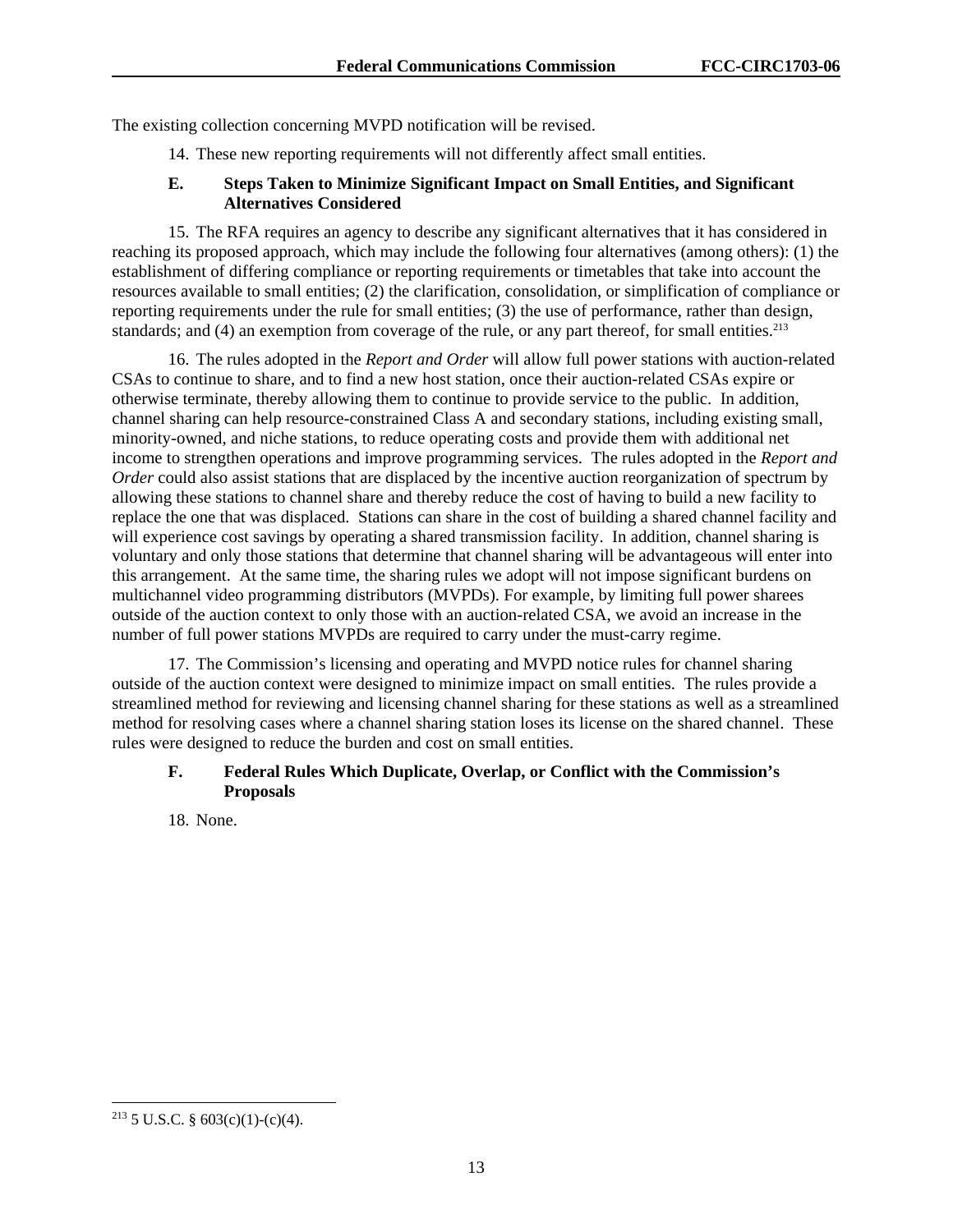The existing collection concerning MVPD notification will be revised.

14. These new reporting requirements will not differently affect small entities.

### E. Steps Taken to Minimize Significant Impact on Small Entities, and Significant Alternatives Considered

15. The RFA requires an agency to describe any significant alternatives that it has considered in reaching its proposed approach, which may include the following four alternatives (among others): (1) the establishment of differing compliance or reporting requirements or timetables that take into account the resources available to small entities; (2) the clarification, consolidation, or simplification of compliance or reporting requirements under the rule for small entities; (3) the use of performance, rather than design, standards; and (4) an exemption from coverage of the rule, or any part thereof, for small entities.[213]

16. The rules adopted in the *Report and Order* will allow full power stations with auction-related CSAs to continue to share, and to find a new host station, once their auction-related CSAs expire or otherwise terminate, thereby allowing them to continue to provide service to the public. In addition, channel sharing can help resource-constrained Class A and secondary stations, including existing small, minority-owned, and niche stations, to reduce operating costs and provide them with additional net income to strengthen operations and improve programming services. The rules adopted in the *Report and Order* could also assist stations that are displaced by the incentive auction reorganization of spectrum by allowing these stations to channel share and thereby reduce the cost of having to build a new facility to replace the one that was displaced. Stations can share in the cost of building a shared channel facility and will experience cost savings by operating a shared transmission facility. In addition, channel sharing is voluntary and only those stations that determine that channel sharing will be advantageous will enter into this arrangement. At the same time, the sharing rules we adopt will not impose significant burdens on multichannel video programming distributors (MVPDs). For example, by limiting full power sharees outside of the auction context to only those with an auction-related CSA, we avoid an increase in the number of full power stations MVPDs are required to carry under the must-carry regime.

17. The Commission's licensing and operating and MVPD notice rules for channel sharing outside of the auction context were designed to minimize impact on small entities. The rules provide a streamlined method for reviewing and licensing channel sharing for these stations as well as a streamlined method for resolving cases where a channel sharing station loses its license on the shared channel. These rules were designed to reduce the burden and cost on small entities.

### F. Federal Rules Which Duplicate, Overlap, or Conflict with the Commission's Proposals

18. None.

---

[213] 5 U.S.C. § 603(c)(1)-(c)(4).